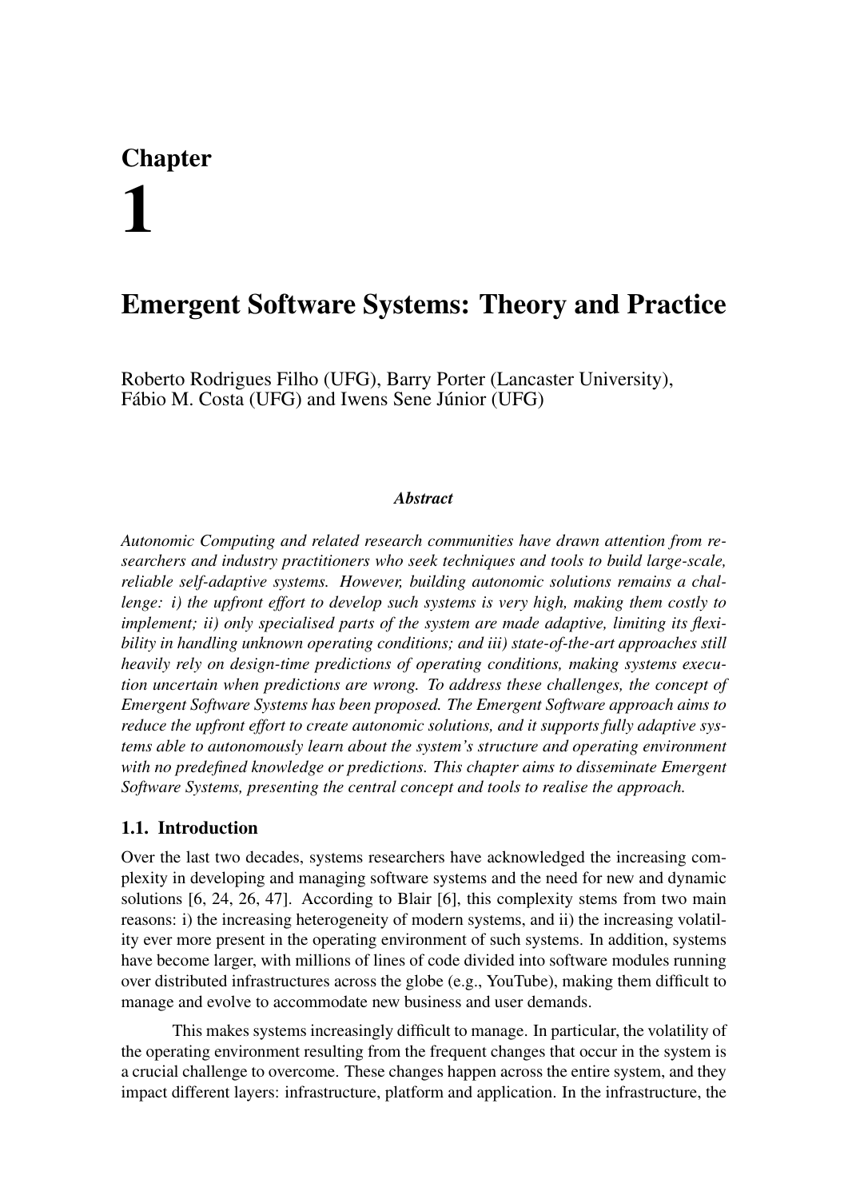# Chapter 1

# Emergent Software Systems: Theory and Practice

Roberto Rodrigues Filho (UFG), Barry Porter (Lancaster University), Fábio M. Costa (UFG) and Iwens Sene Júnior (UFG)

***Abstract***

*Autonomic Computing and related research communities have drawn attention from researchers and industry practitioners who seek techniques and tools to build large-scale, reliable self-adaptive systems. However, building autonomic solutions remains a challenge: i) the upfront effort to develop such systems is very high, making them costly to implement; ii) only specialised parts of the system are made adaptive, limiting its flexibility in handling unknown operating conditions; and iii) state-of-the-art approaches still heavily rely on design-time predictions of operating conditions, making systems execution uncertain when predictions are wrong. To address these challenges, the concept of Emergent Software Systems has been proposed. The Emergent Software approach aims to reduce the upfront effort to create autonomic solutions, and it supports fully adaptive systems able to autonomously learn about the system's structure and operating environment with no predefined knowledge or predictions. This chapter aims to disseminate Emergent Software Systems, presenting the central concept and tools to realise the approach.*

## 1.1. Introduction

Over the last two decades, systems researchers have acknowledged the increasing complexity in developing and managing software systems and the need for new and dynamic solutions [6, 24, 26, 47]. According to Blair [6], this complexity stems from two main reasons: i) the increasing heterogeneity of modern systems, and ii) the increasing volatility ever more present in the operating environment of such systems. In addition, systems have become larger, with millions of lines of code divided into software modules running over distributed infrastructures across the globe (e.g., YouTube), making them difficult to manage and evolve to accommodate new business and user demands.

This makes systems increasingly difficult to manage. In particular, the volatility of the operating environment resulting from the frequent changes that occur in the system is a crucial challenge to overcome. These changes happen across the entire system, and they impact different layers: infrastructure, platform and application. In the infrastructure, the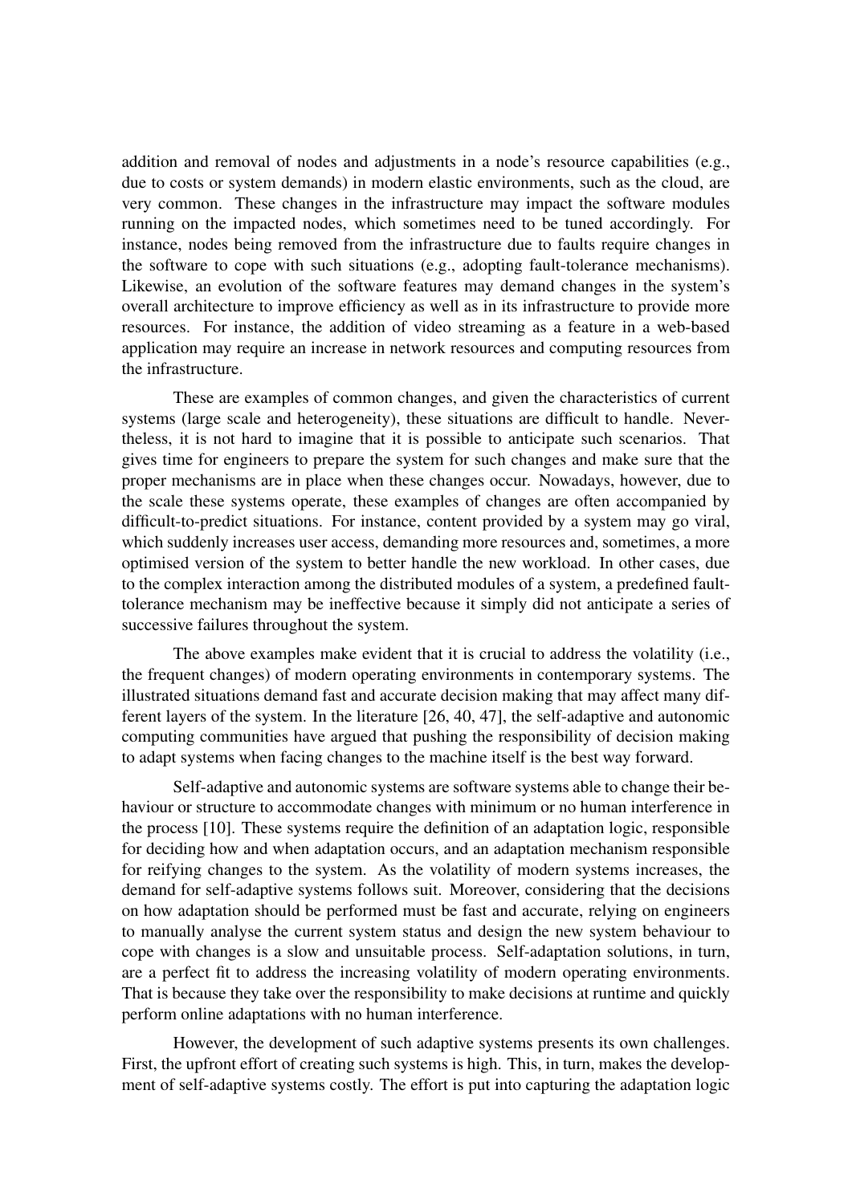addition and removal of nodes and adjustments in a node's resource capabilities (e.g., due to costs or system demands) in modern elastic environments, such as the cloud, are very common. These changes in the infrastructure may impact the software modules running on the impacted nodes, which sometimes need to be tuned accordingly. For instance, nodes being removed from the infrastructure due to faults require changes in the software to cope with such situations (e.g., adopting fault-tolerance mechanisms). Likewise, an evolution of the software features may demand changes in the system's overall architecture to improve efficiency as well as in its infrastructure to provide more resources. For instance, the addition of video streaming as a feature in a web-based application may require an increase in network resources and computing resources from the infrastructure.

These are examples of common changes, and given the characteristics of current systems (large scale and heterogeneity), these situations are difficult to handle. Nevertheless, it is not hard to imagine that it is possible to anticipate such scenarios. That gives time for engineers to prepare the system for such changes and make sure that the proper mechanisms are in place when these changes occur. Nowadays, however, due to the scale these systems operate, these examples of changes are often accompanied by difficult-to-predict situations. For instance, content provided by a system may go viral, which suddenly increases user access, demanding more resources and, sometimes, a more optimised version of the system to better handle the new workload. In other cases, due to the complex interaction among the distributed modules of a system, a predefined fault-tolerance mechanism may be ineffective because it simply did not anticipate a series of successive failures throughout the system.

The above examples make evident that it is crucial to address the volatility (i.e., the frequent changes) of modern operating environments in contemporary systems. The illustrated situations demand fast and accurate decision making that may affect many different layers of the system. In the literature [26, 40, 47], the self-adaptive and autonomic computing communities have argued that pushing the responsibility of decision making to adapt systems when facing changes to the machine itself is the best way forward.

Self-adaptive and autonomic systems are software systems able to change their behaviour or structure to accommodate changes with minimum or no human interference in the process [10]. These systems require the definition of an adaptation logic, responsible for deciding how and when adaptation occurs, and an adaptation mechanism responsible for reifying changes to the system. As the volatility of modern systems increases, the demand for self-adaptive systems follows suit. Moreover, considering that the decisions on how adaptation should be performed must be fast and accurate, relying on engineers to manually analyse the current system status and design the new system behaviour to cope with changes is a slow and unsuitable process. Self-adaptation solutions, in turn, are a perfect fit to address the increasing volatility of modern operating environments. That is because they take over the responsibility to make decisions at runtime and quickly perform online adaptations with no human interference.

However, the development of such adaptive systems presents its own challenges. First, the upfront effort of creating such systems is high. This, in turn, makes the development of self-adaptive systems costly. The effort is put into capturing the adaptation logic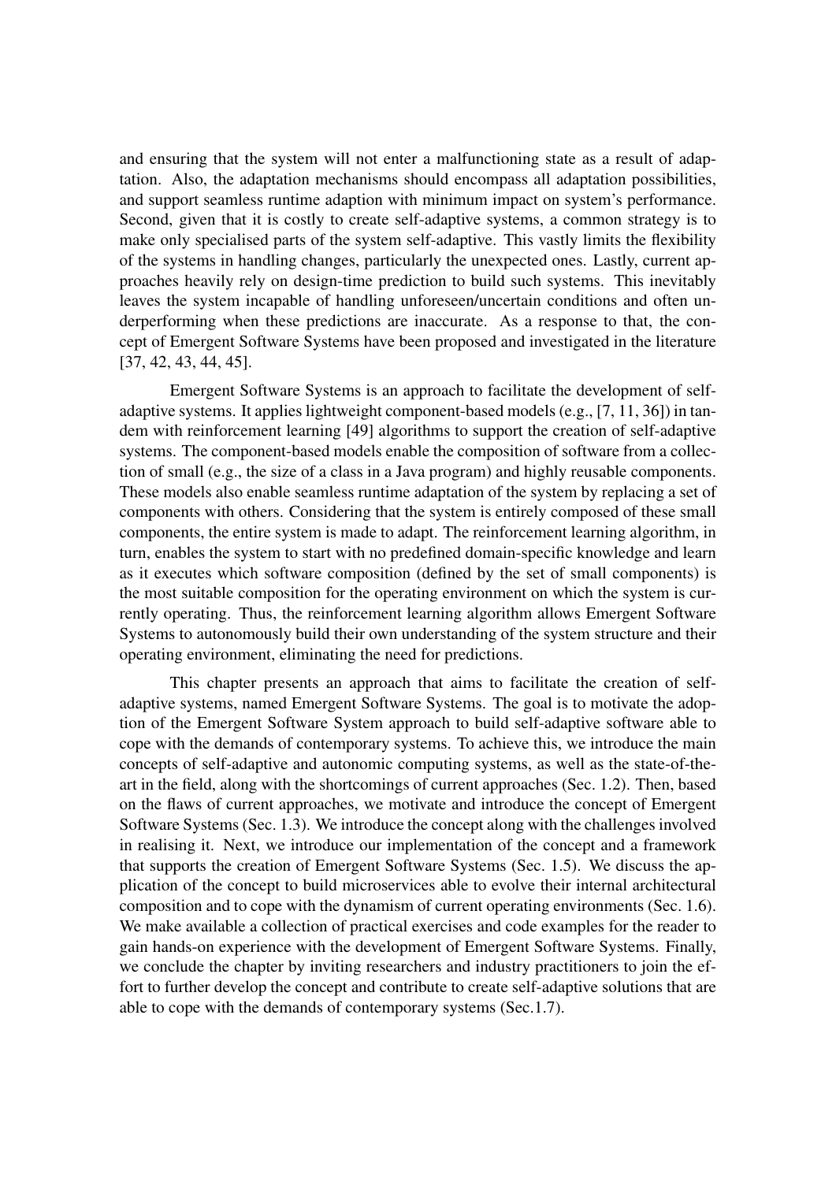and ensuring that the system will not enter a malfunctioning state as a result of adaptation. Also, the adaptation mechanisms should encompass all adaptation possibilities, and support seamless runtime adaption with minimum impact on system's performance. Second, given that it is costly to create self-adaptive systems, a common strategy is to make only specialised parts of the system self-adaptive. This vastly limits the flexibility of the systems in handling changes, particularly the unexpected ones. Lastly, current approaches heavily rely on design-time prediction to build such systems. This inevitably leaves the system incapable of handling unforeseen/uncertain conditions and often underperforming when these predictions are inaccurate. As a response to that, the concept of Emergent Software Systems have been proposed and investigated in the literature [37, 42, 43, 44, 45].

Emergent Software Systems is an approach to facilitate the development of self-adaptive systems. It applies lightweight component-based models (e.g., [7, 11, 36]) in tandem with reinforcement learning [49] algorithms to support the creation of self-adaptive systems. The component-based models enable the composition of software from a collection of small (e.g., the size of a class in a Java program) and highly reusable components. These models also enable seamless runtime adaptation of the system by replacing a set of components with others. Considering that the system is entirely composed of these small components, the entire system is made to adapt. The reinforcement learning algorithm, in turn, enables the system to start with no predefined domain-specific knowledge and learn as it executes which software composition (defined by the set of small components) is the most suitable composition for the operating environment on which the system is currently operating. Thus, the reinforcement learning algorithm allows Emergent Software Systems to autonomously build their own understanding of the system structure and their operating environment, eliminating the need for predictions.

This chapter presents an approach that aims to facilitate the creation of self-adaptive systems, named Emergent Software Systems. The goal is to motivate the adoption of the Emergent Software System approach to build self-adaptive software able to cope with the demands of contemporary systems. To achieve this, we introduce the main concepts of self-adaptive and autonomic computing systems, as well as the state-of-the-art in the field, along with the shortcomings of current approaches (Sec. 1.2). Then, based on the flaws of current approaches, we motivate and introduce the concept of Emergent Software Systems (Sec. 1.3). We introduce the concept along with the challenges involved in realising it. Next, we introduce our implementation of the concept and a framework that supports the creation of Emergent Software Systems (Sec. 1.5). We discuss the application of the concept to build microservices able to evolve their internal architectural composition and to cope with the dynamism of current operating environments (Sec. 1.6). We make available a collection of practical exercises and code examples for the reader to gain hands-on experience with the development of Emergent Software Systems. Finally, we conclude the chapter by inviting researchers and industry practitioners to join the effort to further develop the concept and contribute to create self-adaptive solutions that are able to cope with the demands of contemporary systems (Sec.1.7).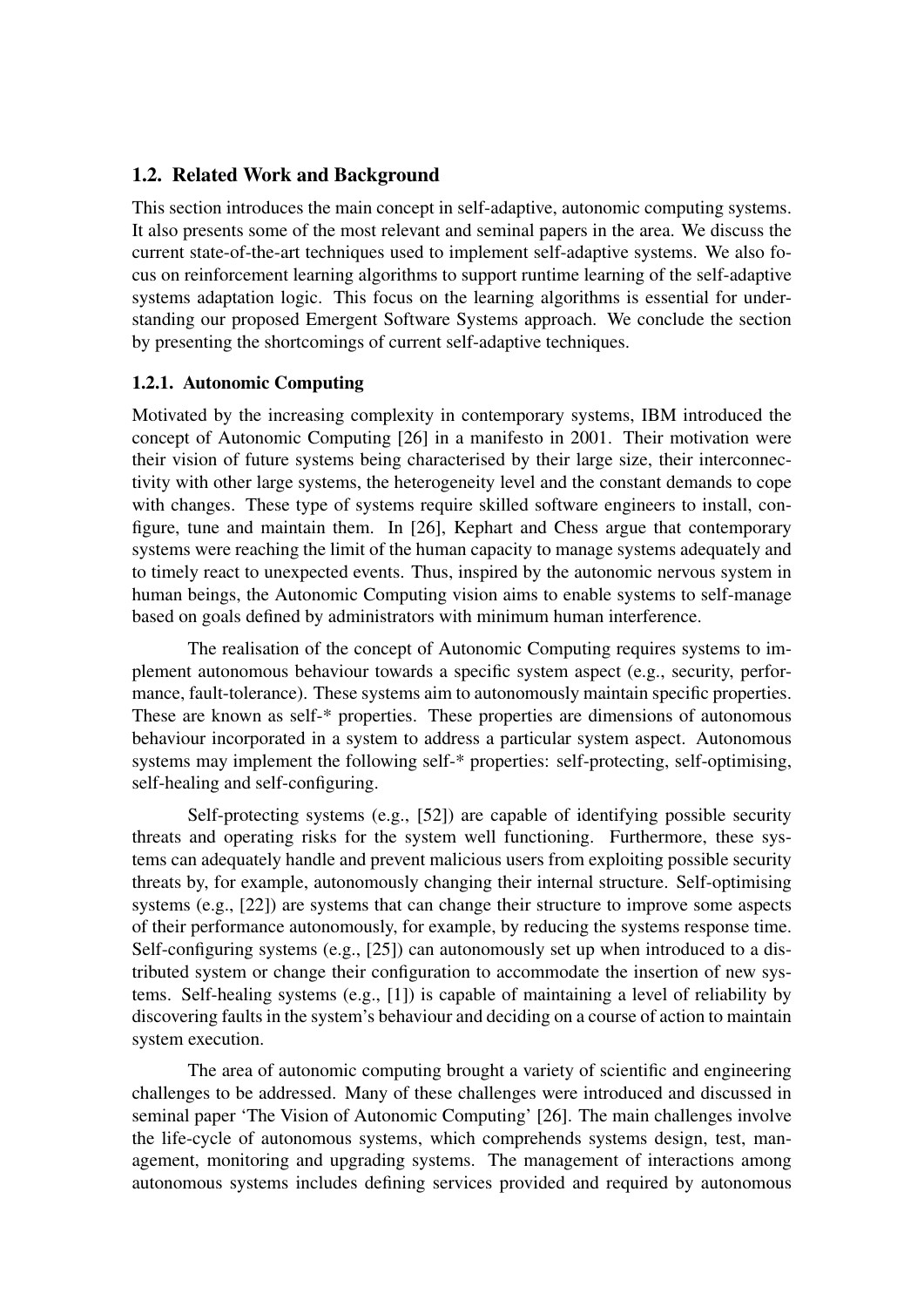## 1.2. Related Work and Background

This section introduces the main concept in self-adaptive, autonomic computing systems. It also presents some of the most relevant and seminal papers in the area. We discuss the current state-of-the-art techniques used to implement self-adaptive systems. We also focus on reinforcement learning algorithms to support runtime learning of the self-adaptive systems adaptation logic. This focus on the learning algorithms is essential for understanding our proposed Emergent Software Systems approach. We conclude the section by presenting the shortcomings of current self-adaptive techniques.

### 1.2.1. Autonomic Computing

Motivated by the increasing complexity in contemporary systems, IBM introduced the concept of Autonomic Computing [26] in a manifesto in 2001. Their motivation were their vision of future systems being characterised by their large size, their interconnectivity with other large systems, the heterogeneity level and the constant demands to cope with changes. These type of systems require skilled software engineers to install, configure, tune and maintain them. In [26], Kephart and Chess argue that contemporary systems were reaching the limit of the human capacity to manage systems adequately and to timely react to unexpected events. Thus, inspired by the autonomic nervous system in human beings, the Autonomic Computing vision aims to enable systems to self-manage based on goals defined by administrators with minimum human interference.

The realisation of the concept of Autonomic Computing requires systems to implement autonomous behaviour towards a specific system aspect (e.g., security, performance, fault-tolerance). These systems aim to autonomously maintain specific properties. These are known as self-* properties. These properties are dimensions of autonomous behaviour incorporated in a system to address a particular system aspect. Autonomous systems may implement the following self-* properties: self-protecting, self-optimising, self-healing and self-configuring.

Self-protecting systems (e.g., [52]) are capable of identifying possible security threats and operating risks for the system well functioning. Furthermore, these systems can adequately handle and prevent malicious users from exploiting possible security threats by, for example, autonomously changing their internal structure. Self-optimising systems (e.g., [22]) are systems that can change their structure to improve some aspects of their performance autonomously, for example, by reducing the systems response time. Self-configuring systems (e.g., [25]) can autonomously set up when introduced to a distributed system or change their configuration to accommodate the insertion of new systems. Self-healing systems (e.g., [1]) is capable of maintaining a level of reliability by discovering faults in the system's behaviour and deciding on a course of action to maintain system execution.

The area of autonomic computing brought a variety of scientific and engineering challenges to be addressed. Many of these challenges were introduced and discussed in seminal paper 'The Vision of Autonomic Computing' [26]. The main challenges involve the life-cycle of autonomous systems, which comprehends systems design, test, management, monitoring and upgrading systems. The management of interactions among autonomous systems includes defining services provided and required by autonomous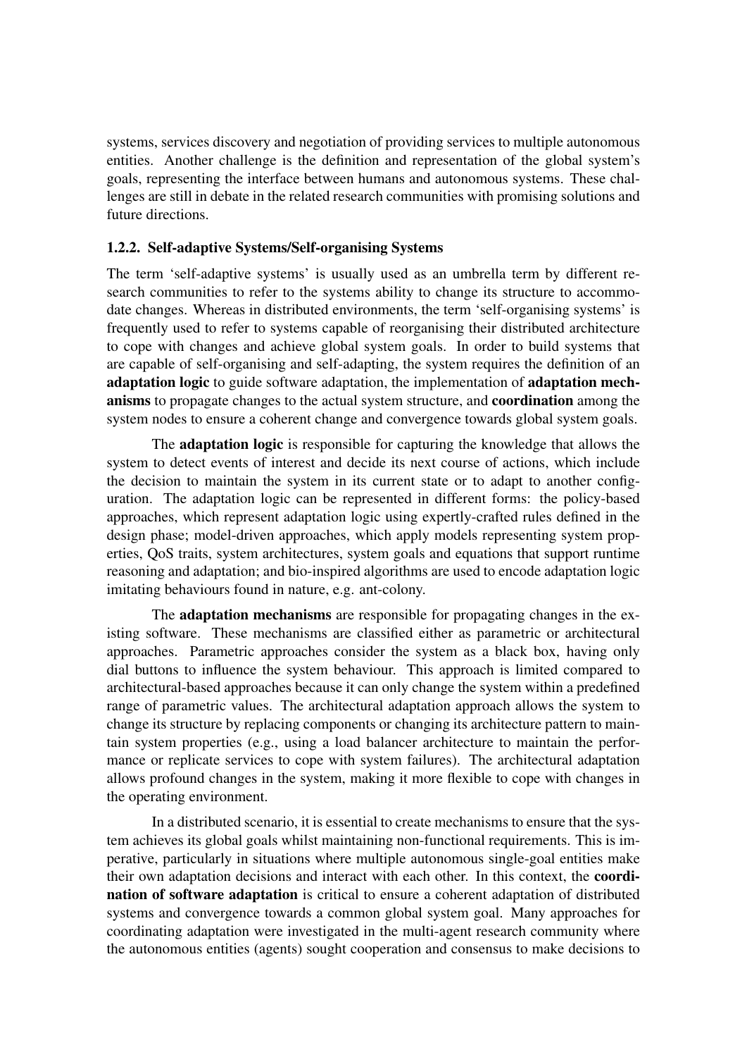systems, services discovery and negotiation of providing services to multiple autonomous entities. Another challenge is the definition and representation of the global system's goals, representing the interface between humans and autonomous systems. These challenges are still in debate in the related research communities with promising solutions and future directions.

### 1.2.2. Self-adaptive Systems/Self-organising Systems

The term 'self-adaptive systems' is usually used as an umbrella term by different research communities to refer to the systems ability to change its structure to accommodate changes. Whereas in distributed environments, the term 'self-organising systems' is frequently used to refer to systems capable of reorganising their distributed architecture to cope with changes and achieve global system goals. In order to build systems that are capable of self-organising and self-adapting, the system requires the definition of an **adaptation logic** to guide software adaptation, the implementation of **adaptation mechanisms** to propagate changes to the actual system structure, and **coordination** among the system nodes to ensure a coherent change and convergence towards global system goals.

The **adaptation logic** is responsible for capturing the knowledge that allows the system to detect events of interest and decide its next course of actions, which include the decision to maintain the system in its current state or to adapt to another configuration. The adaptation logic can be represented in different forms: the policy-based approaches, which represent adaptation logic using expertly-crafted rules defined in the design phase; model-driven approaches, which apply models representing system properties, QoS traits, system architectures, system goals and equations that support runtime reasoning and adaptation; and bio-inspired algorithms are used to encode adaptation logic imitating behaviours found in nature, e.g. ant-colony.

The **adaptation mechanisms** are responsible for propagating changes in the existing software. These mechanisms are classified either as parametric or architectural approaches. Parametric approaches consider the system as a black box, having only dial buttons to influence the system behaviour. This approach is limited compared to architectural-based approaches because it can only change the system within a predefined range of parametric values. The architectural adaptation approach allows the system to change its structure by replacing components or changing its architecture pattern to maintain system properties (e.g., using a load balancer architecture to maintain the performance or replicate services to cope with system failures). The architectural adaptation allows profound changes in the system, making it more flexible to cope with changes in the operating environment.

In a distributed scenario, it is essential to create mechanisms to ensure that the system achieves its global goals whilst maintaining non-functional requirements. This is imperative, particularly in situations where multiple autonomous single-goal entities make their own adaptation decisions and interact with each other. In this context, the **coordination of software adaptation** is critical to ensure a coherent adaptation of distributed systems and convergence towards a common global system goal. Many approaches for coordinating adaptation were investigated in the multi-agent research community where the autonomous entities (agents) sought cooperation and consensus to make decisions to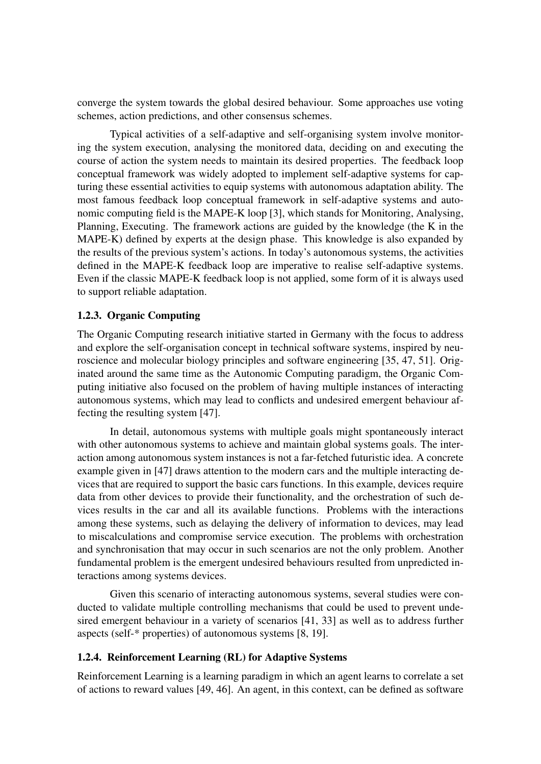converge the system towards the global desired behaviour. Some approaches use voting schemes, action predictions, and other consensus schemes.

Typical activities of a self-adaptive and self-organising system involve monitoring the system execution, analysing the monitored data, deciding on and executing the course of action the system needs to maintain its desired properties. The feedback loop conceptual framework was widely adopted to implement self-adaptive systems for capturing these essential activities to equip systems with autonomous adaptation ability. The most famous feedback loop conceptual framework in self-adaptive systems and autonomic computing field is the MAPE-K loop [3], which stands for Monitoring, Analysing, Planning, Executing. The framework actions are guided by the knowledge (the K in the MAPE-K) defined by experts at the design phase. This knowledge is also expanded by the results of the previous system's actions. In today's autonomous systems, the activities defined in the MAPE-K feedback loop are imperative to realise self-adaptive systems. Even if the classic MAPE-K feedback loop is not applied, some form of it is always used to support reliable adaptation.

### 1.2.3. Organic Computing

The Organic Computing research initiative started in Germany with the focus to address and explore the self-organisation concept in technical software systems, inspired by neuroscience and molecular biology principles and software engineering [35, 47, 51]. Originated around the same time as the Autonomic Computing paradigm, the Organic Computing initiative also focused on the problem of having multiple instances of interacting autonomous systems, which may lead to conflicts and undesired emergent behaviour affecting the resulting system [47].

In detail, autonomous systems with multiple goals might spontaneously interact with other autonomous systems to achieve and maintain global systems goals. The interaction among autonomous system instances is not a far-fetched futuristic idea. A concrete example given in [47] draws attention to the modern cars and the multiple interacting devices that are required to support the basic cars functions. In this example, devices require data from other devices to provide their functionality, and the orchestration of such devices results in the car and all its available functions. Problems with the interactions among these systems, such as delaying the delivery of information to devices, may lead to miscalculations and compromise service execution. The problems with orchestration and synchronisation that may occur in such scenarios are not the only problem. Another fundamental problem is the emergent undesired behaviours resulted from unpredicted interactions among systems devices.

Given this scenario of interacting autonomous systems, several studies were conducted to validate multiple controlling mechanisms that could be used to prevent undesired emergent behaviour in a variety of scenarios [41, 33] as well as to address further aspects (self-* properties) of autonomous systems [8, 19].

### 1.2.4. Reinforcement Learning (RL) for Adaptive Systems

Reinforcement Learning is a learning paradigm in which an agent learns to correlate a set of actions to reward values [49, 46]. An agent, in this context, can be defined as software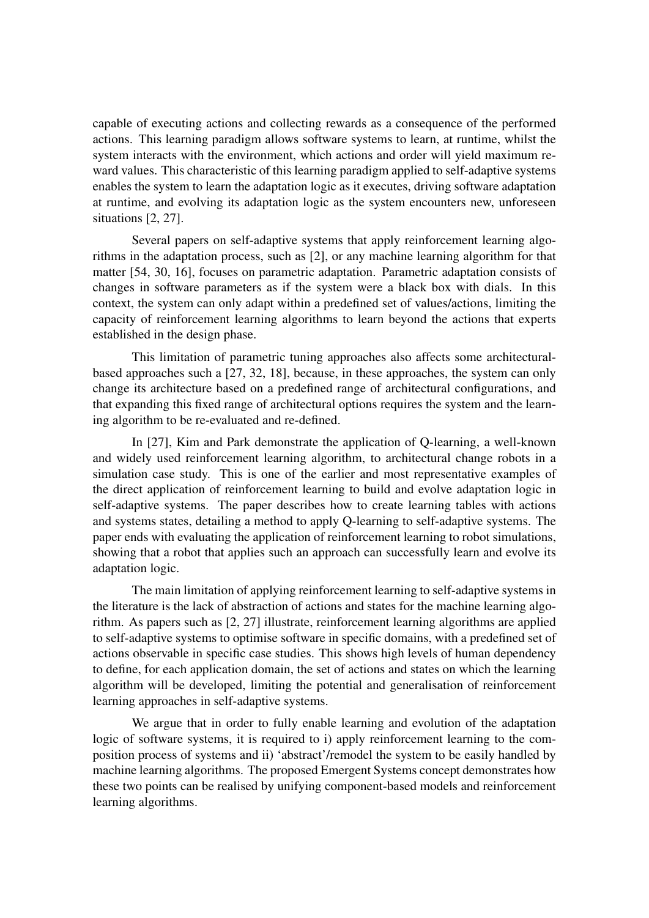capable of executing actions and collecting rewards as a consequence of the performed actions. This learning paradigm allows software systems to learn, at runtime, whilst the system interacts with the environment, which actions and order will yield maximum reward values. This characteristic of this learning paradigm applied to self-adaptive systems enables the system to learn the adaptation logic as it executes, driving software adaptation at runtime, and evolving its adaptation logic as the system encounters new, unforeseen situations [2, 27].

Several papers on self-adaptive systems that apply reinforcement learning algorithms in the adaptation process, such as [2], or any machine learning algorithm for that matter [54, 30, 16], focuses on parametric adaptation. Parametric adaptation consists of changes in software parameters as if the system were a black box with dials. In this context, the system can only adapt within a predefined set of values/actions, limiting the capacity of reinforcement learning algorithms to learn beyond the actions that experts established in the design phase.

This limitation of parametric tuning approaches also affects some architectural-based approaches such a [27, 32, 18], because, in these approaches, the system can only change its architecture based on a predefined range of architectural configurations, and that expanding this fixed range of architectural options requires the system and the learning algorithm to be re-evaluated and re-defined.

In [27], Kim and Park demonstrate the application of Q-learning, a well-known and widely used reinforcement learning algorithm, to architectural change robots in a simulation case study. This is one of the earlier and most representative examples of the direct application of reinforcement learning to build and evolve adaptation logic in self-adaptive systems. The paper describes how to create learning tables with actions and systems states, detailing a method to apply Q-learning to self-adaptive systems. The paper ends with evaluating the application of reinforcement learning to robot simulations, showing that a robot that applies such an approach can successfully learn and evolve its adaptation logic.

The main limitation of applying reinforcement learning to self-adaptive systems in the literature is the lack of abstraction of actions and states for the machine learning algorithm. As papers such as [2, 27] illustrate, reinforcement learning algorithms are applied to self-adaptive systems to optimise software in specific domains, with a predefined set of actions observable in specific case studies. This shows high levels of human dependency to define, for each application domain, the set of actions and states on which the learning algorithm will be developed, limiting the potential and generalisation of reinforcement learning approaches in self-adaptive systems.

We argue that in order to fully enable learning and evolution of the adaptation logic of software systems, it is required to i) apply reinforcement learning to the composition process of systems and ii) 'abstract'/remodel the system to be easily handled by machine learning algorithms. The proposed Emergent Systems concept demonstrates how these two points can be realised by unifying component-based models and reinforcement learning algorithms.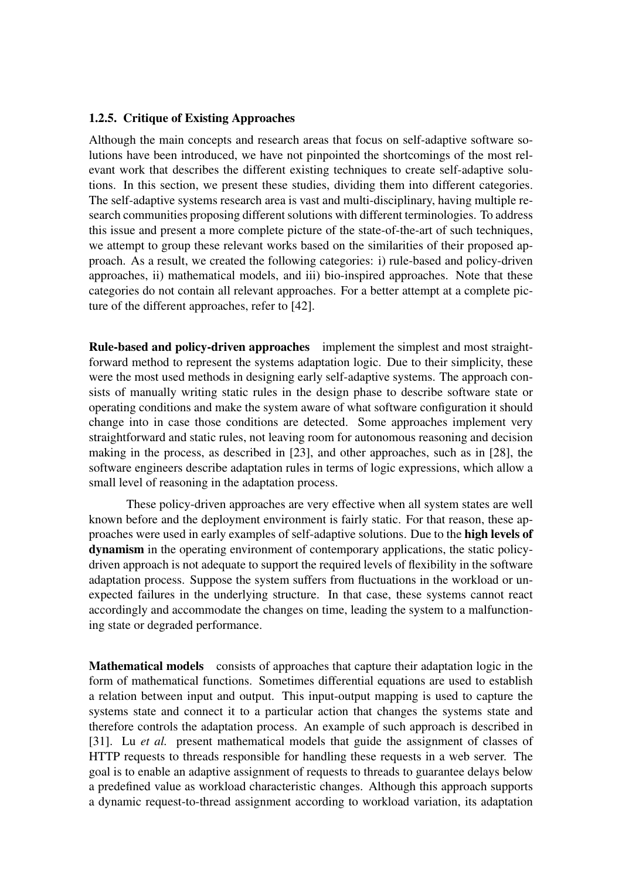### 1.2.5. Critique of Existing Approaches

Although the main concepts and research areas that focus on self-adaptive software solutions have been introduced, we have not pinpointed the shortcomings of the most relevant work that describes the different existing techniques to create self-adaptive solutions. In this section, we present these studies, dividing them into different categories. The self-adaptive systems research area is vast and multi-disciplinary, having multiple research communities proposing different solutions with different terminologies. To address this issue and present a more complete picture of the state-of-the-art of such techniques, we attempt to group these relevant works based on the similarities of their proposed approach. As a result, we created the following categories: i) rule-based and policy-driven approaches, ii) mathematical models, and iii) bio-inspired approaches. Note that these categories do not contain all relevant approaches. For a better attempt at a complete picture of the different approaches, refer to [42].

**Rule-based and policy-driven approaches** implement the simplest and most straightforward method to represent the systems adaptation logic. Due to their simplicity, these were the most used methods in designing early self-adaptive systems. The approach consists of manually writing static rules in the design phase to describe software state or operating conditions and make the system aware of what software configuration it should change into in case those conditions are detected. Some approaches implement very straightforward and static rules, not leaving room for autonomous reasoning and decision making in the process, as described in [23], and other approaches, such as in [28], the software engineers describe adaptation rules in terms of logic expressions, which allow a small level of reasoning in the adaptation process.

These policy-driven approaches are very effective when all system states are well known before and the deployment environment is fairly static. For that reason, these approaches were used in early examples of self-adaptive solutions. Due to the **high levels of dynamism** in the operating environment of contemporary applications, the static policy-driven approach is not adequate to support the required levels of flexibility in the software adaptation process. Suppose the system suffers from fluctuations in the workload or unexpected failures in the underlying structure. In that case, these systems cannot react accordingly and accommodate the changes on time, leading the system to a malfunctioning state or degraded performance.

**Mathematical models** consists of approaches that capture their adaptation logic in the form of mathematical functions. Sometimes differential equations are used to establish a relation between input and output. This input-output mapping is used to capture the systems state and connect it to a particular action that changes the systems state and therefore controls the adaptation process. An example of such approach is described in [31]. Lu *et al.* present mathematical models that guide the assignment of classes of HTTP requests to threads responsible for handling these requests in a web server. The goal is to enable an adaptive assignment of requests to threads to guarantee delays below a predefined value as workload characteristic changes. Although this approach supports a dynamic request-to-thread assignment according to workload variation, its adaptation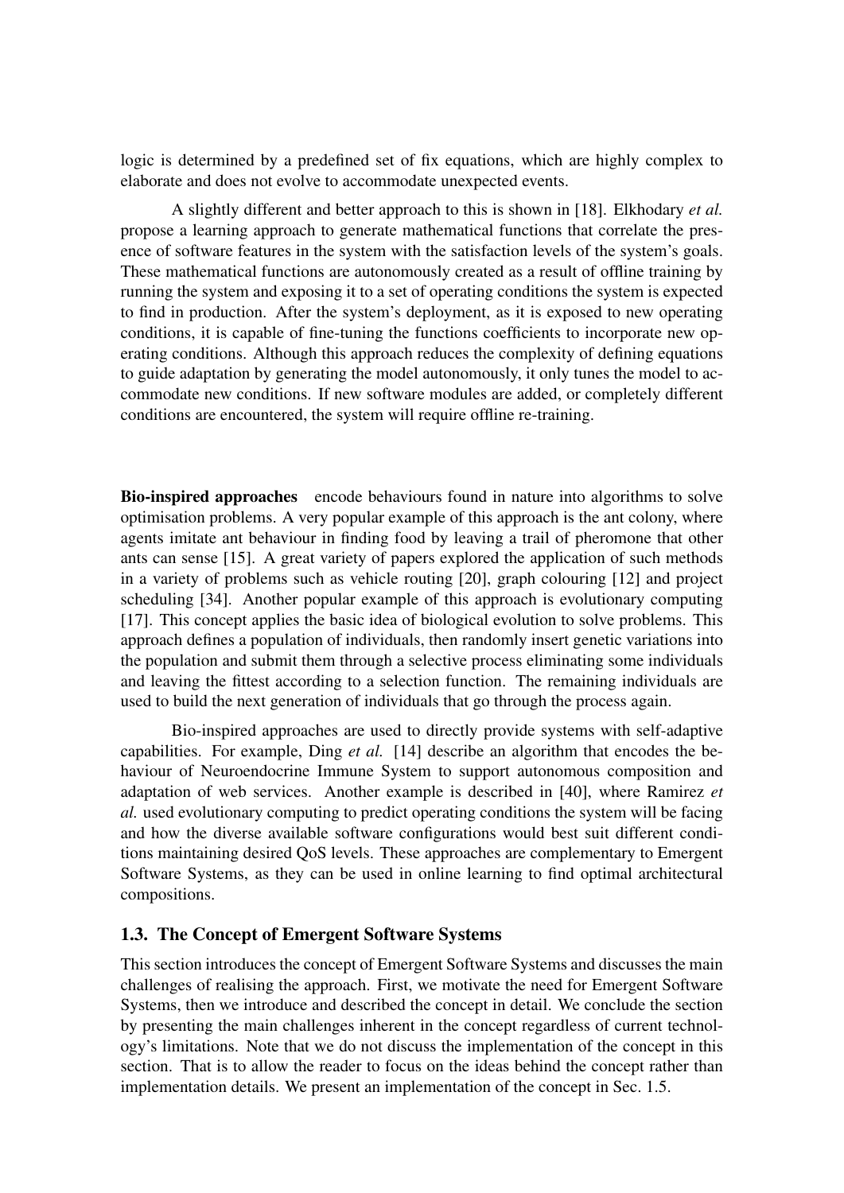logic is determined by a predefined set of fix equations, which are highly complex to elaborate and does not evolve to accommodate unexpected events.

A slightly different and better approach to this is shown in [18]. Elkhodary *et al.* propose a learning approach to generate mathematical functions that correlate the presence of software features in the system with the satisfaction levels of the system's goals. These mathematical functions are autonomously created as a result of offline training by running the system and exposing it to a set of operating conditions the system is expected to find in production. After the system's deployment, as it is exposed to new operating conditions, it is capable of fine-tuning the functions coefficients to incorporate new operating conditions. Although this approach reduces the complexity of defining equations to guide adaptation by generating the model autonomously, it only tunes the model to accommodate new conditions. If new software modules are added, or completely different conditions are encountered, the system will require offline re-training.

**Bio-inspired approaches** encode behaviours found in nature into algorithms to solve optimisation problems. A very popular example of this approach is the ant colony, where agents imitate ant behaviour in finding food by leaving a trail of pheromone that other ants can sense [15]. A great variety of papers explored the application of such methods in a variety of problems such as vehicle routing [20], graph colouring [12] and project scheduling [34]. Another popular example of this approach is evolutionary computing [17]. This concept applies the basic idea of biological evolution to solve problems. This approach defines a population of individuals, then randomly insert genetic variations into the population and submit them through a selective process eliminating some individuals and leaving the fittest according to a selection function. The remaining individuals are used to build the next generation of individuals that go through the process again.

Bio-inspired approaches are used to directly provide systems with self-adaptive capabilities. For example, Ding *et al.* [14] describe an algorithm that encodes the behaviour of Neuroendocrine Immune System to support autonomous composition and adaptation of web services. Another example is described in [40], where Ramirez *et al.* used evolutionary computing to predict operating conditions the system will be facing and how the diverse available software configurations would best suit different conditions maintaining desired QoS levels. These approaches are complementary to Emergent Software Systems, as they can be used in online learning to find optimal architectural compositions.

### 1.3. The Concept of Emergent Software Systems

This section introduces the concept of Emergent Software Systems and discusses the main challenges of realising the approach. First, we motivate the need for Emergent Software Systems, then we introduce and described the concept in detail. We conclude the section by presenting the main challenges inherent in the concept regardless of current technology's limitations. Note that we do not discuss the implementation of the concept in this section. That is to allow the reader to focus on the ideas behind the concept rather than implementation details. We present an implementation of the concept in Sec. 1.5.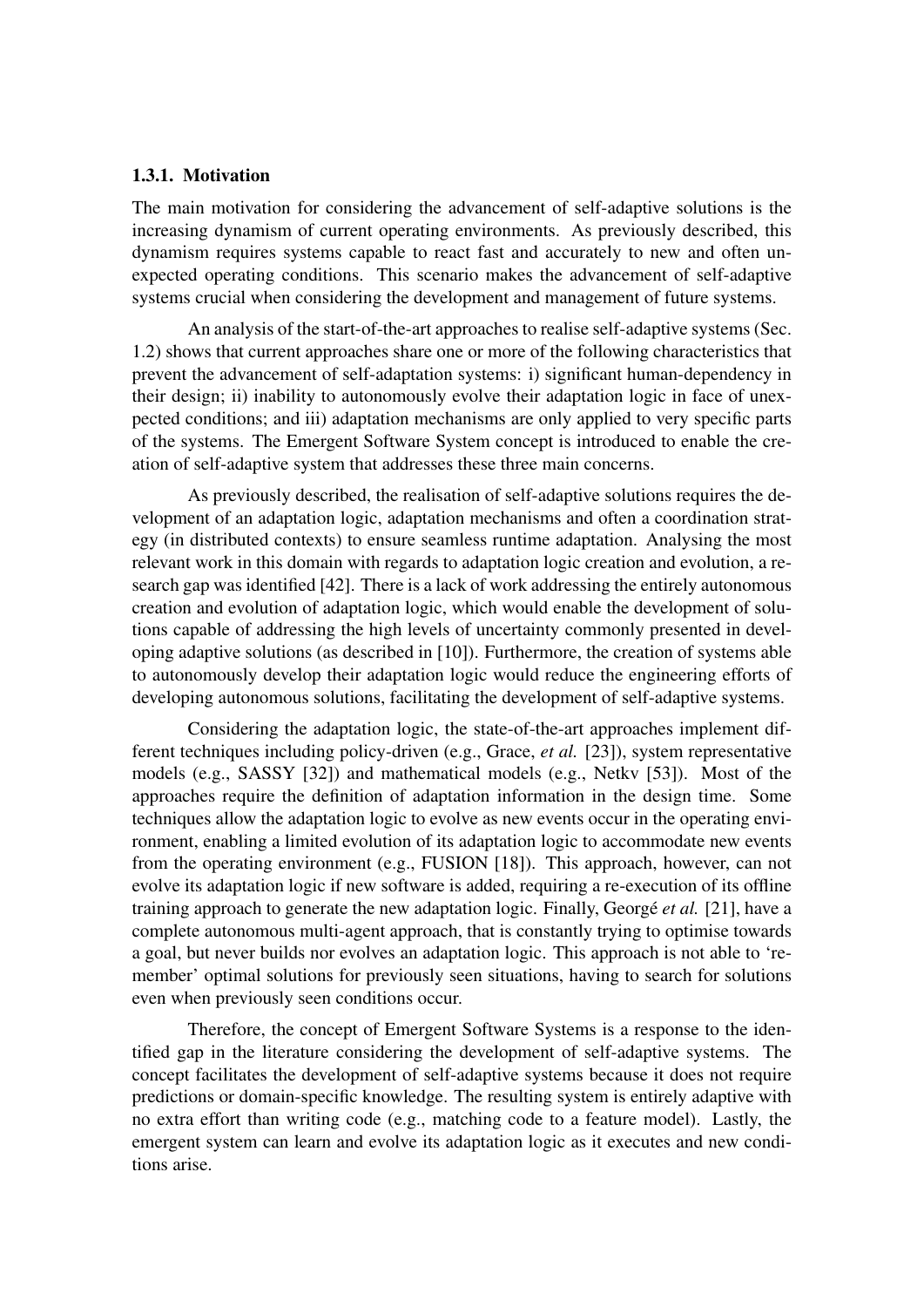### 1.3.1. Motivation

The main motivation for considering the advancement of self-adaptive solutions is the increasing dynamism of current operating environments. As previously described, this dynamism requires systems capable to react fast and accurately to new and often unexpected operating conditions. This scenario makes the advancement of self-adaptive systems crucial when considering the development and management of future systems.

An analysis of the start-of-the-art approaches to realise self-adaptive systems (Sec. 1.2) shows that current approaches share one or more of the following characteristics that prevent the advancement of self-adaptation systems: i) significant human-dependency in their design; ii) inability to autonomously evolve their adaptation logic in face of unexpected conditions; and iii) adaptation mechanisms are only applied to very specific parts of the systems. The Emergent Software System concept is introduced to enable the creation of self-adaptive system that addresses these three main concerns.

As previously described, the realisation of self-adaptive solutions requires the development of an adaptation logic, adaptation mechanisms and often a coordination strategy (in distributed contexts) to ensure seamless runtime adaptation. Analysing the most relevant work in this domain with regards to adaptation logic creation and evolution, a research gap was identified [42]. There is a lack of work addressing the entirely autonomous creation and evolution of adaptation logic, which would enable the development of solutions capable of addressing the high levels of uncertainty commonly presented in developing adaptive solutions (as described in [10]). Furthermore, the creation of systems able to autonomously develop their adaptation logic would reduce the engineering efforts of developing autonomous solutions, facilitating the development of self-adaptive systems.

Considering the adaptation logic, the state-of-the-art approaches implement different techniques including policy-driven (e.g., Grace, *et al.* [23]), system representative models (e.g., SASSY [32]) and mathematical models (e.g., Netkv [53]). Most of the approaches require the definition of adaptation information in the design time. Some techniques allow the adaptation logic to evolve as new events occur in the operating environment, enabling a limited evolution of its adaptation logic to accommodate new events from the operating environment (e.g., FUSION [18]). This approach, however, can not evolve its adaptation logic if new software is added, requiring a re-execution of its offline training approach to generate the new adaptation logic. Finally, Georgé *et al.* [21], have a complete autonomous multi-agent approach, that is constantly trying to optimise towards a goal, but never builds nor evolves an adaptation logic. This approach is not able to 'remember' optimal solutions for previously seen situations, having to search for solutions even when previously seen conditions occur.

Therefore, the concept of Emergent Software Systems is a response to the identified gap in the literature considering the development of self-adaptive systems. The concept facilitates the development of self-adaptive systems because it does not require predictions or domain-specific knowledge. The resulting system is entirely adaptive with no extra effort than writing code (e.g., matching code to a feature model). Lastly, the emergent system can learn and evolve its adaptation logic as it executes and new conditions arise.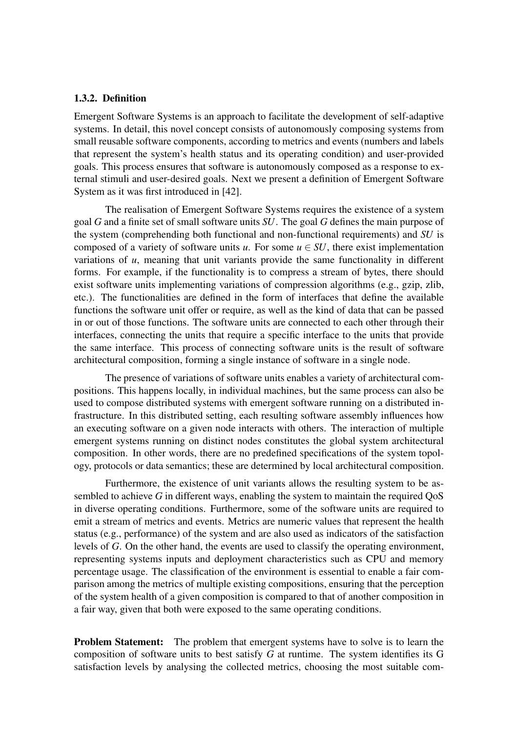### 1.3.2. Definition

Emergent Software Systems is an approach to facilitate the development of self-adaptive systems. In detail, this novel concept consists of autonomously composing systems from small reusable software components, according to metrics and events (numbers and labels that represent the system's health status and its operating condition) and user-provided goals. This process ensures that software is autonomously composed as a response to external stimuli and user-desired goals. Next we present a definition of Emergent Software System as it was first introduced in [42].

The realisation of Emergent Software Systems requires the existence of a system goal $G$ and a finite set of small software units $SU$. The goal $G$ defines the main purpose of the system (comprehending both functional and non-functional requirements) and $SU$ is composed of a variety of software units $u$. For some $u \in SU$, there exist implementation variations of $u$, meaning that unit variants provide the same functionality in different forms. For example, if the functionality is to compress a stream of bytes, there should exist software units implementing variations of compression algorithms (e.g., gzip, zlib, etc.). The functionalities are defined in the form of interfaces that define the available functions the software unit offer or require, as well as the kind of data that can be passed in or out of those functions. The software units are connected to each other through their interfaces, connecting the units that require a specific interface to the units that provide the same interface. This process of connecting software units is the result of software architectural composition, forming a single instance of software in a single node.

The presence of variations of software units enables a variety of architectural compositions. This happens locally, in individual machines, but the same process can also be used to compose distributed systems with emergent software running on a distributed infrastructure. In this distributed setting, each resulting software assembly influences how an executing software on a given node interacts with others. The interaction of multiple emergent systems running on distinct nodes constitutes the global system architectural composition. In other words, there are no predefined specifications of the system topology, protocols or data semantics; these are determined by local architectural composition.

Furthermore, the existence of unit variants allows the resulting system to be assembled to achieve $G$ in different ways, enabling the system to maintain the required QoS in diverse operating conditions. Furthermore, some of the software units are required to emit a stream of metrics and events. Metrics are numeric values that represent the health status (e.g., performance) of the system and are also used as indicators of the satisfaction levels of $G$. On the other hand, the events are used to classify the operating environment, representing systems inputs and deployment characteristics such as CPU and memory percentage usage. The classification of the environment is essential to enable a fair comparison among the metrics of multiple existing compositions, ensuring that the perception of the system health of a given composition is compared to that of another composition in a fair way, given that both were exposed to the same operating conditions.

**Problem Statement:** The problem that emergent systems have to solve is to learn the composition of software units to best satisfy $G$ at runtime. The system identifies its G satisfaction levels by analysing the collected metrics, choosing the most suitable com-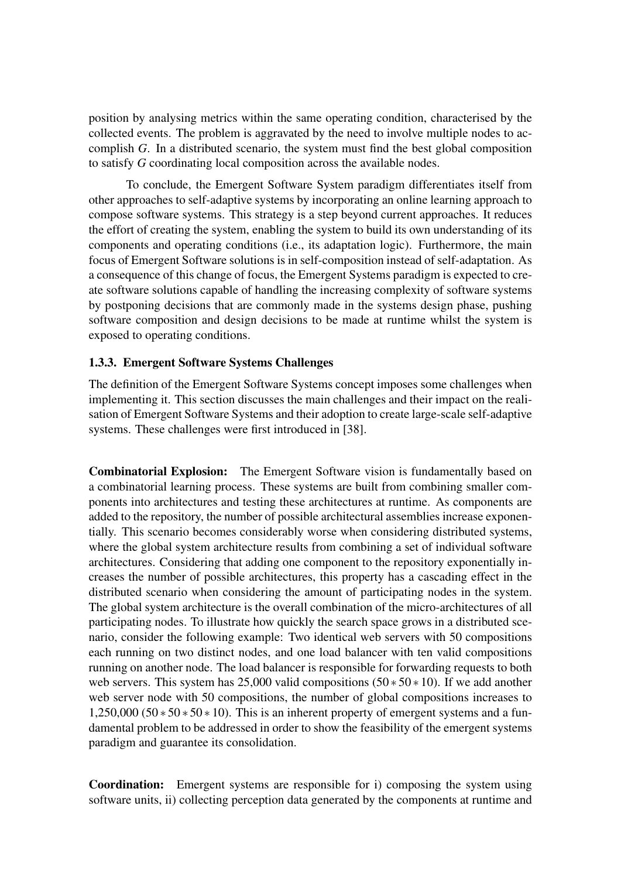position by analysing metrics within the same operating condition, characterised by the collected events. The problem is aggravated by the need to involve multiple nodes to accomplish $G$. In a distributed scenario, the system must find the best global composition to satisfy $G$ coordinating local composition across the available nodes.

To conclude, the Emergent Software System paradigm differentiates itself from other approaches to self-adaptive systems by incorporating an online learning approach to compose software systems. This strategy is a step beyond current approaches. It reduces the effort of creating the system, enabling the system to build its own understanding of its components and operating conditions (i.e., its adaptation logic). Furthermore, the main focus of Emergent Software solutions is in self-composition instead of self-adaptation. As a consequence of this change of focus, the Emergent Systems paradigm is expected to create software solutions capable of handling the increasing complexity of software systems by postponing decisions that are commonly made in the systems design phase, pushing software composition and design decisions to be made at runtime whilst the system is exposed to operating conditions.

### 1.3.3. Emergent Software Systems Challenges

The definition of the Emergent Software Systems concept imposes some challenges when implementing it. This section discusses the main challenges and their impact on the realisation of Emergent Software Systems and their adoption to create large-scale self-adaptive systems. These challenges were first introduced in [38].

**Combinatorial Explosion:** The Emergent Software vision is fundamentally based on a combinatorial learning process. These systems are built from combining smaller components into architectures and testing these architectures at runtime. As components are added to the repository, the number of possible architectural assemblies increase exponentially. This scenario becomes considerably worse when considering distributed systems, where the global system architecture results from combining a set of individual software architectures. Considering that adding one component to the repository exponentially increases the number of possible architectures, this property has a cascading effect in the distributed scenario when considering the amount of participating nodes in the system. The global system architecture is the overall combination of the micro-architectures of all participating nodes. To illustrate how quickly the search space grows in a distributed scenario, consider the following example: Two identical web servers with 50 compositions each running on two distinct nodes, and one load balancer with ten valid compositions running on another node. The load balancer is responsible for forwarding requests to both web servers. This system has 25,000 valid compositions ($50 * 50 * 10$). If we add another web server node with 50 compositions, the number of global compositions increases to 1,250,000 ($50 * 50 * 50 * 10$). This is an inherent property of emergent systems and a fundamental problem to be addressed in order to show the feasibility of the emergent systems paradigm and guarantee its consolidation.

**Coordination:** Emergent systems are responsible for i) composing the system using software units, ii) collecting perception data generated by the components at runtime and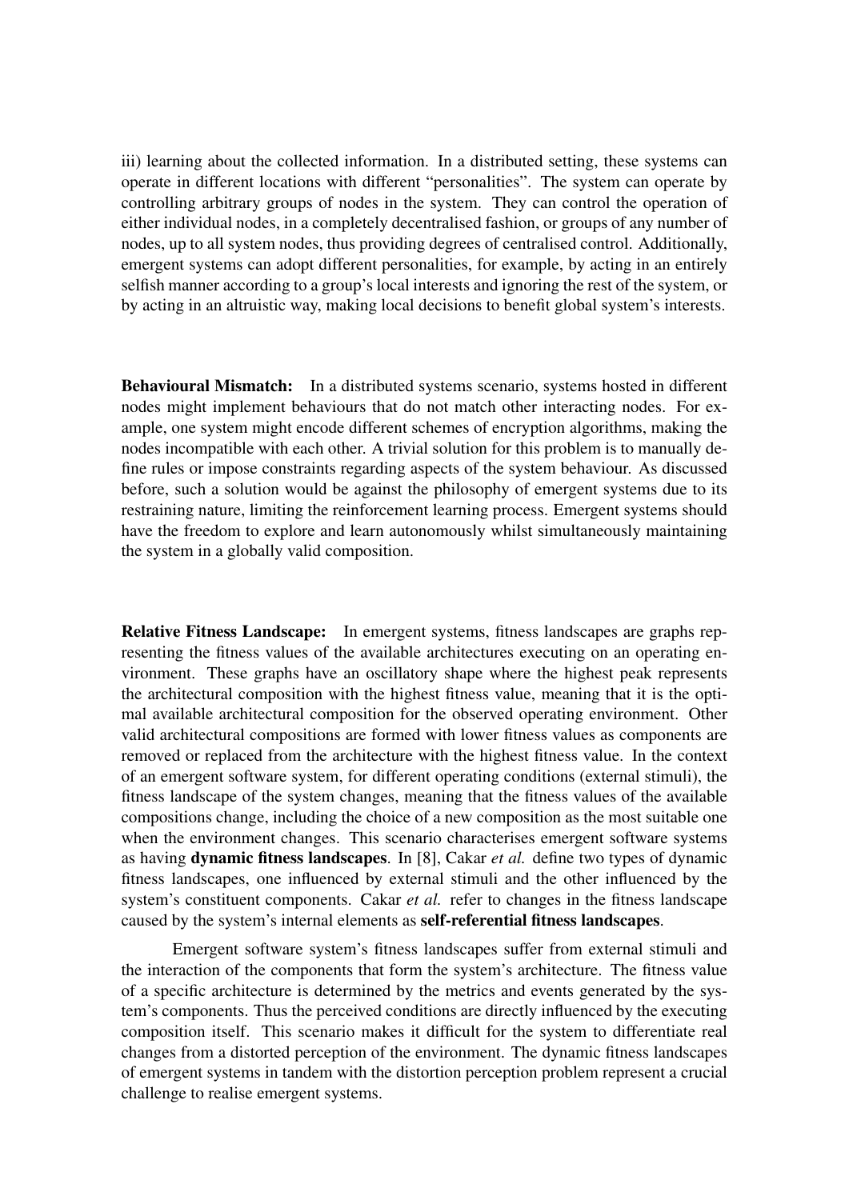iii) learning about the collected information. In a distributed setting, these systems can operate in different locations with different "personalities". The system can operate by controlling arbitrary groups of nodes in the system. They can control the operation of either individual nodes, in a completely decentralised fashion, or groups of any number of nodes, up to all system nodes, thus providing degrees of centralised control. Additionally, emergent systems can adopt different personalities, for example, by acting in an entirely selfish manner according to a group's local interests and ignoring the rest of the system, or by acting in an altruistic way, making local decisions to benefit global system's interests.

**Behavioural Mismatch:** In a distributed systems scenario, systems hosted in different nodes might implement behaviours that do not match other interacting nodes. For example, one system might encode different schemes of encryption algorithms, making the nodes incompatible with each other. A trivial solution for this problem is to manually define rules or impose constraints regarding aspects of the system behaviour. As discussed before, such a solution would be against the philosophy of emergent systems due to its restraining nature, limiting the reinforcement learning process. Emergent systems should have the freedom to explore and learn autonomously whilst simultaneously maintaining the system in a globally valid composition.

**Relative Fitness Landscape:** In emergent systems, fitness landscapes are graphs representing the fitness values of the available architectures executing on an operating environment. These graphs have an oscillatory shape where the highest peak represents the architectural composition with the highest fitness value, meaning that it is the optimal available architectural composition for the observed operating environment. Other valid architectural compositions are formed with lower fitness values as components are removed or replaced from the architecture with the highest fitness value. In the context of an emergent software system, for different operating conditions (external stimuli), the fitness landscape of the system changes, meaning that the fitness values of the available compositions change, including the choice of a new composition as the most suitable one when the environment changes. This scenario characterises emergent software systems as having **dynamic fitness landscapes**. In [8], Cakar *et al.* define two types of dynamic fitness landscapes, one influenced by external stimuli and the other influenced by the system's constituent components. Cakar *et al.* refer to changes in the fitness landscape caused by the system's internal elements as **self-referential fitness landscapes**.

Emergent software system's fitness landscapes suffer from external stimuli and the interaction of the components that form the system's architecture. The fitness value of a specific architecture is determined by the metrics and events generated by the system's components. Thus the perceived conditions are directly influenced by the executing composition itself. This scenario makes it difficult for the system to differentiate real changes from a distorted perception of the environment. The dynamic fitness landscapes of emergent systems in tandem with the distortion perception problem represent a crucial challenge to realise emergent systems.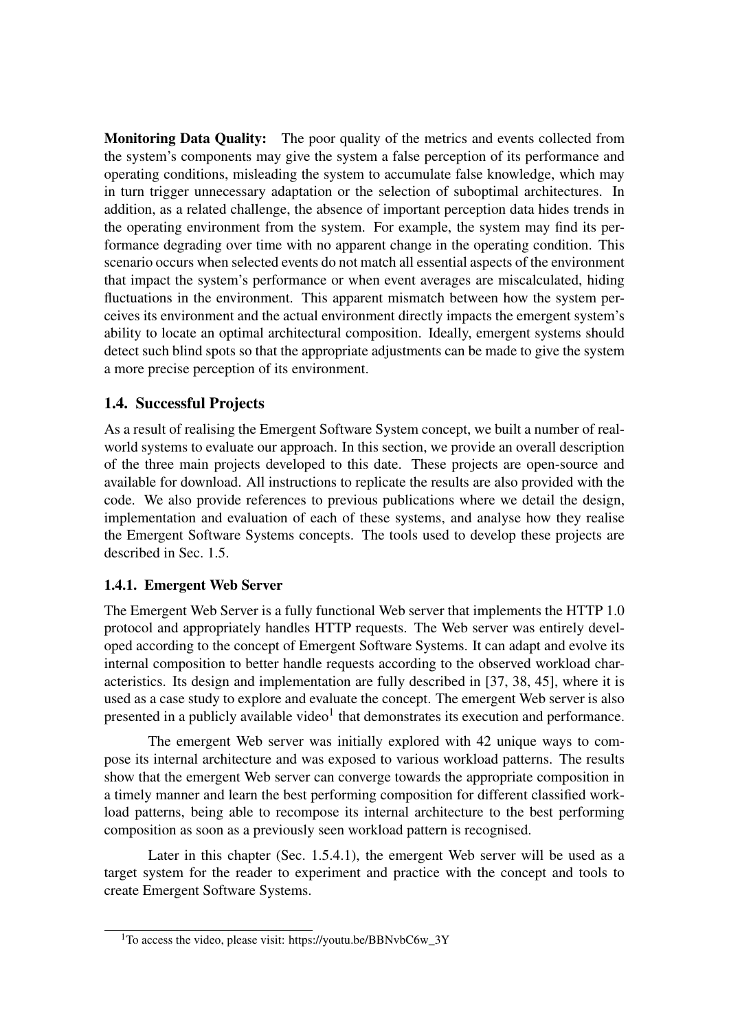**Monitoring Data Quality:** The poor quality of the metrics and events collected from the system's components may give the system a false perception of its performance and operating conditions, misleading the system to accumulate false knowledge, which may in turn trigger unnecessary adaptation or the selection of suboptimal architectures. In addition, as a related challenge, the absence of important perception data hides trends in the operating environment from the system. For example, the system may find its performance degrading over time with no apparent change in the operating condition. This scenario occurs when selected events do not match all essential aspects of the environment that impact the system's performance or when event averages are miscalculated, hiding fluctuations in the environment. This apparent mismatch between how the system perceives its environment and the actual environment directly impacts the emergent system's ability to locate an optimal architectural composition. Ideally, emergent systems should detect such blind spots so that the appropriate adjustments can be made to give the system a more precise perception of its environment.

## 1.4. Successful Projects

As a result of realising the Emergent Software System concept, we built a number of real-world systems to evaluate our approach. In this section, we provide an overall description of the three main projects developed to this date. These projects are open-source and available for download. All instructions to replicate the results are also provided with the code. We also provide references to previous publications where we detail the design, implementation and evaluation of each of these systems, and analyse how they realise the Emergent Software Systems concepts. The tools used to develop these projects are described in Sec. 1.5.

### 1.4.1. Emergent Web Server

The Emergent Web Server is a fully functional Web server that implements the HTTP 1.0 protocol and appropriately handles HTTP requests. The Web server was entirely developed according to the concept of Emergent Software Systems. It can adapt and evolve its internal composition to better handle requests according to the observed workload characteristics. Its design and implementation are fully described in [37, 38, 45], where it is used as a case study to explore and evaluate the concept. The emergent Web server is also presented in a publicly available video[1] that demonstrates its execution and performance.

The emergent Web server was initially explored with 42 unique ways to compose its internal architecture and was exposed to various workload patterns. The results show that the emergent Web server can converge towards the appropriate composition in a timely manner and learn the best performing composition for different classified workload patterns, being able to recompose its internal architecture to the best performing composition as soon as a previously seen workload pattern is recognised.

Later in this chapter (Sec. 1.5.4.1), the emergent Web server will be used as a target system for the reader to experiment and practice with the concept and tools to create Emergent Software Systems.

[1] To access the video, please visit: https://youtu.be/BBNvbC6w_3Y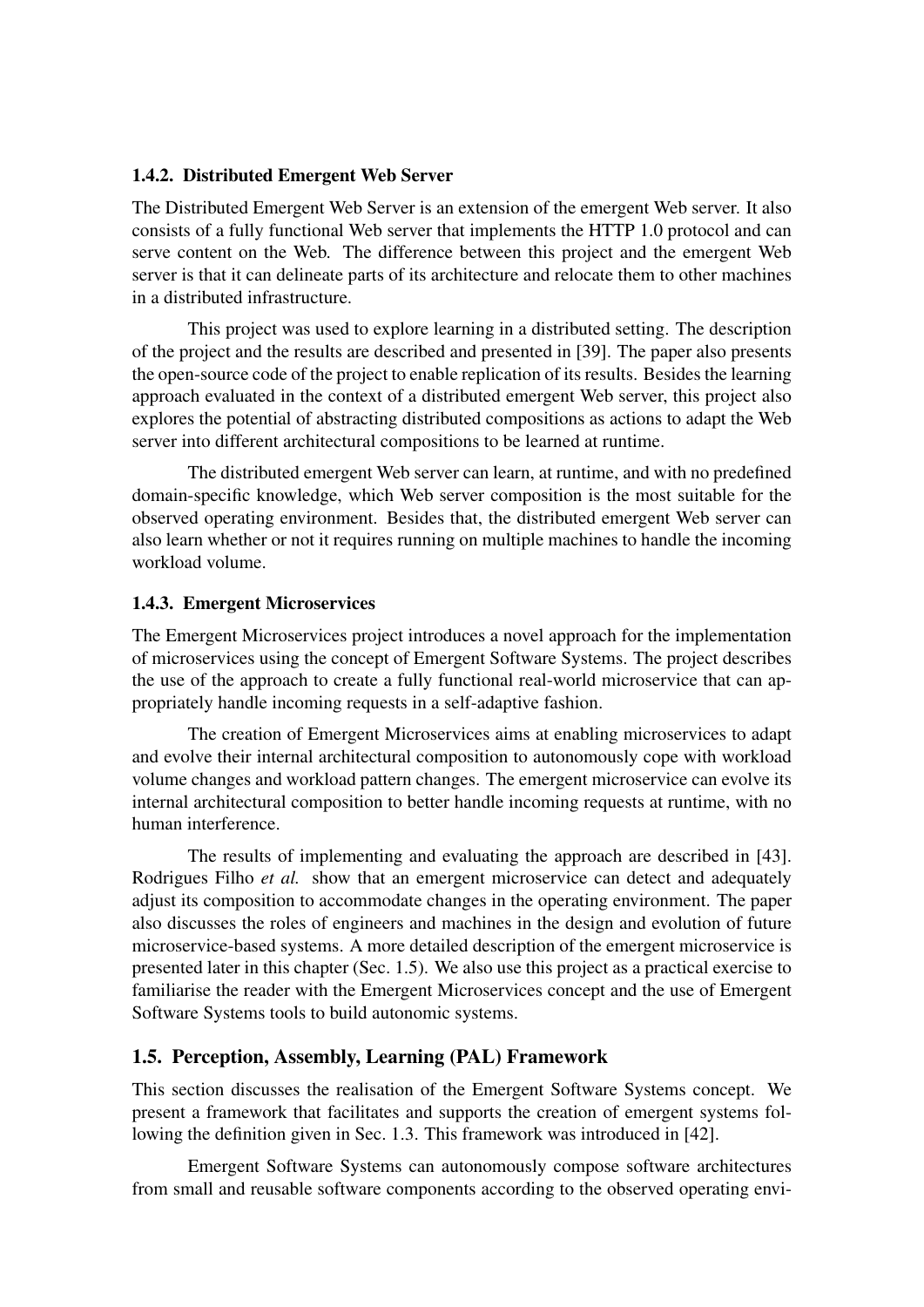### 1.4.2. Distributed Emergent Web Server

The Distributed Emergent Web Server is an extension of the emergent Web server. It also consists of a fully functional Web server that implements the HTTP 1.0 protocol and can serve content on the Web. The difference between this project and the emergent Web server is that it can delineate parts of its architecture and relocate them to other machines in a distributed infrastructure.

This project was used to explore learning in a distributed setting. The description of the project and the results are described and presented in [39]. The paper also presents the open-source code of the project to enable replication of its results. Besides the learning approach evaluated in the context of a distributed emergent Web server, this project also explores the potential of abstracting distributed compositions as actions to adapt the Web server into different architectural compositions to be learned at runtime.

The distributed emergent Web server can learn, at runtime, and with no predefined domain-specific knowledge, which Web server composition is the most suitable for the observed operating environment. Besides that, the distributed emergent Web server can also learn whether or not it requires running on multiple machines to handle the incoming workload volume.

### 1.4.3. Emergent Microservices

The Emergent Microservices project introduces a novel approach for the implementation of microservices using the concept of Emergent Software Systems. The project describes the use of the approach to create a fully functional real-world microservice that can appropriately handle incoming requests in a self-adaptive fashion.

The creation of Emergent Microservices aims at enabling microservices to adapt and evolve their internal architectural composition to autonomously cope with workload volume changes and workload pattern changes. The emergent microservice can evolve its internal architectural composition to better handle incoming requests at runtime, with no human interference.

The results of implementing and evaluating the approach are described in [43]. Rodrigues Filho *et al.* show that an emergent microservice can detect and adequately adjust its composition to accommodate changes in the operating environment. The paper also discusses the roles of engineers and machines in the design and evolution of future microservice-based systems. A more detailed description of the emergent microservice is presented later in this chapter (Sec. 1.5). We also use this project as a practical exercise to familiarise the reader with the Emergent Microservices concept and the use of Emergent Software Systems tools to build autonomic systems.

## 1.5. Perception, Assembly, Learning (PAL) Framework

This section discusses the realisation of the Emergent Software Systems concept. We present a framework that facilitates and supports the creation of emergent systems following the definition given in Sec. 1.3. This framework was introduced in [42].

Emergent Software Systems can autonomously compose software architectures from small and reusable software components according to the observed operating envi-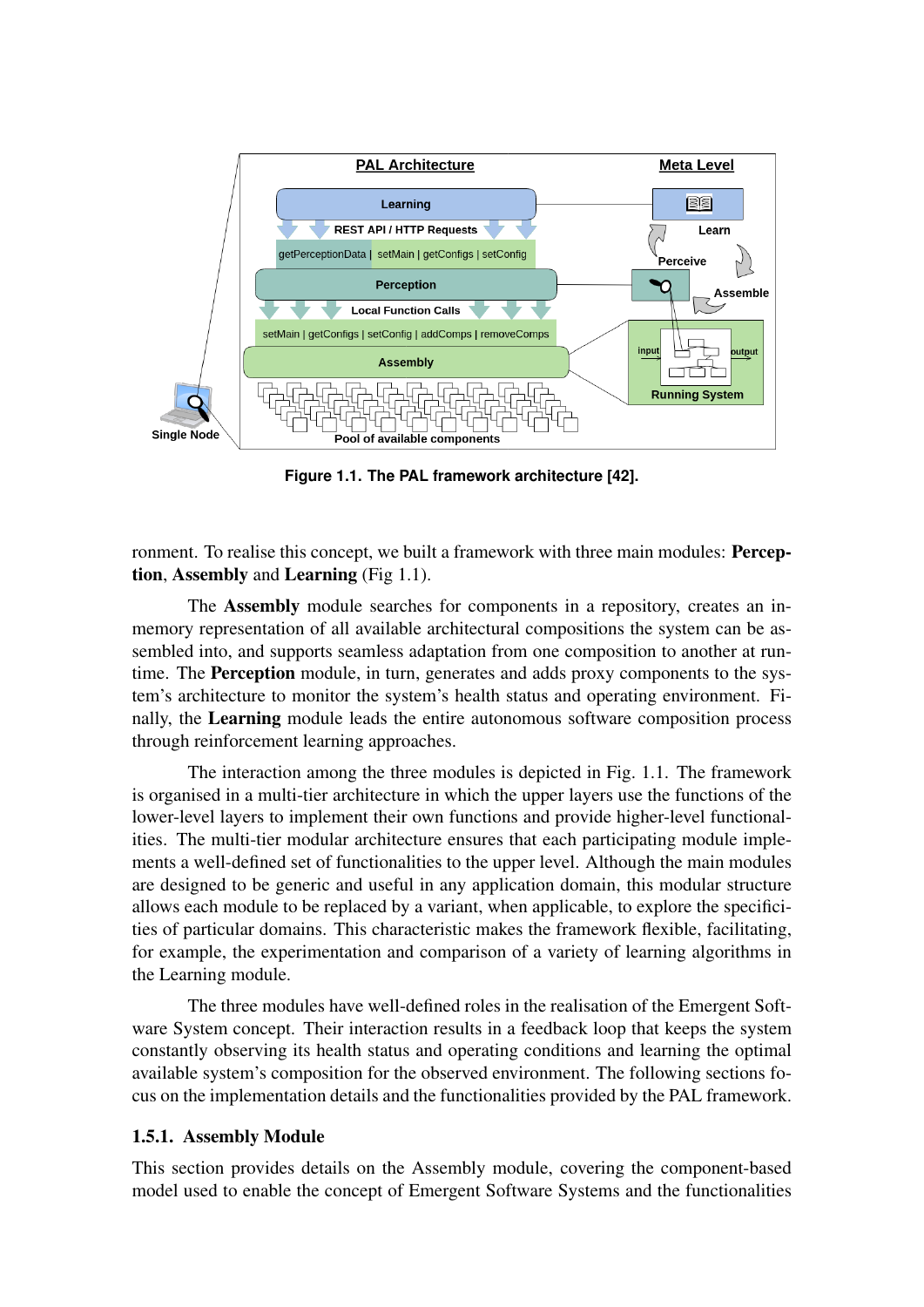**Figure 1.1. The PAL framework architecture [42].**

ronment. To realise this concept, we built a framework with three main modules: **Perception**, **Assembly** and **Learning** (Fig 1.1).

The **Assembly** module searches for components in a repository, creates an in-memory representation of all available architectural compositions the system can be assembled into, and supports seamless adaptation from one composition to another at runtime. The **Perception** module, in turn, generates and adds proxy components to the system's architecture to monitor the system's health status and operating environment. Finally, the **Learning** module leads the entire autonomous software composition process through reinforcement learning approaches.

The interaction among the three modules is depicted in Fig. 1.1. The framework is organised in a multi-tier architecture in which the upper layers use the functions of the lower-level layers to implement their own functions and provide higher-level functionalities. The multi-tier modular architecture ensures that each participating module implements a well-defined set of functionalities to the upper level. Although the main modules are designed to be generic and useful in any application domain, this modular structure allows each module to be replaced by a variant, when applicable, to explore the specificities of particular domains. This characteristic makes the framework flexible, facilitating, for example, the experimentation and comparison of a variety of learning algorithms in the Learning module.

The three modules have well-defined roles in the realisation of the Emergent Software System concept. Their interaction results in a feedback loop that keeps the system constantly observing its health status and operating conditions and learning the optimal available system's composition for the observed environment. The following sections focus on the implementation details and the functionalities provided by the PAL framework.

### 1.5.1. Assembly Module

This section provides details on the Assembly module, covering the component-based model used to enable the concept of Emergent Software Systems and the functionalities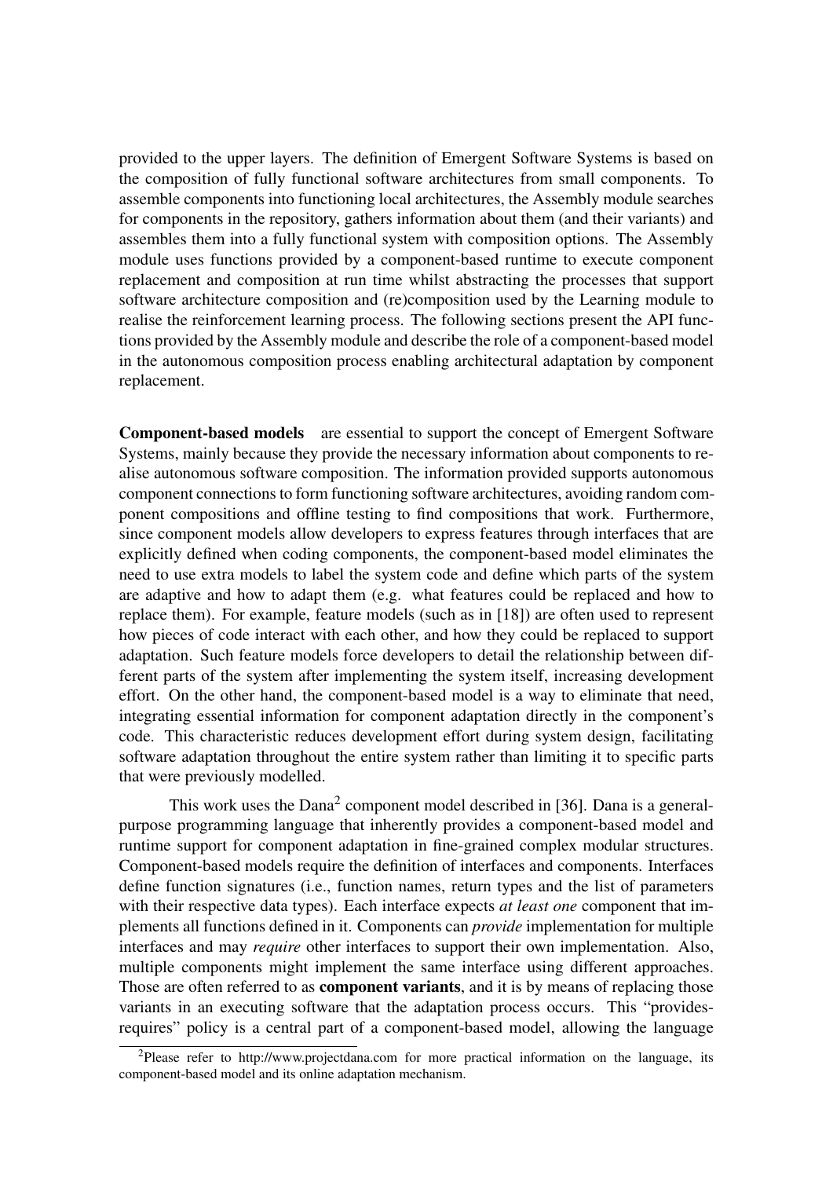provided to the upper layers. The definition of Emergent Software Systems is based on the composition of fully functional software architectures from small components. To assemble components into functioning local architectures, the Assembly module searches for components in the repository, gathers information about them (and their variants) and assembles them into a fully functional system with composition options. The Assembly module uses functions provided by a component-based runtime to execute component replacement and composition at run time whilst abstracting the processes that support software architecture composition and (re)composition used by the Learning module to realise the reinforcement learning process. The following sections present the API functions provided by the Assembly module and describe the role of a component-based model in the autonomous composition process enabling architectural adaptation by component replacement.

**Component-based models** are essential to support the concept of Emergent Software Systems, mainly because they provide the necessary information about components to realise autonomous software composition. The information provided supports autonomous component connections to form functioning software architectures, avoiding random component compositions and offline testing to find compositions that work. Furthermore, since component models allow developers to express features through interfaces that are explicitly defined when coding components, the component-based model eliminates the need to use extra models to label the system code and define which parts of the system are adaptive and how to adapt them (e.g. what features could be replaced and how to replace them). For example, feature models (such as in [18]) are often used to represent how pieces of code interact with each other, and how they could be replaced to support adaptation. Such feature models force developers to detail the relationship between different parts of the system after implementing the system itself, increasing development effort. On the other hand, the component-based model is a way to eliminate that need, integrating essential information for component adaptation directly in the component's code. This characteristic reduces development effort during system design, facilitating software adaptation throughout the entire system rather than limiting it to specific parts that were previously modelled.

This work uses the Dana[2] component model described in [36]. Dana is a general-purpose programming language that inherently provides a component-based model and runtime support for component adaptation in fine-grained complex modular structures. Component-based models require the definition of interfaces and components. Interfaces define function signatures (i.e., function names, return types and the list of parameters with their respective data types). Each interface expects *at least one* component that implements all functions defined in it. Components can *provide* implementation for multiple interfaces and may *require* other interfaces to support their own implementation. Also, multiple components might implement the same interface using different approaches. Those are often referred to as **component variants**, and it is by means of replacing those variants in an executing software that the adaptation process occurs. This "provides-requires" policy is a central part of a component-based model, allowing the language

[2]Please refer to http://www.projectdana.com for more practical information on the language, its component-based model and its online adaptation mechanism.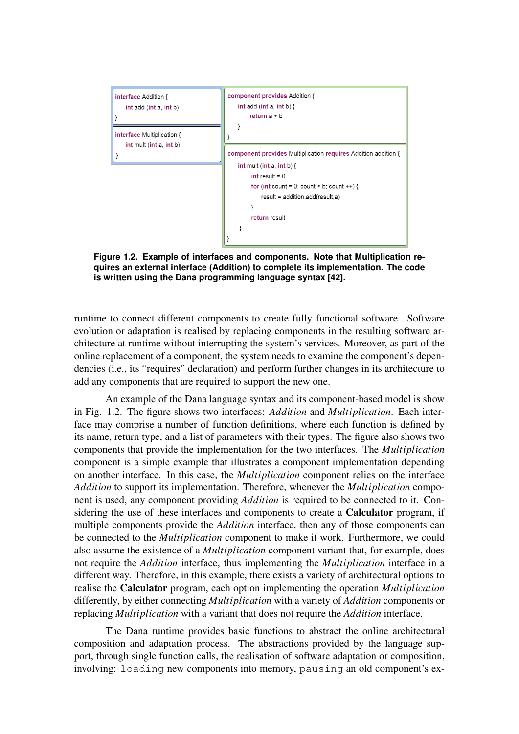```
interface Addition {
    int add (int a, int b)
}
```

```
interface Multiplication {
    int mult (int a, int b)
}
```

```
component provides Addition {
    int add (int a, int b) {
        return a + b
    }
}
```

```
component provides Multiplication requires Addition addition {
    int mult (int a, int b) {
        int result = 0
        for (int count = 0; count < b; count ++) {
            result = addition.add(result,a)
        }
        return result
    }
}
```

**Figure 1.2. Example of interfaces and components. Note that Multiplication requires an external interface (Addition) to complete its implementation. The code is written using the Dana programming language syntax [42].**

runtime to connect different components to create fully functional software. Software evolution or adaptation is realised by replacing components in the resulting software architecture at runtime without interrupting the system's services. Moreover, as part of the online replacement of a component, the system needs to examine the component's dependencies (i.e., its "requires" declaration) and perform further changes in its architecture to add any components that are required to support the new one.

An example of the Dana language syntax and its component-based model is show in Fig. 1.2. The figure shows two interfaces: *Addition* and *Multiplication*. Each interface may comprise a number of function definitions, where each function is defined by its name, return type, and a list of parameters with their types. The figure also shows two components that provide the implementation for the two interfaces. The *Multiplication* component is a simple example that illustrates a component implementation depending on another interface. In this case, the *Multiplication* component relies on the interface *Addition* to support its implementation. Therefore, whenever the *Multiplication* component is used, any component providing *Addition* is required to be connected to it. Considering the use of these interfaces and components to create a **Calculator** program, if multiple components provide the *Addition* interface, then any of those components can be connected to the *Multiplication* component to make it work. Furthermore, we could also assume the existence of a *Multiplication* component variant that, for example, does not require the *Addition* interface, thus implementing the *Multiplication* interface in a different way. Therefore, in this example, there exists a variety of architectural options to realise the **Calculator** program, each option implementing the operation *Multiplication* differently, by either connecting *Multiplication* with a variety of *Addition* components or replacing *Multiplication* with a variant that does not require the *Addition* interface.

The Dana runtime provides basic functions to abstract the online architectural composition and adaptation process. The abstractions provided by the language support, through single function calls, the realisation of software adaptation or composition, involving: `loading` new components into memory, `pausing` an old component's ex-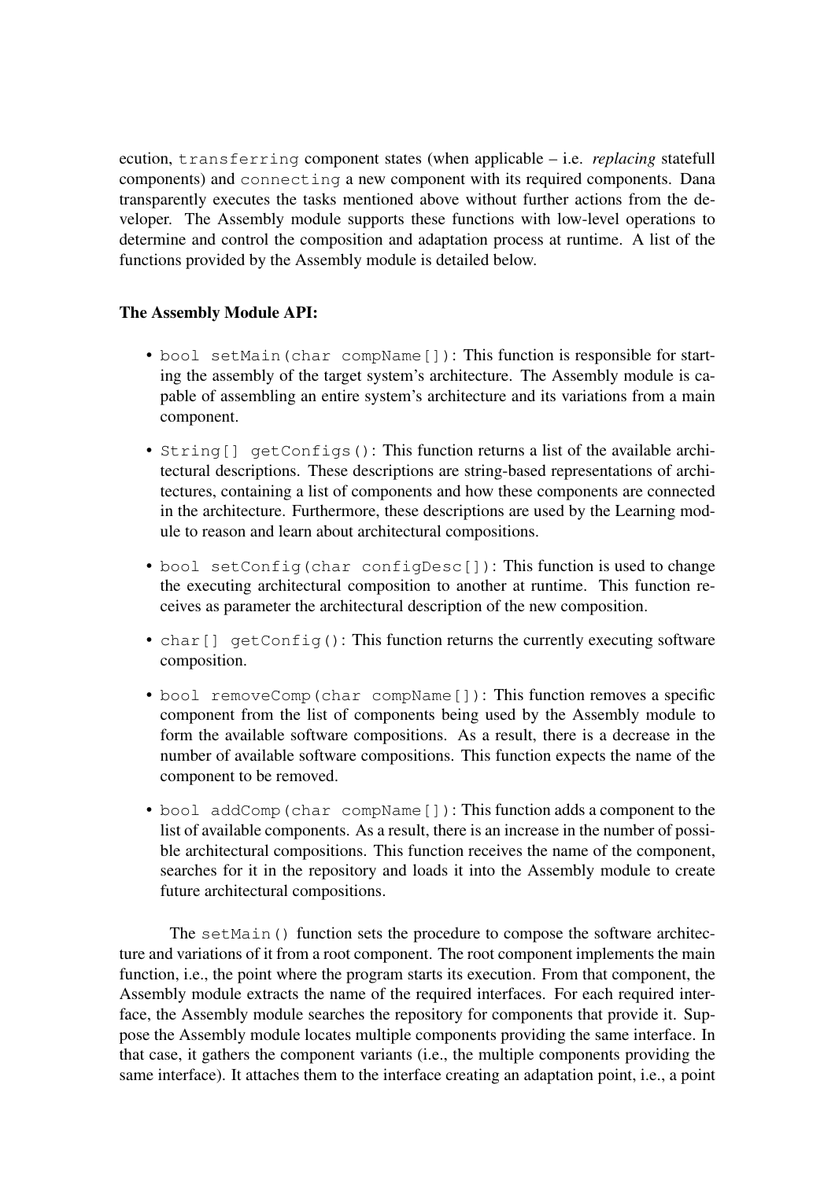ecution, `transferring` component states (when applicable – i.e. *replacing* statefull components) and `connecting` a new component with its required components. Dana transparently executes the tasks mentioned above without further actions from the developer. The Assembly module supports these functions with low-level operations to determine and control the composition and adaptation process at runtime. A list of the functions provided by the Assembly module is detailed below.

**The Assembly Module API:**

- `bool setMain(char compName[])`: This function is responsible for starting the assembly of the target system's architecture. The Assembly module is capable of assembling an entire system's architecture and its variations from a main component.
- `String[] getConfigs()`: This function returns a list of the available architectural descriptions. These descriptions are string-based representations of architectures, containing a list of components and how these components are connected in the architecture. Furthermore, these descriptions are used by the Learning module to reason and learn about architectural compositions.
- `bool setConfig(char configDesc[])`: This function is used to change the executing architectural composition to another at runtime. This function receives as parameter the architectural description of the new composition.
- `char[] getConfig()`: This function returns the currently executing software composition.
- `bool removeComp(char compName[])`: This function removes a specific component from the list of components being used by the Assembly module to form the available software compositions. As a result, there is a decrease in the number of available software compositions. This function expects the name of the component to be removed.
- `bool addComp(char compName[])`: This function adds a component to the list of available components. As a result, there is an increase in the number of possible architectural compositions. This function receives the name of the component, searches for it in the repository and loads it into the Assembly module to create future architectural compositions.

The `setMain()` function sets the procedure to compose the software architecture and variations of it from a root component. The root component implements the main function, i.e., the point where the program starts its execution. From that component, the Assembly module extracts the name of the required interfaces. For each required interface, the Assembly module searches the repository for components that provide it. Suppose the Assembly module locates multiple components providing the same interface. In that case, it gathers the component variants (i.e., the multiple components providing the same interface). It attaches them to the interface creating an adaptation point, i.e., a point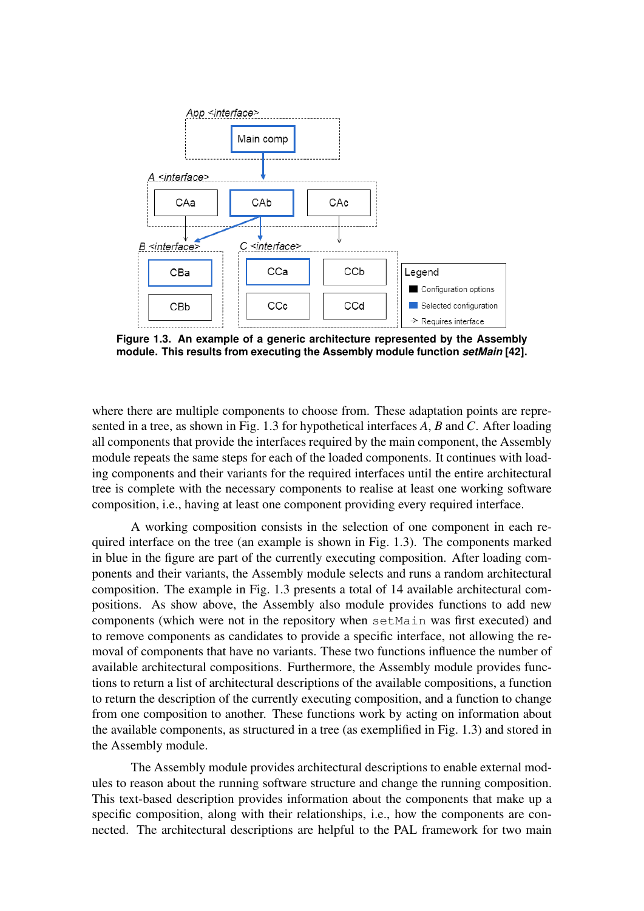**Figure 1.3. An example of a generic architecture represented by the Assembly module. This results from executing the Assembly module function *setMain* [42].**

where there are multiple components to choose from. These adaptation points are represented in a tree, as shown in Fig. 1.3 for hypothetical interfaces *A*, *B* and *C*. After loading all components that provide the interfaces required by the main component, the Assembly module repeats the same steps for each of the loaded components. It continues with loading components and their variants for the required interfaces until the entire architectural tree is complete with the necessary components to realise at least one working software composition, i.e., having at least one component providing every required interface.

A working composition consists in the selection of one component in each required interface on the tree (an example is shown in Fig. 1.3). The components marked in blue in the figure are part of the currently executing composition. After loading components and their variants, the Assembly module selects and runs a random architectural composition. The example in Fig. 1.3 presents a total of 14 available architectural compositions. As show above, the Assembly also module provides functions to add new components (which were not in the repository when `setMain` was first executed) and to remove components as candidates to provide a specific interface, not allowing the removal of components that have no variants. These two functions influence the number of available architectural compositions. Furthermore, the Assembly module provides functions to return a list of architectural descriptions of the available compositions, a function to return the description of the currently executing composition, and a function to change from one composition to another. These functions work by acting on information about the available components, as structured in a tree (as exemplified in Fig. 1.3) and stored in the Assembly module.

The Assembly module provides architectural descriptions to enable external modules to reason about the running software structure and change the running composition. This text-based description provides information about the components that make up a specific composition, along with their relationships, i.e., how the components are connected. The architectural descriptions are helpful to the PAL framework for two main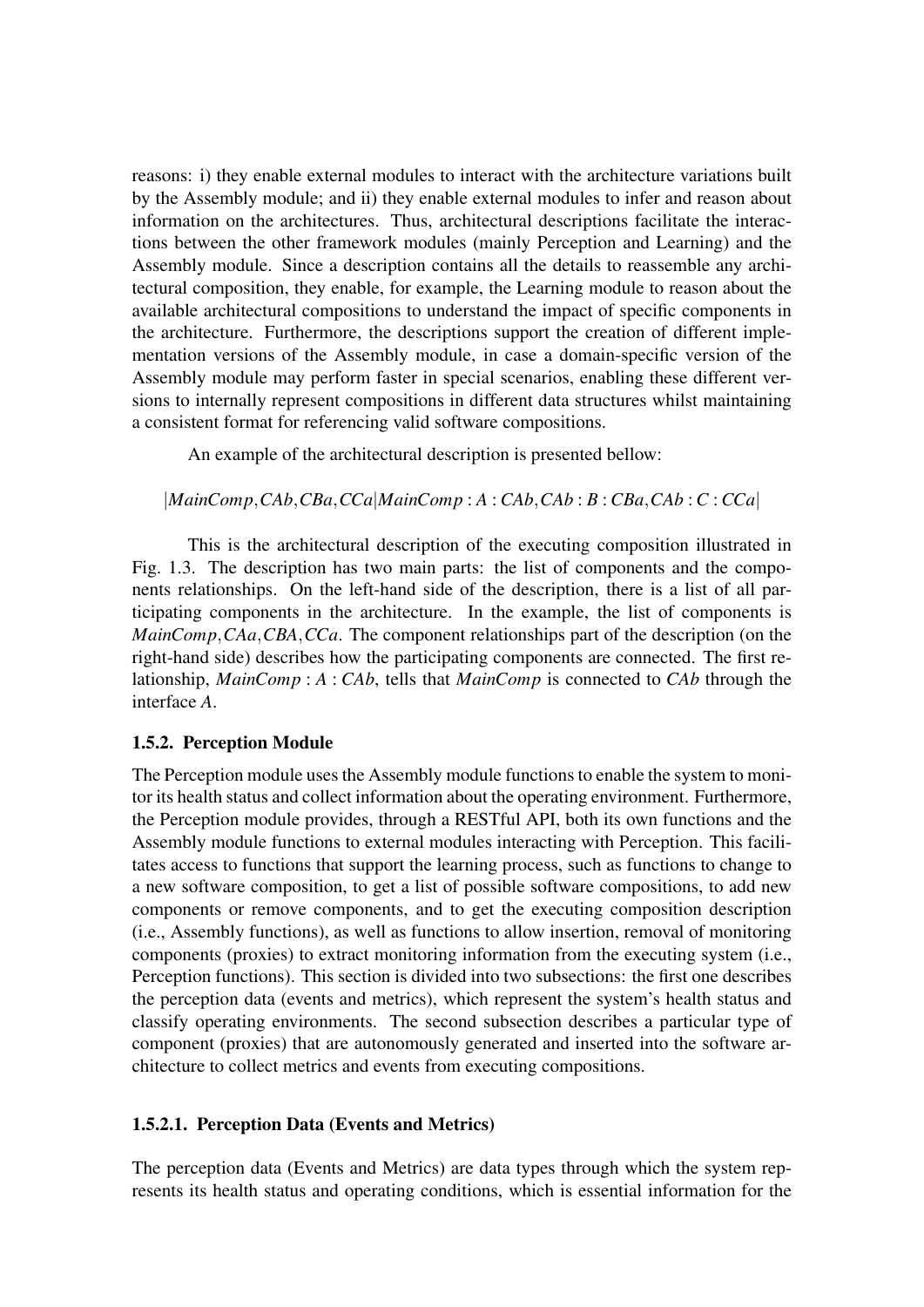reasons: i) they enable external modules to interact with the architecture variations built by the Assembly module; and ii) they enable external modules to infer and reason about information on the architectures. Thus, architectural descriptions facilitate the interactions between the other framework modules (mainly Perception and Learning) and the Assembly module. Since a description contains all the details to reassemble any architectural composition, they enable, for example, the Learning module to reason about the available architectural compositions to understand the impact of specific components in the architecture. Furthermore, the descriptions support the creation of different implementation versions of the Assembly module, in case a domain-specific version of the Assembly module may perform faster in special scenarios, enabling these different versions to internally represent compositions in different data structures whilst maintaining a consistent format for referencing valid software compositions.

An example of the architectural description is presented bellow:

$$|MainComp, CAb, CBa, CCa|MainComp : A : CAb, CAb : B : CBa, CAb : C : CCa|$$

This is the architectural description of the executing composition illustrated in Fig. 1.3. The description has two main parts: the list of components and the components relationships. On the left-hand side of the description, there is a list of all participating components in the architecture. In the example, the list of components is *MainComp*, *CAa*, *CBA*, *CCa*. The component relationships part of the description (on the right-hand side) describes how the participating components are connected. The first relationship, $MainComp : A : CAb$, tells that *MainComp* is connected to *CAb* through the interface *A*.

### 1.5.2. Perception Module

The Perception module uses the Assembly module functions to enable the system to monitor its health status and collect information about the operating environment. Furthermore, the Perception module provides, through a RESTful API, both its own functions and the Assembly module functions to external modules interacting with Perception. This facilitates access to functions that support the learning process, such as functions to change to a new software composition, to get a list of possible software compositions, to add new components or remove components, and to get the executing composition description (i.e., Assembly functions), as well as functions to allow insertion, removal of monitoring components (proxies) to extract monitoring information from the executing system (i.e., Perception functions). This section is divided into two subsections: the first one describes the perception data (events and metrics), which represent the system's health status and classify operating environments. The second subsection describes a particular type of component (proxies) that are autonomously generated and inserted into the software architecture to collect metrics and events from executing compositions.

#### 1.5.2.1. Perception Data (Events and Metrics)

The perception data (Events and Metrics) are data types through which the system represents its health status and operating conditions, which is essential information for the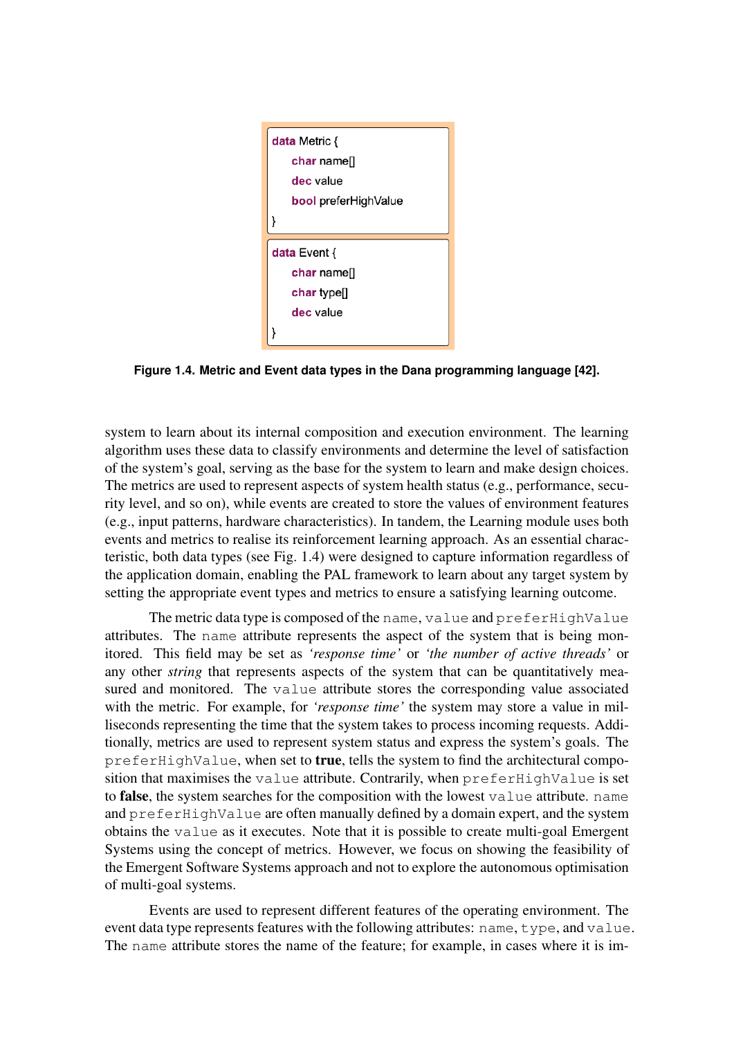```
data Metric {
    char name[]
    dec value
    bool preferHighValue
}
```

```
data Event {
    char name[]
    char type[]
    dec value
}
```

**Figure 1.4. Metric and Event data types in the Dana programming language [42].**

system to learn about its internal composition and execution environment. The learning algorithm uses these data to classify environments and determine the level of satisfaction of the system's goal, serving as the base for the system to learn and make design choices. The metrics are used to represent aspects of system health status (e.g., performance, security level, and so on), while events are created to store the values of environment features (e.g., input patterns, hardware characteristics). In tandem, the Learning module uses both events and metrics to realise its reinforcement learning approach. As an essential characteristic, both data types (see Fig. 1.4) were designed to capture information regardless of the application domain, enabling the PAL framework to learn about any target system by setting the appropriate event types and metrics to ensure a satisfying learning outcome.

The metric data type is composed of the `name`, `value` and `preferHighValue` attributes. The `name` attribute represents the aspect of the system that is being monitored. This field may be set as *'response time'* or *'the number of active threads'* or any other *string* that represents aspects of the system that can be quantitatively measured and monitored. The `value` attribute stores the corresponding value associated with the metric. For example, for *'response time'* the system may store a value in milliseconds representing the time that the system takes to process incoming requests. Additionally, metrics are used to represent system status and express the system's goals. The `preferHighValue`, when set to **true**, tells the system to find the architectural composition that maximises the `value` attribute. Contrarily, when `preferHighValue` is set to **false**, the system searches for the composition with the lowest `value` attribute. `name` and `preferHighValue` are often manually defined by a domain expert, and the system obtains the `value` as it executes. Note that it is possible to create multi-goal Emergent Systems using the concept of metrics. However, we focus on showing the feasibility of the Emergent Software Systems approach and not to explore the autonomous optimisation of multi-goal systems.

Events are used to represent different features of the operating environment. The event data type represents features with the following attributes: `name`, `type`, and `value`. The `name` attribute stores the name of the feature; for example, in cases where it is im-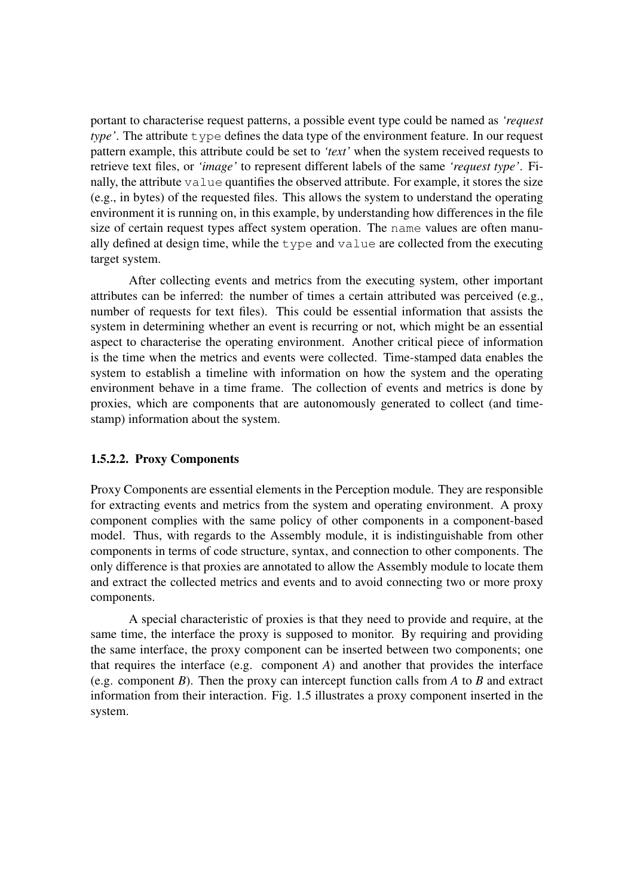portant to characterise request patterns, a possible event type could be named as *'request type'*. The attribute `type` defines the data type of the environment feature. In our request pattern example, this attribute could be set to *'text'* when the system received requests to retrieve text files, or *'image'* to represent different labels of the same *'request type'*. Finally, the attribute `value` quantifies the observed attribute. For example, it stores the size (e.g., in bytes) of the requested files. This allows the system to understand the operating environment it is running on, in this example, by understanding how differences in the file size of certain request types affect system operation. The `name` values are often manually defined at design time, while the `type` and `value` are collected from the executing target system.

After collecting events and metrics from the executing system, other important attributes can be inferred: the number of times a certain attributed was perceived (e.g., number of requests for text files). This could be essential information that assists the system in determining whether an event is recurring or not, which might be an essential aspect to characterise the operating environment. Another critical piece of information is the time when the metrics and events were collected. Time-stamped data enables the system to establish a timeline with information on how the system and the operating environment behave in a time frame. The collection of events and metrics is done by proxies, which are components that are autonomously generated to collect (and time-stamp) information about the system.

#### 1.5.2.2. Proxy Components

Proxy Components are essential elements in the Perception module. They are responsible for extracting events and metrics from the system and operating environment. A proxy component complies with the same policy of other components in a component-based model. Thus, with regards to the Assembly module, it is indistinguishable from other components in terms of code structure, syntax, and connection to other components. The only difference is that proxies are annotated to allow the Assembly module to locate them and extract the collected metrics and events and to avoid connecting two or more proxy components.

A special characteristic of proxies is that they need to provide and require, at the same time, the interface the proxy is supposed to monitor. By requiring and providing the same interface, the proxy component can be inserted between two components; one that requires the interface (e.g. component *A*) and another that provides the interface (e.g. component *B*). Then the proxy can intercept function calls from *A* to *B* and extract information from their interaction. Fig. 1.5 illustrates a proxy component inserted in the system.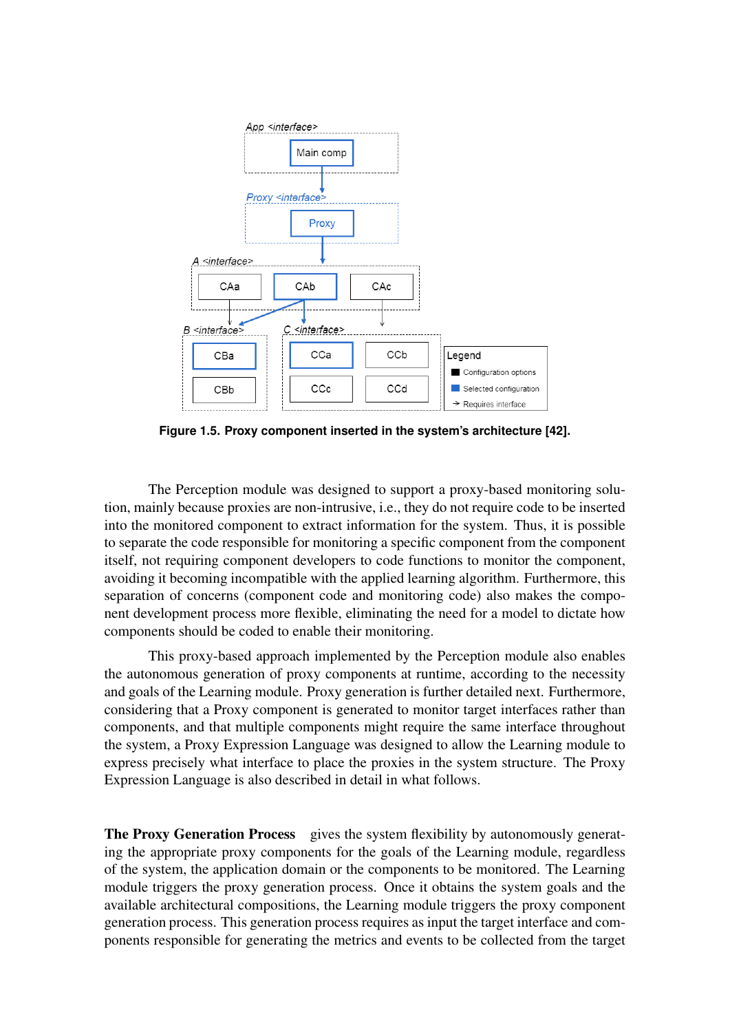**Figure 1.5. Proxy component inserted in the system's architecture [42].**

The Perception module was designed to support a proxy-based monitoring solution, mainly because proxies are non-intrusive, i.e., they do not require code to be inserted into the monitored component to extract information for the system. Thus, it is possible to separate the code responsible for monitoring a specific component from the component itself, not requiring component developers to code functions to monitor the component, avoiding it becoming incompatible with the applied learning algorithm. Furthermore, this separation of concerns (component code and monitoring code) also makes the component development process more flexible, eliminating the need for a model to dictate how components should be coded to enable their monitoring.

This proxy-based approach implemented by the Perception module also enables the autonomous generation of proxy components at runtime, according to the necessity and goals of the Learning module. Proxy generation is further detailed next. Furthermore, considering that a Proxy component is generated to monitor target interfaces rather than components, and that multiple components might require the same interface throughout the system, a Proxy Expression Language was designed to allow the Learning module to express precisely what interface to place the proxies in the system structure. The Proxy Expression Language is also described in detail in what follows.

**The Proxy Generation Process** gives the system flexibility by autonomously generating the appropriate proxy components for the goals of the Learning module, regardless of the system, the application domain or the components to be monitored. The Learning module triggers the proxy generation process. Once it obtains the system goals and the available architectural compositions, the Learning module triggers the proxy component generation process. This generation process requires as input the target interface and components responsible for generating the metrics and events to be collected from the target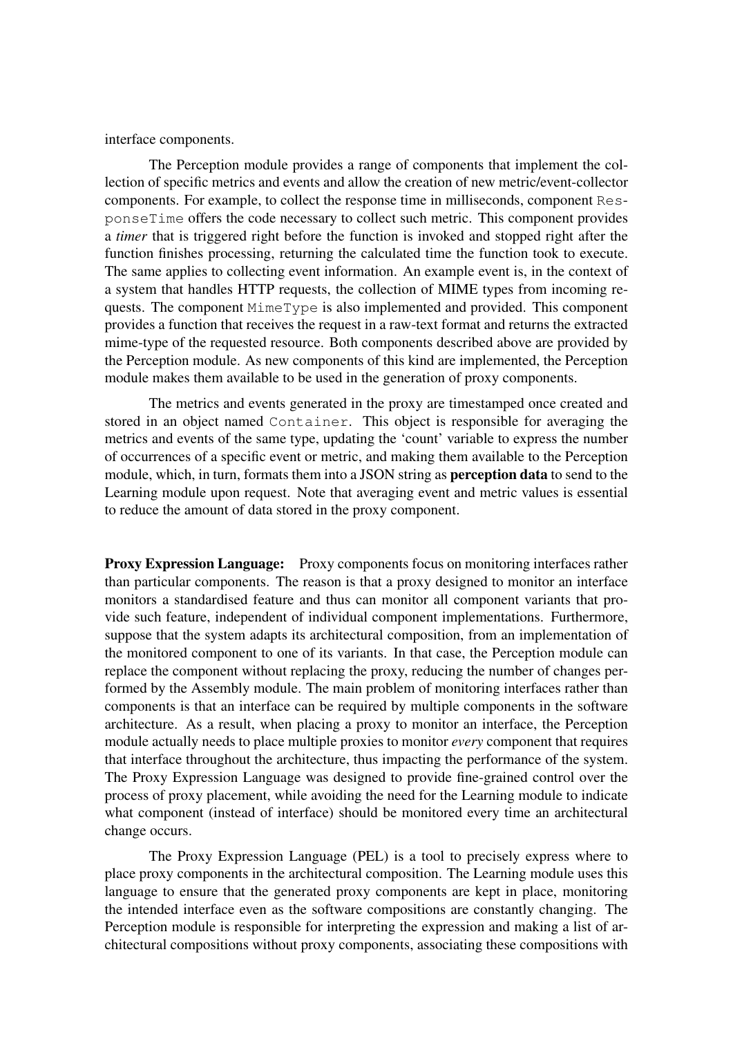interface components.

The Perception module provides a range of components that implement the collection of specific metrics and events and allow the creation of new metric/event-collector components. For example, to collect the response time in milliseconds, component `ResponseTime` offers the code necessary to collect such metric. This component provides a *timer* that is triggered right before the function is invoked and stopped right after the function finishes processing, returning the calculated time the function took to execute. The same applies to collecting event information. An example event is, in the context of a system that handles HTTP requests, the collection of MIME types from incoming requests. The component `MimeType` is also implemented and provided. This component provides a function that receives the request in a raw-text format and returns the extracted mime-type of the requested resource. Both components described above are provided by the Perception module. As new components of this kind are implemented, the Perception module makes them available to be used in the generation of proxy components.

The metrics and events generated in the proxy are timestamped once created and stored in an object named `Container`. This object is responsible for averaging the metrics and events of the same type, updating the 'count' variable to express the number of occurrences of a specific event or metric, and making them available to the Perception module, which, in turn, formats them into a JSON string as **perception data** to send to the Learning module upon request. Note that averaging event and metric values is essential to reduce the amount of data stored in the proxy component.

**Proxy Expression Language:** Proxy components focus on monitoring interfaces rather than particular components. The reason is that a proxy designed to monitor an interface monitors a standardised feature and thus can monitor all component variants that provide such feature, independent of individual component implementations. Furthermore, suppose that the system adapts its architectural composition, from an implementation of the monitored component to one of its variants. In that case, the Perception module can replace the component without replacing the proxy, reducing the number of changes performed by the Assembly module. The main problem of monitoring interfaces rather than components is that an interface can be required by multiple components in the software architecture. As a result, when placing a proxy to monitor an interface, the Perception module actually needs to place multiple proxies to monitor *every* component that requires that interface throughout the architecture, thus impacting the performance of the system. The Proxy Expression Language was designed to provide fine-grained control over the process of proxy placement, while avoiding the need for the Learning module to indicate what component (instead of interface) should be monitored every time an architectural change occurs.

The Proxy Expression Language (PEL) is a tool to precisely express where to place proxy components in the architectural composition. The Learning module uses this language to ensure that the generated proxy components are kept in place, monitoring the intended interface even as the software compositions are constantly changing. The Perception module is responsible for interpreting the expression and making a list of architectural compositions without proxy components, associating these compositions with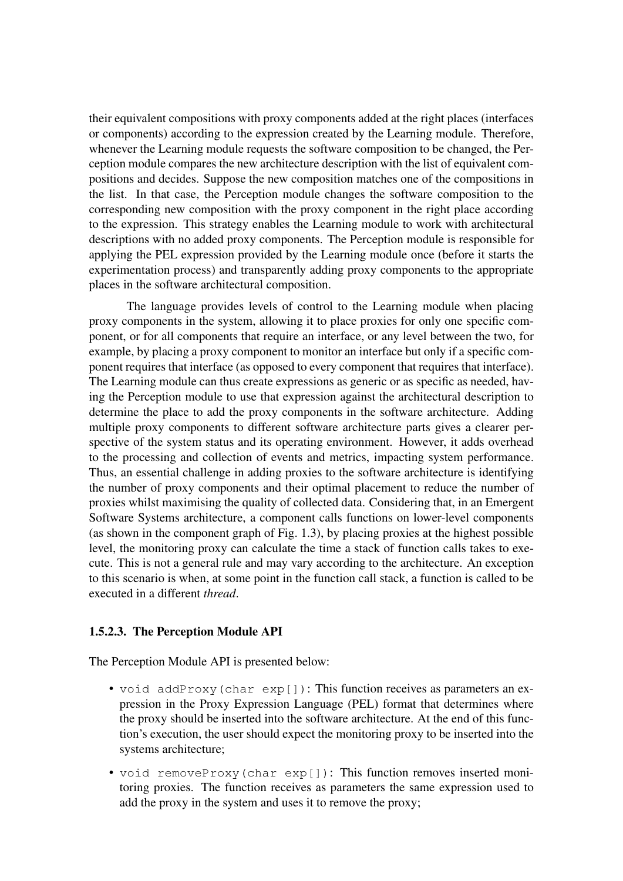their equivalent compositions with proxy components added at the right places (interfaces or components) according to the expression created by the Learning module. Therefore, whenever the Learning module requests the software composition to be changed, the Perception module compares the new architecture description with the list of equivalent compositions and decides. Suppose the new composition matches one of the compositions in the list. In that case, the Perception module changes the software composition to the corresponding new composition with the proxy component in the right place according to the expression. This strategy enables the Learning module to work with architectural descriptions with no added proxy components. The Perception module is responsible for applying the PEL expression provided by the Learning module once (before it starts the experimentation process) and transparently adding proxy components to the appropriate places in the software architectural composition.

The language provides levels of control to the Learning module when placing proxy components in the system, allowing it to place proxies for only one specific component, or for all components that require an interface, or any level between the two, for example, by placing a proxy component to monitor an interface but only if a specific component requires that interface (as opposed to every component that requires that interface). The Learning module can thus create expressions as generic or as specific as needed, having the Perception module to use that expression against the architectural description to determine the place to add the proxy components in the software architecture. Adding multiple proxy components to different software architecture parts gives a clearer perspective of the system status and its operating environment. However, it adds overhead to the processing and collection of events and metrics, impacting system performance. Thus, an essential challenge in adding proxies to the software architecture is identifying the number of proxy components and their optimal placement to reduce the number of proxies whilst maximising the quality of collected data. Considering that, in an Emergent Software Systems architecture, a component calls functions on lower-level components (as shown in the component graph of Fig. 1.3), by placing proxies at the highest possible level, the monitoring proxy can calculate the time a stack of function calls takes to execute. This is not a general rule and may vary according to the architecture. An exception to this scenario is when, at some point in the function call stack, a function is called to be executed in a different *thread*.

#### 1.5.2.3. The Perception Module API

The Perception Module API is presented below:

- `void addProxy(char exp[])`: This function receives as parameters an expression in the Proxy Expression Language (PEL) format that determines where the proxy should be inserted into the software architecture. At the end of this function's execution, the user should expect the monitoring proxy to be inserted into the systems architecture;
- `void removeProxy(char exp[])`: This function removes inserted monitoring proxies. The function receives as parameters the same expression used to add the proxy in the system and uses it to remove the proxy;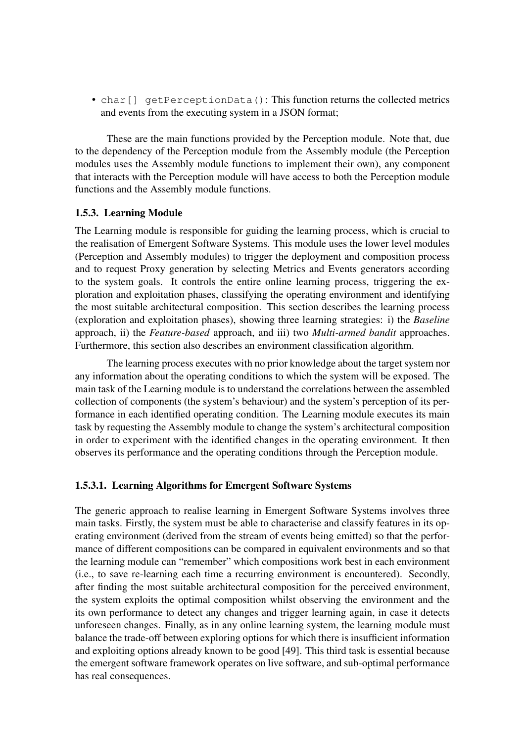- `char[] getPerceptionData()`: This function returns the collected metrics and events from the executing system in a JSON format;

These are the main functions provided by the Perception module. Note that, due to the dependency of the Perception module from the Assembly module (the Perception modules uses the Assembly module functions to implement their own), any component that interacts with the Perception module will have access to both the Perception module functions and the Assembly module functions.

### 1.5.3. Learning Module

The Learning module is responsible for guiding the learning process, which is crucial to the realisation of Emergent Software Systems. This module uses the lower level modules (Perception and Assembly modules) to trigger the deployment and composition process and to request Proxy generation by selecting Metrics and Events generators according to the system goals. It controls the entire online learning process, triggering the exploration and exploitation phases, classifying the operating environment and identifying the most suitable architectural composition. This section describes the learning process (exploration and exploitation phases), showing three learning strategies: i) the *Baseline* approach, ii) the *Feature-based* approach, and iii) two *Multi-armed bandit* approaches. Furthermore, this section also describes an environment classification algorithm.

The learning process executes with no prior knowledge about the target system nor any information about the operating conditions to which the system will be exposed. The main task of the Learning module is to understand the correlations between the assembled collection of components (the system's behaviour) and the system's perception of its performance in each identified operating condition. The Learning module executes its main task by requesting the Assembly module to change the system's architectural composition in order to experiment with the identified changes in the operating environment. It then observes its performance and the operating conditions through the Perception module.

#### 1.5.3.1. Learning Algorithms for Emergent Software Systems

The generic approach to realise learning in Emergent Software Systems involves three main tasks. Firstly, the system must be able to characterise and classify features in its operating environment (derived from the stream of events being emitted) so that the performance of different compositions can be compared in equivalent environments and so that the learning module can "remember" which compositions work best in each environment (i.e., to save re-learning each time a recurring environment is encountered). Secondly, after finding the most suitable architectural composition for the perceived environment, the system exploits the optimal composition whilst observing the environment and the its own performance to detect any changes and trigger learning again, in case it detects unforeseen changes. Finally, as in any online learning system, the learning module must balance the trade-off between exploring options for which there is insufficient information and exploiting options already known to be good [49]. This third task is essential because the emergent software framework operates on live software, and sub-optimal performance has real consequences.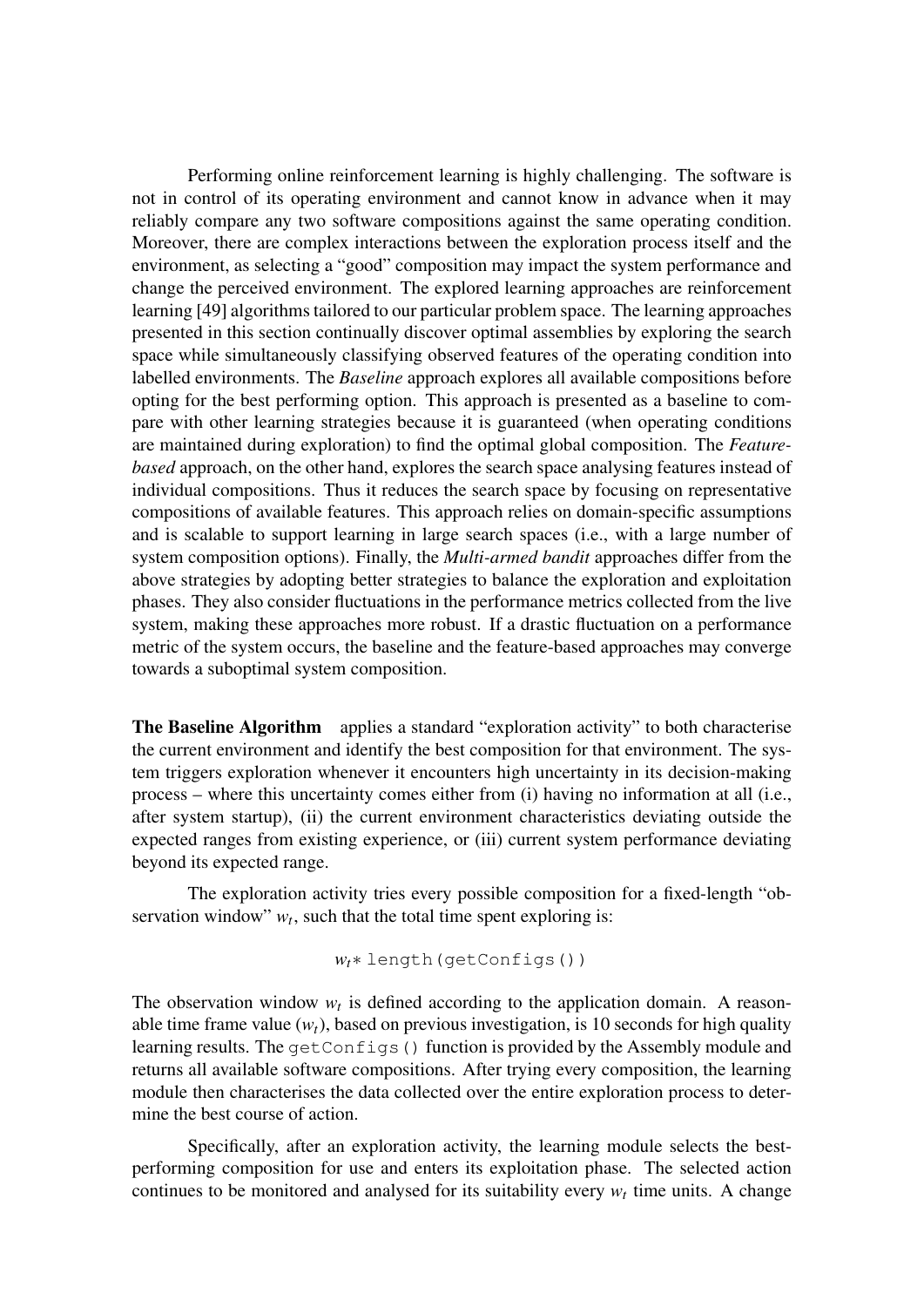Performing online reinforcement learning is highly challenging. The software is not in control of its operating environment and cannot know in advance when it may reliably compare any two software compositions against the same operating condition. Moreover, there are complex interactions between the exploration process itself and the environment, as selecting a "good" composition may impact the system performance and change the perceived environment. The explored learning approaches are reinforcement learning [49] algorithms tailored to our particular problem space. The learning approaches presented in this section continually discover optimal assemblies by exploring the search space while simultaneously classifying observed features of the operating condition into labelled environments. The *Baseline* approach explores all available compositions before opting for the best performing option. This approach is presented as a baseline to compare with other learning strategies because it is guaranteed (when operating conditions are maintained during exploration) to find the optimal global composition. The *Feature-based* approach, on the other hand, explores the search space analysing features instead of individual compositions. Thus it reduces the search space by focusing on representative compositions of available features. This approach relies on domain-specific assumptions and is scalable to support learning in large search spaces (i.e., with a large number of system composition options). Finally, the *Multi-armed bandit* approaches differ from the above strategies by adopting better strategies to balance the exploration and exploitation phases. They also consider fluctuations in the performance metrics collected from the live system, making these approaches more robust. If a drastic fluctuation on a performance metric of the system occurs, the baseline and the feature-based approaches may converge towards a suboptimal system composition.

**The Baseline Algorithm** applies a standard "exploration activity" to both characterise the current environment and identify the best composition for that environment. The system triggers exploration whenever it encounters high uncertainty in its decision-making process – where this uncertainty comes either from (i) having no information at all (i.e., after system startup), (ii) the current environment characteristics deviating outside the expected ranges from existing experience, or (iii) current system performance deviating beyond its expected range.

The exploration activity tries every possible composition for a fixed-length "observation window" $w_t$, such that the total time spent exploring is:

$$w_t * \texttt{length(getConfigs())}$$

The observation window $w_t$ is defined according to the application domain. A reasonable time frame value ($w_t$), based on previous investigation, is 10 seconds for high quality learning results. The `getConfigs()` function is provided by the Assembly module and returns all available software compositions. After trying every composition, the learning module then characterises the data collected over the entire exploration process to determine the best course of action.

Specifically, after an exploration activity, the learning module selects the best-performing composition for use and enters its exploitation phase. The selected action continues to be monitored and analysed for its suitability every $w_t$ time units. A change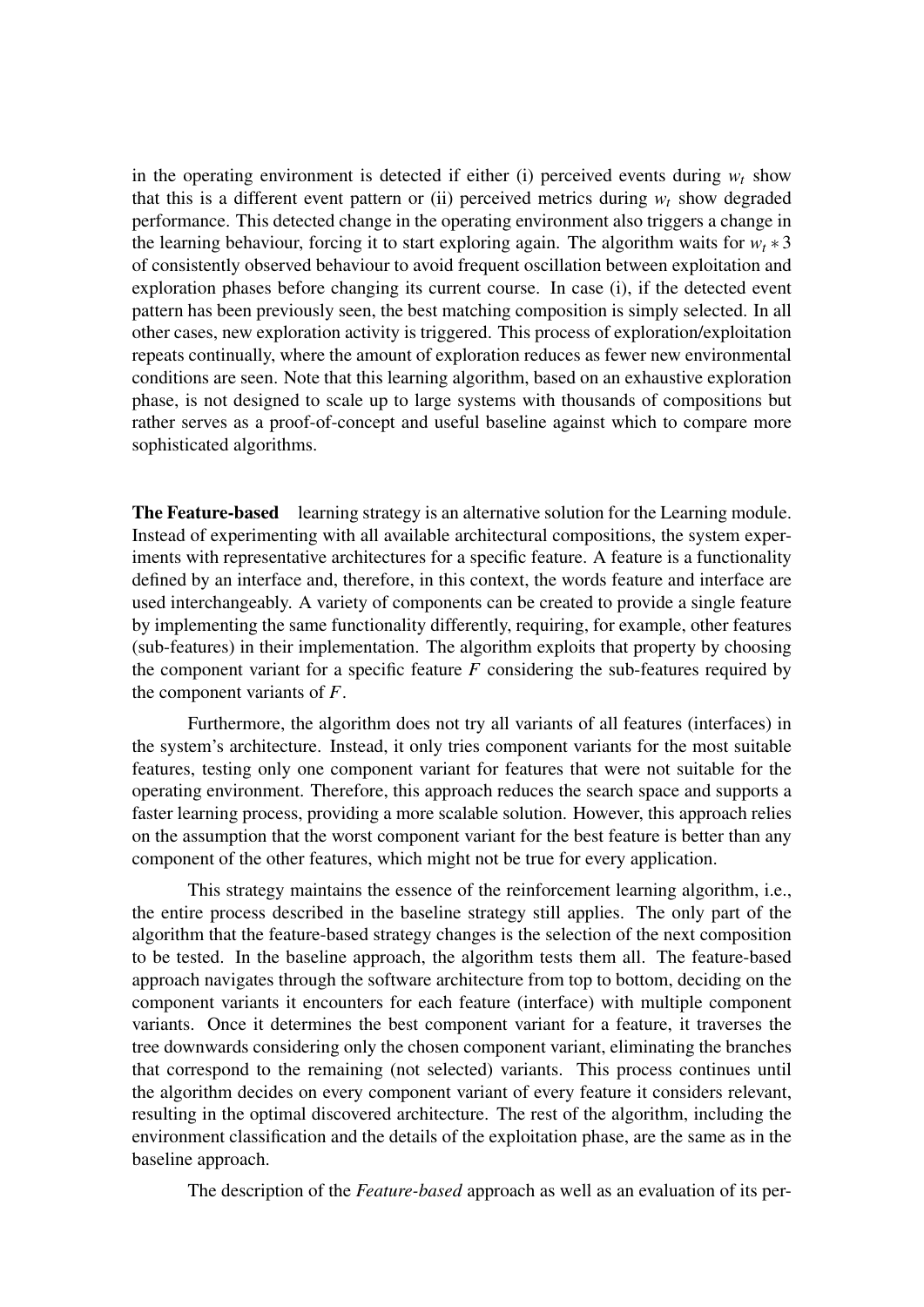in the operating environment is detected if either (i) perceived events during $w_t$ show that this is a different event pattern or (ii) perceived metrics during $w_t$ show degraded performance. This detected change in the operating environment also triggers a change in the learning behaviour, forcing it to start exploring again. The algorithm waits for $w_t * 3$ of consistently observed behaviour to avoid frequent oscillation between exploitation and exploration phases before changing its current course. In case (i), if the detected event pattern has been previously seen, the best matching composition is simply selected. In all other cases, new exploration activity is triggered. This process of exploration/exploitation repeats continually, where the amount of exploration reduces as fewer new environmental conditions are seen. Note that this learning algorithm, based on an exhaustive exploration phase, is not designed to scale up to large systems with thousands of compositions but rather serves as a proof-of-concept and useful baseline against which to compare more sophisticated algorithms.

**The Feature-based** learning strategy is an alternative solution for the Learning module. Instead of experimenting with all available architectural compositions, the system experiments with representative architectures for a specific feature. A feature is a functionality defined by an interface and, therefore, in this context, the words feature and interface are used interchangeably. A variety of components can be created to provide a single feature by implementing the same functionality differently, requiring, for example, other features (sub-features) in their implementation. The algorithm exploits that property by choosing the component variant for a specific feature $F$ considering the sub-features required by the component variants of $F$.

Furthermore, the algorithm does not try all variants of all features (interfaces) in the system's architecture. Instead, it only tries component variants for the most suitable features, testing only one component variant for features that were not suitable for the operating environment. Therefore, this approach reduces the search space and supports a faster learning process, providing a more scalable solution. However, this approach relies on the assumption that the worst component variant for the best feature is better than any component of the other features, which might not be true for every application.

This strategy maintains the essence of the reinforcement learning algorithm, i.e., the entire process described in the baseline strategy still applies. The only part of the algorithm that the feature-based strategy changes is the selection of the next composition to be tested. In the baseline approach, the algorithm tests them all. The feature-based approach navigates through the software architecture from top to bottom, deciding on the component variants it encounters for each feature (interface) with multiple component variants. Once it determines the best component variant for a feature, it traverses the tree downwards considering only the chosen component variant, eliminating the branches that correspond to the remaining (not selected) variants. This process continues until the algorithm decides on every component variant of every feature it considers relevant, resulting in the optimal discovered architecture. The rest of the algorithm, including the environment classification and the details of the exploitation phase, are the same as in the baseline approach.

The description of the *Feature-based* approach as well as an evaluation of its per-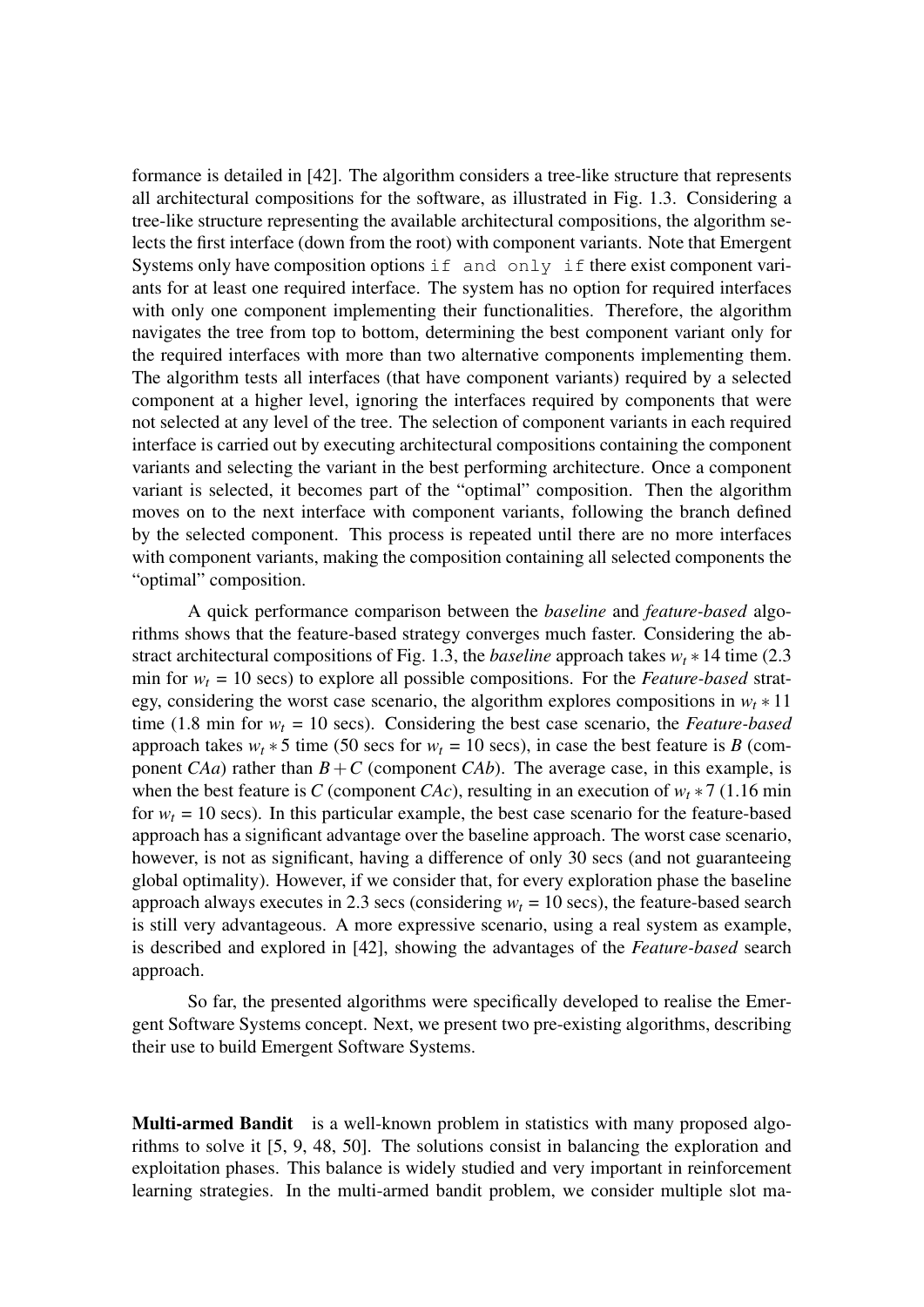formance is detailed in [42]. The algorithm considers a tree-like structure that represents all architectural compositions for the software, as illustrated in Fig. 1.3. Considering a tree-like structure representing the available architectural compositions, the algorithm selects the first interface (down from the root) with component variants. Note that Emergent Systems only have composition options `if and only if` there exist component variants for at least one required interface. The system has no option for required interfaces with only one component implementing their functionalities. Therefore, the algorithm navigates the tree from top to bottom, determining the best component variant only for the required interfaces with more than two alternative components implementing them. The algorithm tests all interfaces (that have component variants) required by a selected component at a higher level, ignoring the interfaces required by components that were not selected at any level of the tree. The selection of component variants in each required interface is carried out by executing architectural compositions containing the component variants and selecting the variant in the best performing architecture. Once a component variant is selected, it becomes part of the "optimal" composition. Then the algorithm moves on to the next interface with component variants, following the branch defined by the selected component. This process is repeated until there are no more interfaces with component variants, making the composition containing all selected components the "optimal" composition.

A quick performance comparison between the *baseline* and *feature-based* algorithms shows that the feature-based strategy converges much faster. Considering the abstract architectural compositions of Fig. 1.3, the *baseline* approach takes $w_t * 14$ time (2.3 min for $w_t$ = 10 secs) to explore all possible compositions. For the *Feature-based* strategy, considering the worst case scenario, the algorithm explores compositions in $w_t * 11$ time (1.8 min for $w_t$ = 10 secs). Considering the best case scenario, the *Feature-based* approach takes $w_t * 5$ time (50 secs for $w_t$ = 10 secs), in case the best feature is $B$ (component $CAa$) rather than $B + C$ (component $CAb$). The average case, in this example, is when the best feature is $C$ (component $CAc$), resulting in an execution of $w_t * 7$ (1.16 min for $w_t$ = 10 secs). In this particular example, the best case scenario for the feature-based approach has a significant advantage over the baseline approach. The worst case scenario, however, is not as significant, having a difference of only 30 secs (and not guaranteeing global optimality). However, if we consider that, for every exploration phase the baseline approach always executes in 2.3 secs (considering $w_t$ = 10 secs), the feature-based search is still very advantageous. A more expressive scenario, using a real system as example, is described and explored in [42], showing the advantages of the *Feature-based* search approach.

So far, the presented algorithms were specifically developed to realise the Emergent Software Systems concept. Next, we present two pre-existing algorithms, describing their use to build Emergent Software Systems.

**Multi-armed Bandit** is a well-known problem in statistics with many proposed algorithms to solve it [5, 9, 48, 50]. The solutions consist in balancing the exploration and exploitation phases. This balance is widely studied and very important in reinforcement learning strategies. In the multi-armed bandit problem, we consider multiple slot ma-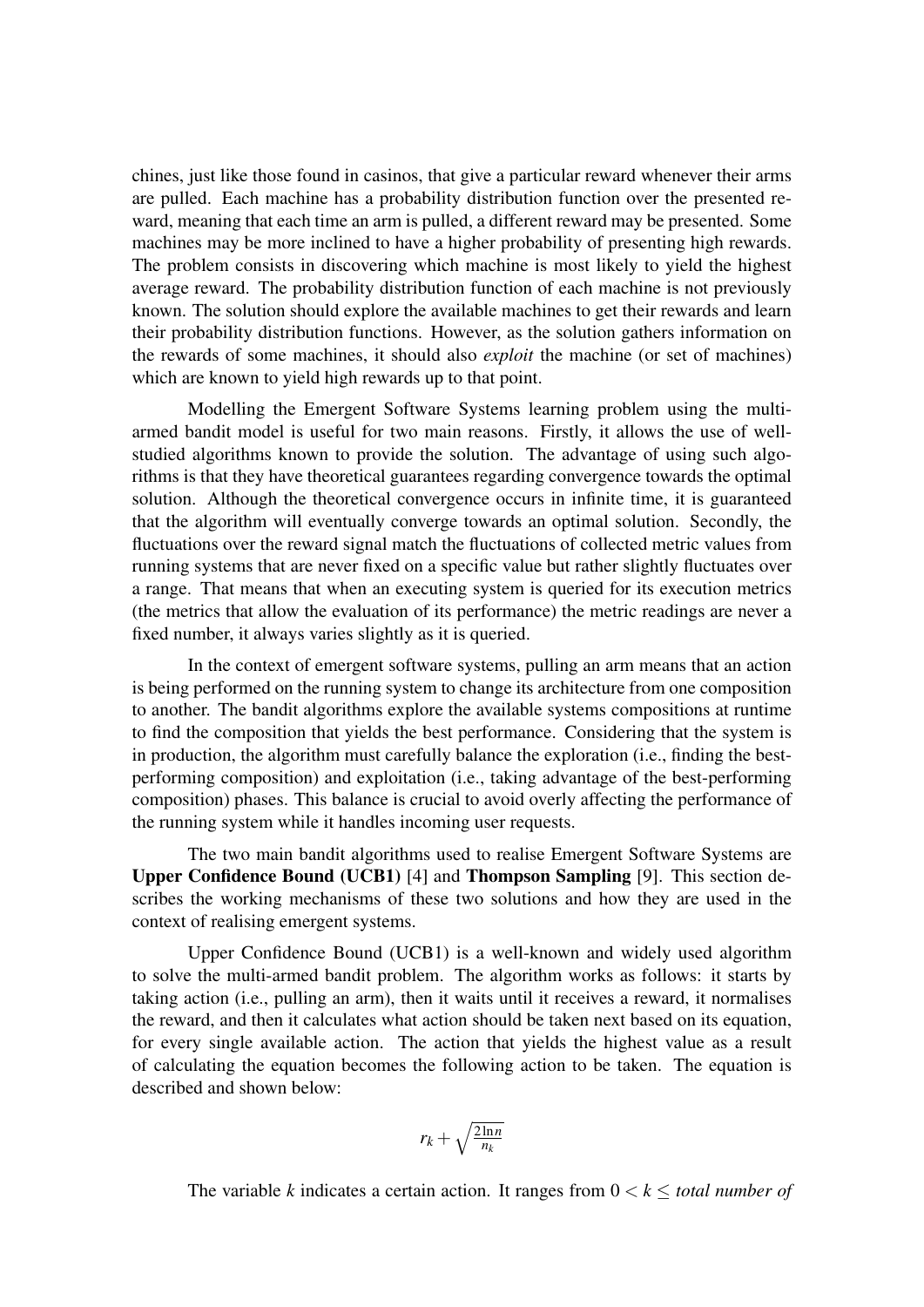chines, just like those found in casinos, that give a particular reward whenever their arms are pulled. Each machine has a probability distribution function over the presented reward, meaning that each time an arm is pulled, a different reward may be presented. Some machines may be more inclined to have a higher probability of presenting high rewards. The problem consists in discovering which machine is most likely to yield the highest average reward. The probability distribution function of each machine is not previously known. The solution should explore the available machines to get their rewards and learn their probability distribution functions. However, as the solution gathers information on the rewards of some machines, it should also *exploit* the machine (or set of machines) which are known to yield high rewards up to that point.

Modelling the Emergent Software Systems learning problem using the multi-armed bandit model is useful for two main reasons. Firstly, it allows the use of well-studied algorithms known to provide the solution. The advantage of using such algorithms is that they have theoretical guarantees regarding convergence towards the optimal solution. Although the theoretical convergence occurs in infinite time, it is guaranteed that the algorithm will eventually converge towards an optimal solution. Secondly, the fluctuations over the reward signal match the fluctuations of collected metric values from running systems that are never fixed on a specific value but rather slightly fluctuates over a range. That means that when an executing system is queried for its execution metrics (the metrics that allow the evaluation of its performance) the metric readings are never a fixed number, it always varies slightly as it is queried.

In the context of emergent software systems, pulling an arm means that an action is being performed on the running system to change its architecture from one composition to another. The bandit algorithms explore the available systems compositions at runtime to find the composition that yields the best performance. Considering that the system is in production, the algorithm must carefully balance the exploration (i.e., finding the best-performing composition) and exploitation (i.e., taking advantage of the best-performing composition) phases. This balance is crucial to avoid overly affecting the performance of the running system while it handles incoming user requests.

The two main bandit algorithms used to realise Emergent Software Systems are **Upper Confidence Bound (UCB1)** [4] and **Thompson Sampling** [9]. This section describes the working mechanisms of these two solutions and how they are used in the context of realising emergent systems.

Upper Confidence Bound (UCB1) is a well-known and widely used algorithm to solve the multi-armed bandit problem. The algorithm works as follows: it starts by taking action (i.e., pulling an arm), then it waits until it receives a reward, it normalises the reward, and then it calculates what action should be taken next based on its equation, for every single available action. The action that yields the highest value as a result of calculating the equation becomes the following action to be taken. The equation is described and shown below:

$$r_k + \sqrt{\frac{2 \ln n}{n_k}}$$

The variable $k$ indicates a certain action. It ranges from $0 < k \leq$ *total number of*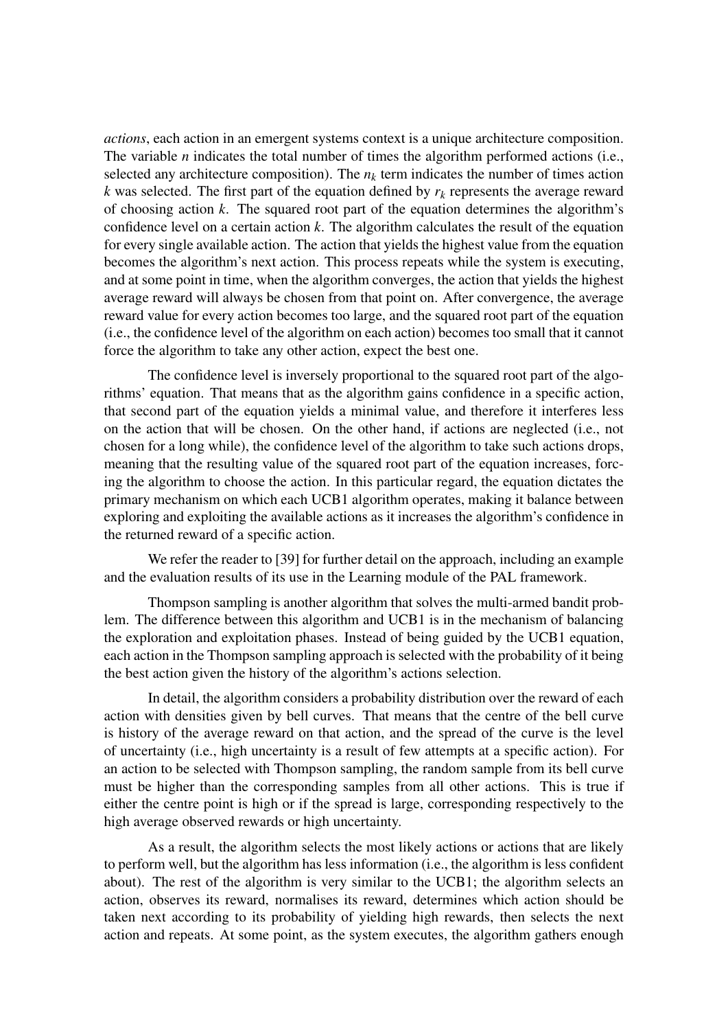*actions*, each action in an emergent systems context is a unique architecture composition. The variable $n$ indicates the total number of times the algorithm performed actions (i.e., selected any architecture composition). The $n_k$ term indicates the number of times action $k$ was selected. The first part of the equation defined by $r_k$ represents the average reward of choosing action $k$. The squared root part of the equation determines the algorithm's confidence level on a certain action $k$. The algorithm calculates the result of the equation for every single available action. The action that yields the highest value from the equation becomes the algorithm's next action. This process repeats while the system is executing, and at some point in time, when the algorithm converges, the action that yields the highest average reward will always be chosen from that point on. After convergence, the average reward value for every action becomes too large, and the squared root part of the equation (i.e., the confidence level of the algorithm on each action) becomes too small that it cannot force the algorithm to take any other action, expect the best one.

The confidence level is inversely proportional to the squared root part of the algorithms' equation. That means that as the algorithm gains confidence in a specific action, that second part of the equation yields a minimal value, and therefore it interferes less on the action that will be chosen. On the other hand, if actions are neglected (i.e., not chosen for a long while), the confidence level of the algorithm to take such actions drops, meaning that the resulting value of the squared root part of the equation increases, forcing the algorithm to choose the action. In this particular regard, the equation dictates the primary mechanism on which each UCB1 algorithm operates, making it balance between exploring and exploiting the available actions as it increases the algorithm's confidence in the returned reward of a specific action.

We refer the reader to [39] for further detail on the approach, including an example and the evaluation results of its use in the Learning module of the PAL framework.

Thompson sampling is another algorithm that solves the multi-armed bandit problem. The difference between this algorithm and UCB1 is in the mechanism of balancing the exploration and exploitation phases. Instead of being guided by the UCB1 equation, each action in the Thompson sampling approach is selected with the probability of it being the best action given the history of the algorithm's actions selection.

In detail, the algorithm considers a probability distribution over the reward of each action with densities given by bell curves. That means that the centre of the bell curve is history of the average reward on that action, and the spread of the curve is the level of uncertainty (i.e., high uncertainty is a result of few attempts at a specific action). For an action to be selected with Thompson sampling, the random sample from its bell curve must be higher than the corresponding samples from all other actions. This is true if either the centre point is high or if the spread is large, corresponding respectively to the high average observed rewards or high uncertainty.

As a result, the algorithm selects the most likely actions or actions that are likely to perform well, but the algorithm has less information (i.e., the algorithm is less confident about). The rest of the algorithm is very similar to the UCB1; the algorithm selects an action, observes its reward, normalises its reward, determines which action should be taken next according to its probability of yielding high rewards, then selects the next action and repeats. At some point, as the system executes, the algorithm gathers enough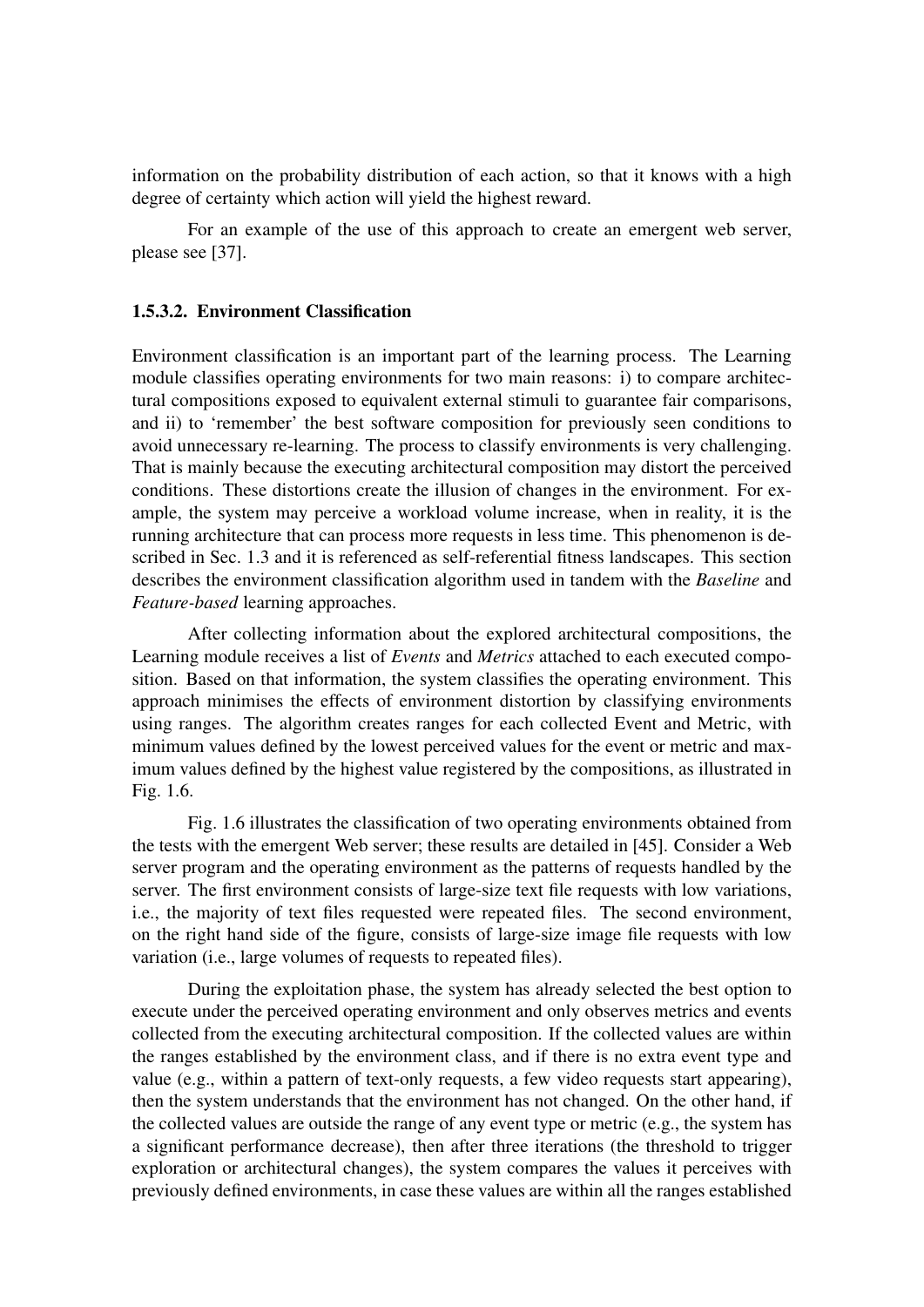information on the probability distribution of each action, so that it knows with a high degree of certainty which action will yield the highest reward.

For an example of the use of this approach to create an emergent web server, please see [37].

#### 1.5.3.2. Environment Classification

Environment classification is an important part of the learning process. The Learning module classifies operating environments for two main reasons: i) to compare architectural compositions exposed to equivalent external stimuli to guarantee fair comparisons, and ii) to 'remember' the best software composition for previously seen conditions to avoid unnecessary re-learning. The process to classify environments is very challenging. That is mainly because the executing architectural composition may distort the perceived conditions. These distortions create the illusion of changes in the environment. For example, the system may perceive a workload volume increase, when in reality, it is the running architecture that can process more requests in less time. This phenomenon is described in Sec. 1.3 and it is referenced as self-referential fitness landscapes. This section describes the environment classification algorithm used in tandem with the *Baseline* and *Feature-based* learning approaches.

After collecting information about the explored architectural compositions, the Learning module receives a list of *Events* and *Metrics* attached to each executed composition. Based on that information, the system classifies the operating environment. This approach minimises the effects of environment distortion by classifying environments using ranges. The algorithm creates ranges for each collected Event and Metric, with minimum values defined by the lowest perceived values for the event or metric and maximum values defined by the highest value registered by the compositions, as illustrated in Fig. 1.6.

Fig. 1.6 illustrates the classification of two operating environments obtained from the tests with the emergent Web server; these results are detailed in [45]. Consider a Web server program and the operating environment as the patterns of requests handled by the server. The first environment consists of large-size text file requests with low variations, i.e., the majority of text files requested were repeated files. The second environment, on the right hand side of the figure, consists of large-size image file requests with low variation (i.e., large volumes of requests to repeated files).

During the exploitation phase, the system has already selected the best option to execute under the perceived operating environment and only observes metrics and events collected from the executing architectural composition. If the collected values are within the ranges established by the environment class, and if there is no extra event type and value (e.g., within a pattern of text-only requests, a few video requests start appearing), then the system understands that the environment has not changed. On the other hand, if the collected values are outside the range of any event type or metric (e.g., the system has a significant performance decrease), then after three iterations (the threshold to trigger exploration or architectural changes), the system compares the values it perceives with previously defined environments, in case these values are within all the ranges established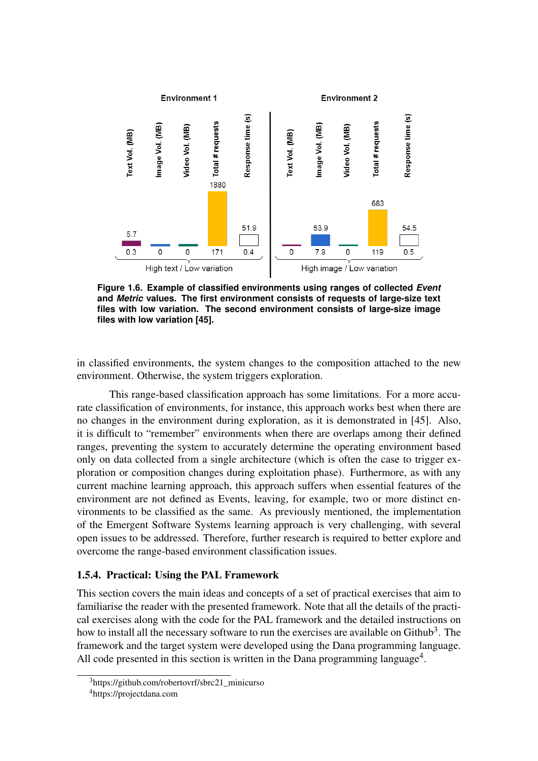Figure 1.6. Example of classified environments using ranges of collected ***Event*** and ***Metric*** values. The first environment consists of requests of large-size text files with low variation. The second environment consists of large-size image files with low variation [45].

in classified environments, the system changes to the composition attached to the new environment. Otherwise, the system triggers exploration.

This range-based classification approach has some limitations. For a more accurate classification of environments, for instance, this approach works best when there are no changes in the environment during exploration, as it is demonstrated in [45]. Also, it is difficult to "remember" environments when there are overlaps among their defined ranges, preventing the system to accurately determine the operating environment based only on data collected from a single architecture (which is often the case to trigger exploration or composition changes during exploitation phase). Furthermore, as with any current machine learning approach, this approach suffers when essential features of the environment are not defined as Events, leaving, for example, two or more distinct environments to be classified as the same. As previously mentioned, the implementation of the Emergent Software Systems learning approach is very challenging, with several open issues to be addressed. Therefore, further research is required to better explore and overcome the range-based environment classification issues.

### 1.5.4. Practical: Using the PAL Framework

This section covers the main ideas and concepts of a set of practical exercises that aim to familiarise the reader with the presented framework. Note that all the details of the practical exercises along with the code for the PAL framework and the detailed instructions on how to install all the necessary software to run the exercises are available on Github[3]. The framework and the target system were developed using the Dana programming language. All code presented in this section is written in the Dana programming language[4].

[3] https://github.com/robertovrf/sbrc21_minicurso

[4] https://projectdana.com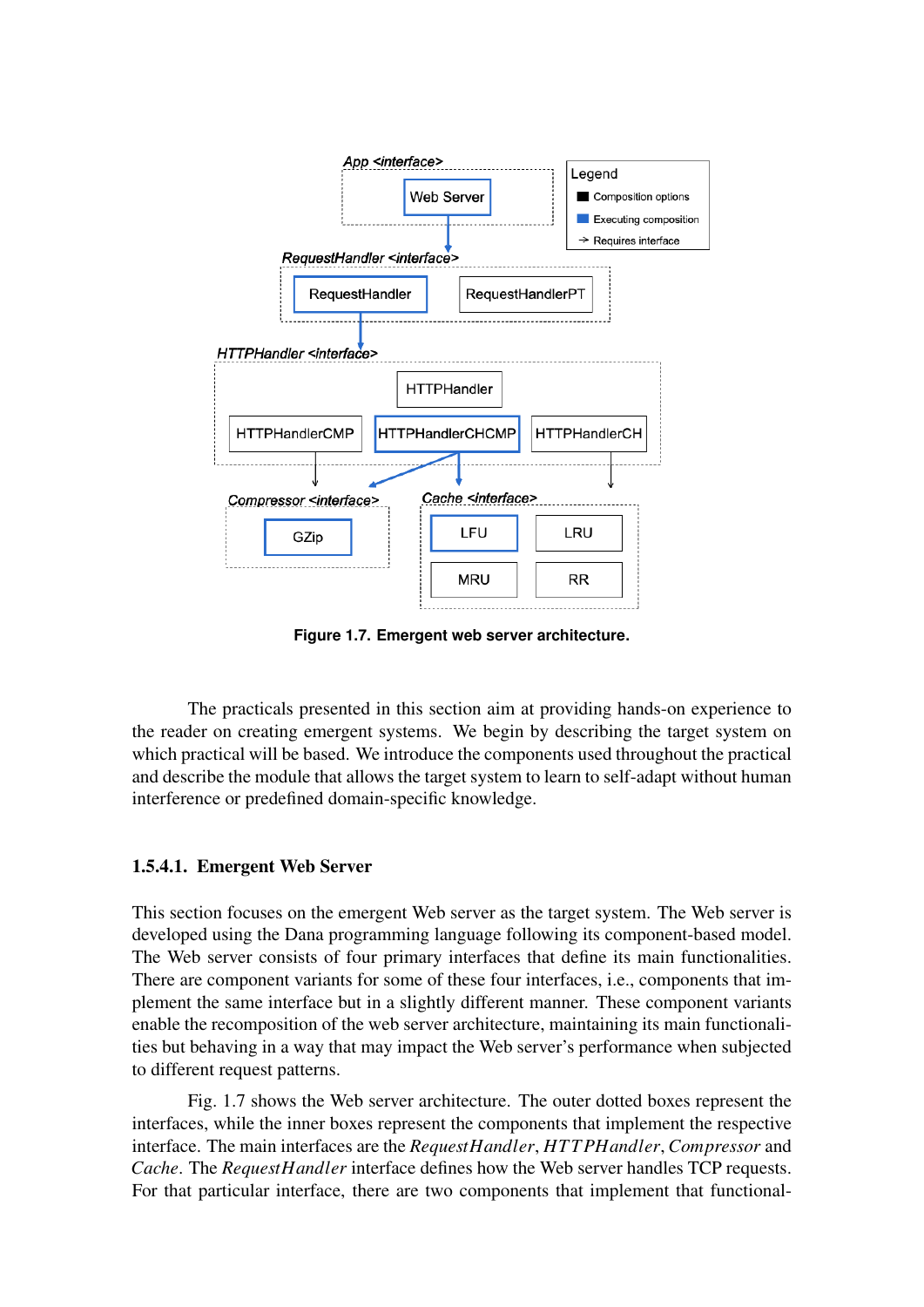Figure 1.7. Emergent web server architecture.

The practicals presented in this section aim at providing hands-on experience to the reader on creating emergent systems. We begin by describing the target system on which practical will be based. We introduce the components used throughout the practical and describe the module that allows the target system to learn to self-adapt without human interference or predefined domain-specific knowledge.

#### 1.5.4.1. Emergent Web Server

This section focuses on the emergent Web server as the target system. The Web server is developed using the Dana programming language following its component-based model. The Web server consists of four primary interfaces that define its main functionalities. There are component variants for some of these four interfaces, i.e., components that implement the same interface but in a slightly different manner. These component variants enable the recomposition of the web server architecture, maintaining its main functionalities but behaving in a way that may impact the Web server's performance when subjected to different request patterns.

Fig. 1.7 shows the Web server architecture. The outer dotted boxes represent the interfaces, while the inner boxes represent the components that implement the respective interface. The main interfaces are the *RequestHandler*, *HTTPHandler*, *Compressor* and *Cache*. The *RequestHandler* interface defines how the Web server handles TCP requests. For that particular interface, there are two components that implement that functional-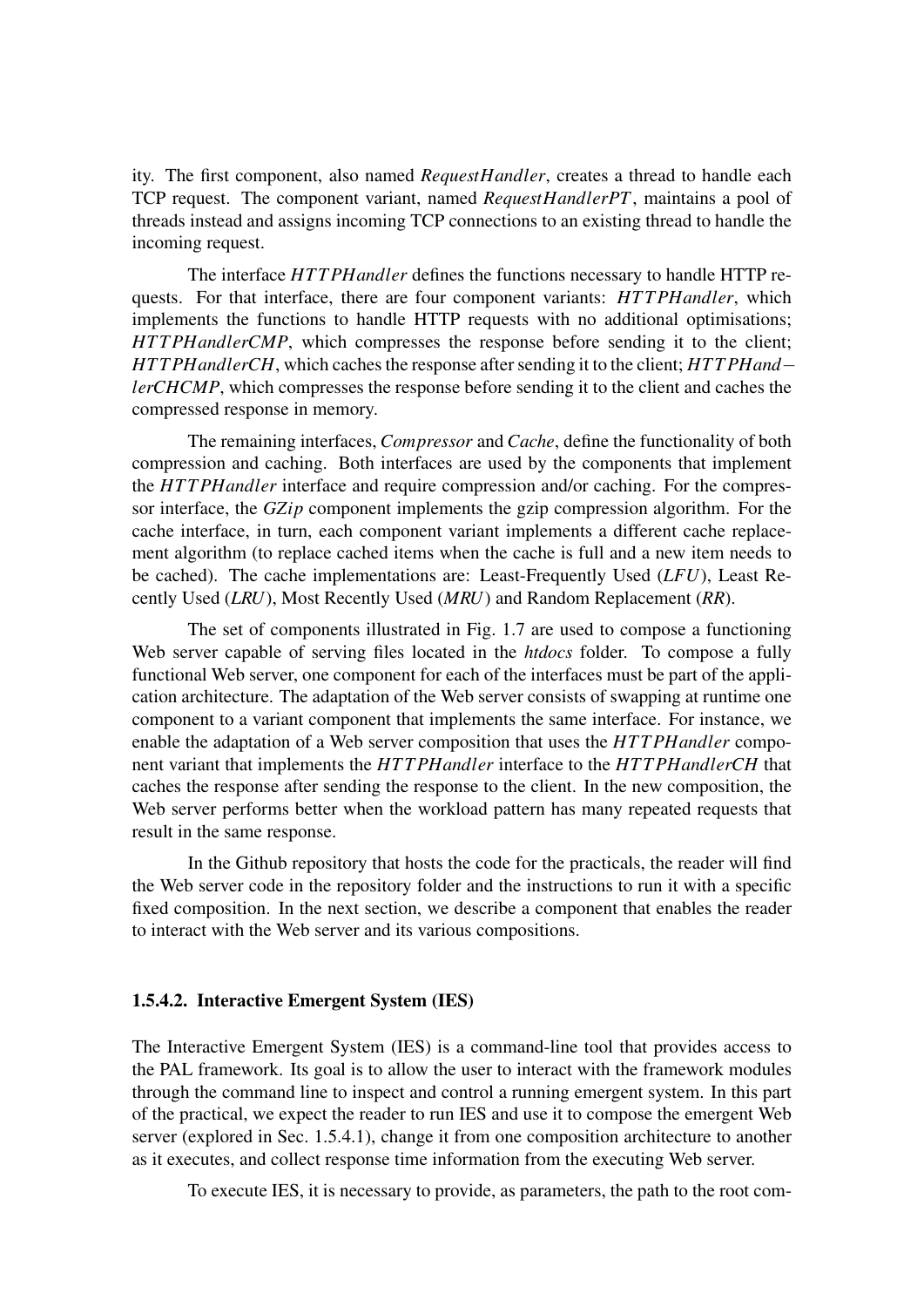ity. The first component, also named *RequestHandler*, creates a thread to handle each TCP request. The component variant, named *RequestHandlerPT*, maintains a pool of threads instead and assigns incoming TCP connections to an existing thread to handle the incoming request.

The interface *HTTPHandler* defines the functions necessary to handle HTTP requests. For that interface, there are four component variants: *HTTPHandler*, which implements the functions to handle HTTP requests with no additional optimisations; *HTTPHandlerCMP*, which compresses the response before sending it to the client; *HTTPHandlerCH*, which caches the response after sending it to the client; *HTTPHandlerCHCMP*, which compresses the response before sending it to the client and caches the compressed response in memory.

The remaining interfaces, *Compressor* and *Cache*, define the functionality of both compression and caching. Both interfaces are used by the components that implement the *HTTPHandler* interface and require compression and/or caching. For the compressor interface, the *GZip* component implements the gzip compression algorithm. For the cache interface, in turn, each component variant implements a different cache replacement algorithm (to replace cached items when the cache is full and a new item needs to be cached). The cache implementations are: Least-Frequently Used (*LFU*), Least Recently Used (*LRU*), Most Recently Used (*MRU*) and Random Replacement (*RR*).

The set of components illustrated in Fig. 1.7 are used to compose a functioning Web server capable of serving files located in the *htdocs* folder. To compose a fully functional Web server, one component for each of the interfaces must be part of the application architecture. The adaptation of the Web server consists of swapping at runtime one component to a variant component that implements the same interface. For instance, we enable the adaptation of a Web server composition that uses the *HTTPHandler* component variant that implements the *HTTPHandler* interface to the *HTTPHandlerCH* that caches the response after sending the response to the client. In the new composition, the Web server performs better when the workload pattern has many repeated requests that result in the same response.

In the Github repository that hosts the code for the practicals, the reader will find the Web server code in the repository folder and the instructions to run it with a specific fixed composition. In the next section, we describe a component that enables the reader to interact with the Web server and its various compositions.

#### 1.5.4.2. Interactive Emergent System (IES)

The Interactive Emergent System (IES) is a command-line tool that provides access to the PAL framework. Its goal is to allow the user to interact with the framework modules through the command line to inspect and control a running emergent system. In this part of the practical, we expect the reader to run IES and use it to compose the emergent Web server (explored in Sec. 1.5.4.1), change it from one composition architecture to another as it executes, and collect response time information from the executing Web server.

To execute IES, it is necessary to provide, as parameters, the path to the root com-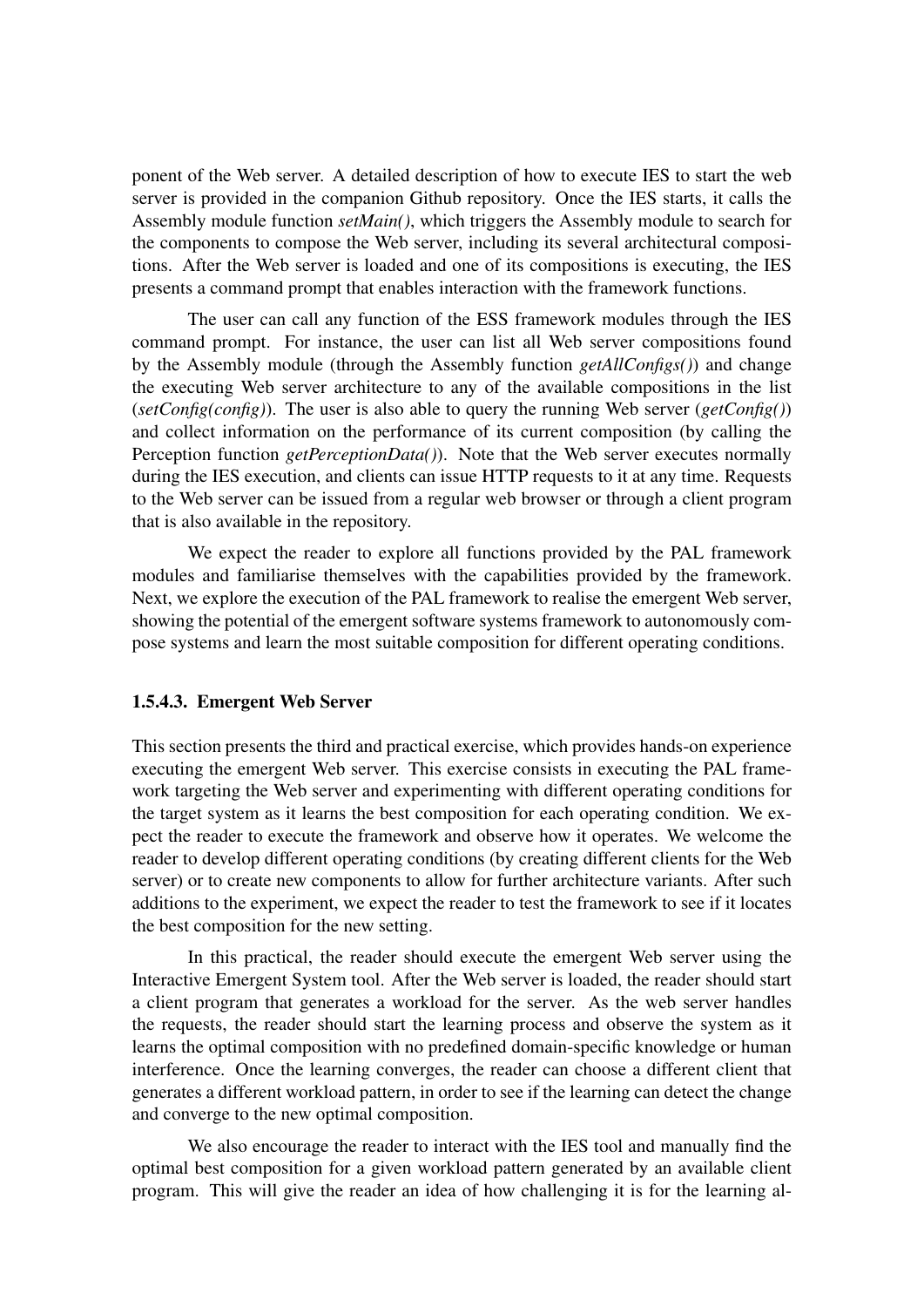ponent of the Web server. A detailed description of how to execute IES to start the web server is provided in the companion Github repository. Once the IES starts, it calls the Assembly module function *setMain()*, which triggers the Assembly module to search for the components to compose the Web server, including its several architectural compositions. After the Web server is loaded and one of its compositions is executing, the IES presents a command prompt that enables interaction with the framework functions.

The user can call any function of the ESS framework modules through the IES command prompt. For instance, the user can list all Web server compositions found by the Assembly module (through the Assembly function *getAllConfigs()*) and change the executing Web server architecture to any of the available compositions in the list (*setConfig(config)*). The user is also able to query the running Web server (*getConfig()*) and collect information on the performance of its current composition (by calling the Perception function *getPerceptionData()*). Note that the Web server executes normally during the IES execution, and clients can issue HTTP requests to it at any time. Requests to the Web server can be issued from a regular web browser or through a client program that is also available in the repository.

We expect the reader to explore all functions provided by the PAL framework modules and familiarise themselves with the capabilities provided by the framework. Next, we explore the execution of the PAL framework to realise the emergent Web server, showing the potential of the emergent software systems framework to autonomously compose systems and learn the most suitable composition for different operating conditions.

#### 1.5.4.3. Emergent Web Server

This section presents the third and practical exercise, which provides hands-on experience executing the emergent Web server. This exercise consists in executing the PAL framework targeting the Web server and experimenting with different operating conditions for the target system as it learns the best composition for each operating condition. We expect the reader to execute the framework and observe how it operates. We welcome the reader to develop different operating conditions (by creating different clients for the Web server) or to create new components to allow for further architecture variants. After such additions to the experiment, we expect the reader to test the framework to see if it locates the best composition for the new setting.

In this practical, the reader should execute the emergent Web server using the Interactive Emergent System tool. After the Web server is loaded, the reader should start a client program that generates a workload for the server. As the web server handles the requests, the reader should start the learning process and observe the system as it learns the optimal composition with no predefined domain-specific knowledge or human interference. Once the learning converges, the reader can choose a different client that generates a different workload pattern, in order to see if the learning can detect the change and converge to the new optimal composition.

We also encourage the reader to interact with the IES tool and manually find the optimal best composition for a given workload pattern generated by an available client program. This will give the reader an idea of how challenging it is for the learning al-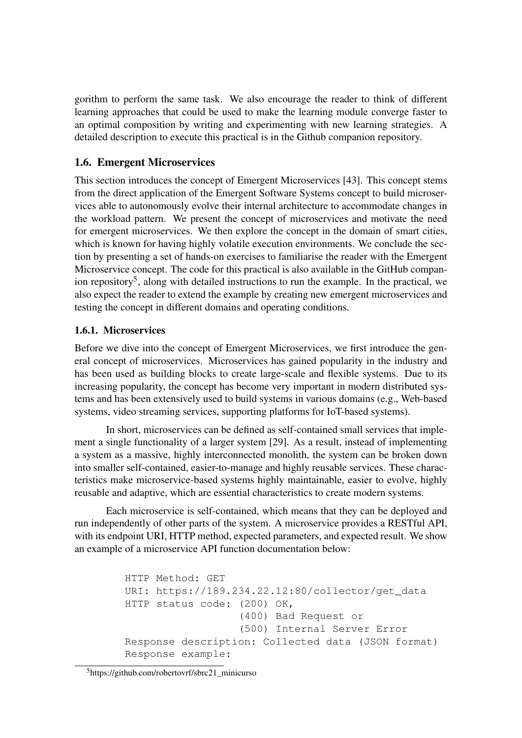gorithm to perform the same task. We also encourage the reader to think of different learning approaches that could be used to make the learning module converge faster to an optimal composition by writing and experimenting with new learning strategies. A detailed description to execute this practical is in the Github companion repository.

## 1.6. Emergent Microservices

This section introduces the concept of Emergent Microservices [43]. This concept stems from the direct application of the Emergent Software Systems concept to build microservices able to autonomously evolve their internal architecture to accommodate changes in the workload pattern. We present the concept of microservices and motivate the need for emergent microservices. We then explore the concept in the domain of smart cities, which is known for having highly volatile execution environments. We conclude the section by presenting a set of hands-on exercises to familiarise the reader with the Emergent Microservice concept. The code for this practical is also available in the GitHub companion repository[5], along with detailed instructions to run the example. In the practical, we also expect the reader to extend the example by creating new emergent microservices and testing the concept in different domains and operating conditions.

### 1.6.1. Microservices

Before we dive into the concept of Emergent Microservices, we first introduce the general concept of microservices. Microservices has gained popularity in the industry and has been used as building blocks to create large-scale and flexible systems. Due to its increasing popularity, the concept has become very important in modern distributed systems and has been extensively used to build systems in various domains (e.g., Web-based systems, video streaming services, supporting platforms for IoT-based systems).

In short, microservices can be defined as self-contained small services that implement a single functionality of a larger system [29]. As a result, instead of implementing a system as a massive, highly interconnected monolith, the system can be broken down into smaller self-contained, easier-to-manage and highly reusable services. These characteristics make microservice-based systems highly maintainable, easier to evolve, highly reusable and adaptive, which are essential characteristics to create modern systems.

Each microservice is self-contained, which means that they can be deployed and run independently of other parts of the system. A microservice provides a RESTful API, with its endpoint URI, HTTP method, expected parameters, and expected result. We show an example of a microservice API function documentation below:

```
HTTP Method: GET
URI: https://189.234.22.12:80/collector/get_data
HTTP status code: (200) OK,
                  (400) Bad Request or
                  (500) Internal Server Error
Response description: Collected data (JSON format)
Response example:
```

[5]https://github.com/robertovrf/sbrc21_minicurso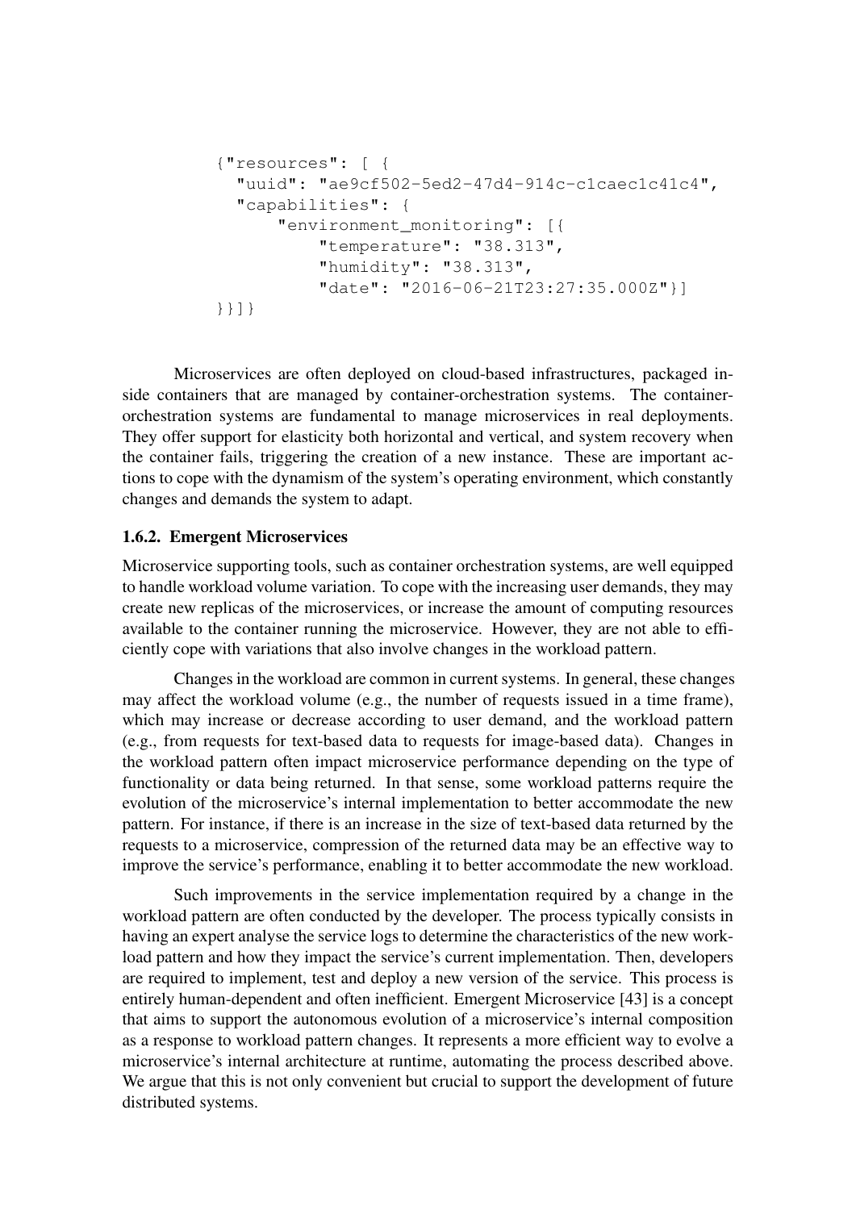```
{"resources": [ {
  "uuid": "ae9cf502-5ed2-47d4-914c-c1caec1c41c4",
  "capabilities": {
      "environment_monitoring": [{
          "temperature": "38.313",
          "humidity": "38.313",
          "date": "2016-06-21T23:27:35.000Z"}]
}}]}
```

Microservices are often deployed on cloud-based infrastructures, packaged inside containers that are managed by container-orchestration systems. The container-orchestration systems are fundamental to manage microservices in real deployments. They offer support for elasticity both horizontal and vertical, and system recovery when the container fails, triggering the creation of a new instance. These are important actions to cope with the dynamism of the system's operating environment, which constantly changes and demands the system to adapt.

### 1.6.2. Emergent Microservices

Microservice supporting tools, such as container orchestration systems, are well equipped to handle workload volume variation. To cope with the increasing user demands, they may create new replicas of the microservices, or increase the amount of computing resources available to the container running the microservice. However, they are not able to efficiently cope with variations that also involve changes in the workload pattern.

Changes in the workload are common in current systems. In general, these changes may affect the workload volume (e.g., the number of requests issued in a time frame), which may increase or decrease according to user demand, and the workload pattern (e.g., from requests for text-based data to requests for image-based data). Changes in the workload pattern often impact microservice performance depending on the type of functionality or data being returned. In that sense, some workload patterns require the evolution of the microservice's internal implementation to better accommodate the new pattern. For instance, if there is an increase in the size of text-based data returned by the requests to a microservice, compression of the returned data may be an effective way to improve the service's performance, enabling it to better accommodate the new workload.

Such improvements in the service implementation required by a change in the workload pattern are often conducted by the developer. The process typically consists in having an expert analyse the service logs to determine the characteristics of the new workload pattern and how they impact the service's current implementation. Then, developers are required to implement, test and deploy a new version of the service. This process is entirely human-dependent and often inefficient. Emergent Microservice [43] is a concept that aims to support the autonomous evolution of a microservice's internal composition as a response to workload pattern changes. It represents a more efficient way to evolve a microservice's internal architecture at runtime, automating the process described above. We argue that this is not only convenient but crucial to support the development of future distributed systems.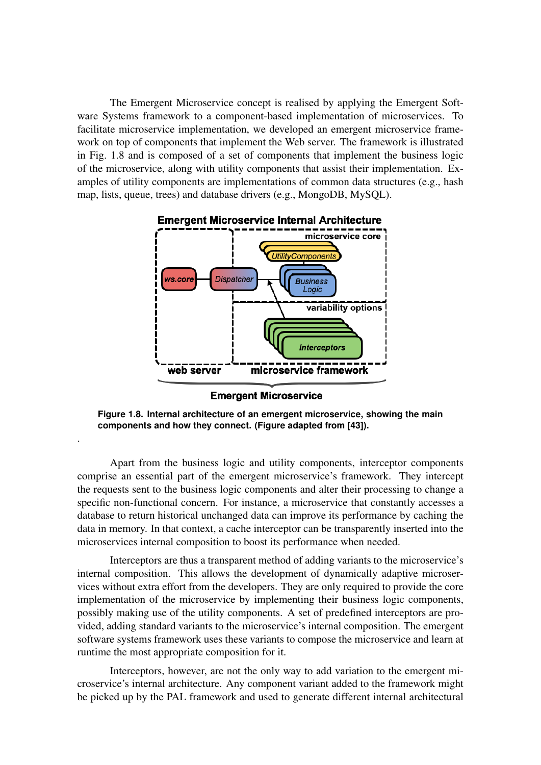The Emergent Microservice concept is realised by applying the Emergent Software Systems framework to a component-based implementation of microservices. To facilitate microservice implementation, we developed an emergent microservice framework on top of components that implement the Web server. The framework is illustrated in Fig. 1.8 and is composed of a set of components that implement the business logic of the microservice, along with utility components that assist their implementation. Examples of utility components are implementations of common data structures (e.g., hash map, lists, queue, trees) and database drivers (e.g., MongoDB, MySQL).

**Figure 1.8. Internal architecture of an emergent microservice, showing the main components and how they connect. (Figure adapted from [43]).**

Apart from the business logic and utility components, interceptor components comprise an essential part of the emergent microservice's framework. They intercept the requests sent to the business logic components and alter their processing to change a specific non-functional concern. For instance, a microservice that constantly accesses a database to return historical unchanged data can improve its performance by caching the data in memory. In that context, a cache interceptor can be transparently inserted into the microservices internal composition to boost its performance when needed.

Interceptors are thus a transparent method of adding variants to the microservice's internal composition. This allows the development of dynamically adaptive microservices without extra effort from the developers. They are only required to provide the core implementation of the microservice by implementing their business logic components, possibly making use of the utility components. A set of predefined interceptors are provided, adding standard variants to the microservice's internal composition. The emergent software systems framework uses these variants to compose the microservice and learn at runtime the most appropriate composition for it.

Interceptors, however, are not the only way to add variation to the emergent microservice's internal architecture. Any component variant added to the framework might be picked up by the PAL framework and used to generate different internal architectural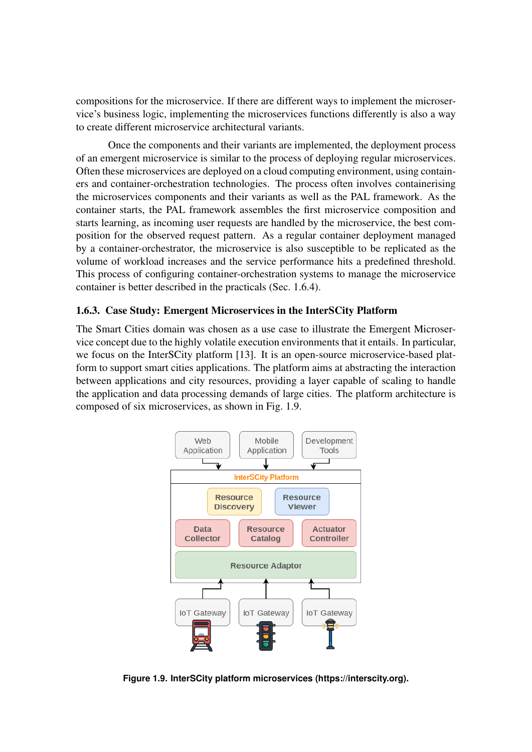compositions for the microservice. If there are different ways to implement the microservice's business logic, implementing the microservices functions differently is also a way to create different microservice architectural variants.

Once the components and their variants are implemented, the deployment process of an emergent microservice is similar to the process of deploying regular microservices. Often these microservices are deployed on a cloud computing environment, using containers and container-orchestration technologies. The process often involves containerising the microservices components and their variants as well as the PAL framework. As the container starts, the PAL framework assembles the first microservice composition and starts learning, as incoming user requests are handled by the microservice, the best composition for the observed request pattern. As a regular container deployment managed by a container-orchestrator, the microservice is also susceptible to be replicated as the volume of workload increases and the service performance hits a predefined threshold. This process of configuring container-orchestration systems to manage the microservice container is better described in the practicals (Sec. 1.6.4).

### 1.6.3. Case Study: Emergent Microservices in the InterSCity Platform

The Smart Cities domain was chosen as a use case to illustrate the Emergent Microservice concept due to the highly volatile execution environments that it entails. In particular, we focus on the InterSCity platform [13]. It is an open-source microservice-based platform to support smart cities applications. The platform aims at abstracting the interaction between applications and city resources, providing a layer capable of scaling to handle the application and data processing demands of large cities. The platform architecture is composed of six microservices, as shown in Fig. 1.9.

**Figure 1.9. InterSCity platform microservices (https://interscity.org).**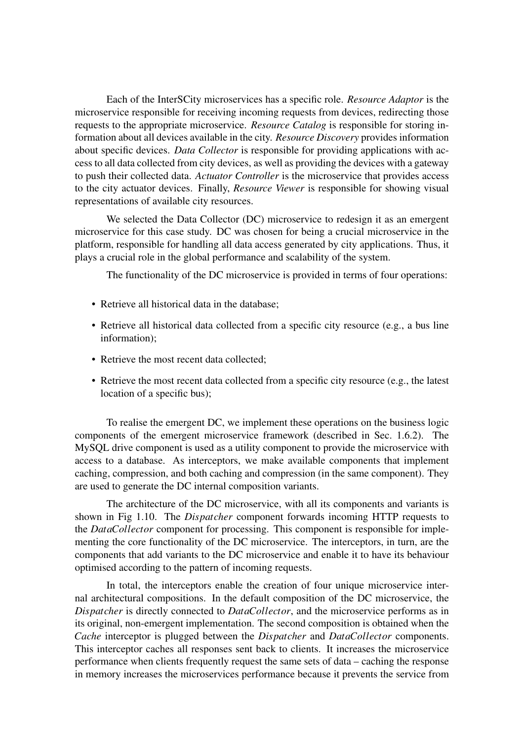Each of the InterSCity microservices has a specific role. *Resource Adaptor* is the microservice responsible for receiving incoming requests from devices, redirecting those requests to the appropriate microservice. *Resource Catalog* is responsible for storing information about all devices available in the city. *Resource Discovery* provides information about specific devices. *Data Collector* is responsible for providing applications with access to all data collected from city devices, as well as providing the devices with a gateway to push their collected data. *Actuator Controller* is the microservice that provides access to the city actuator devices. Finally, *Resource Viewer* is responsible for showing visual representations of available city resources.

We selected the Data Collector (DC) microservice to redesign it as an emergent microservice for this case study. DC was chosen for being a crucial microservice in the platform, responsible for handling all data access generated by city applications. Thus, it plays a crucial role in the global performance and scalability of the system.

The functionality of the DC microservice is provided in terms of four operations:

- Retrieve all historical data in the database;
- Retrieve all historical data collected from a specific city resource (e.g., a bus line information);
- Retrieve the most recent data collected;
- Retrieve the most recent data collected from a specific city resource (e.g., the latest location of a specific bus);

To realise the emergent DC, we implement these operations on the business logic components of the emergent microservice framework (described in Sec. 1.6.2). The MySQL drive component is used as a utility component to provide the microservice with access to a database. As interceptors, we make available components that implement caching, compression, and both caching and compression (in the same component). They are used to generate the DC internal composition variants.

The architecture of the DC microservice, with all its components and variants is shown in Fig 1.10. The *Dispatcher* component forwards incoming HTTP requests to the *DataCollector* component for processing. This component is responsible for implementing the core functionality of the DC microservice. The interceptors, in turn, are the components that add variants to the DC microservice and enable it to have its behaviour optimised according to the pattern of incoming requests.

In total, the interceptors enable the creation of four unique microservice internal architectural compositions. In the default composition of the DC microservice, the *Dispatcher* is directly connected to *DataCollector*, and the microservice performs as in its original, non-emergent implementation. The second composition is obtained when the *Cache* interceptor is plugged between the *Dispatcher* and *DataCollector* components. This interceptor caches all responses sent back to clients. It increases the microservice performance when clients frequently request the same sets of data – caching the response in memory increases the microservices performance because it prevents the service from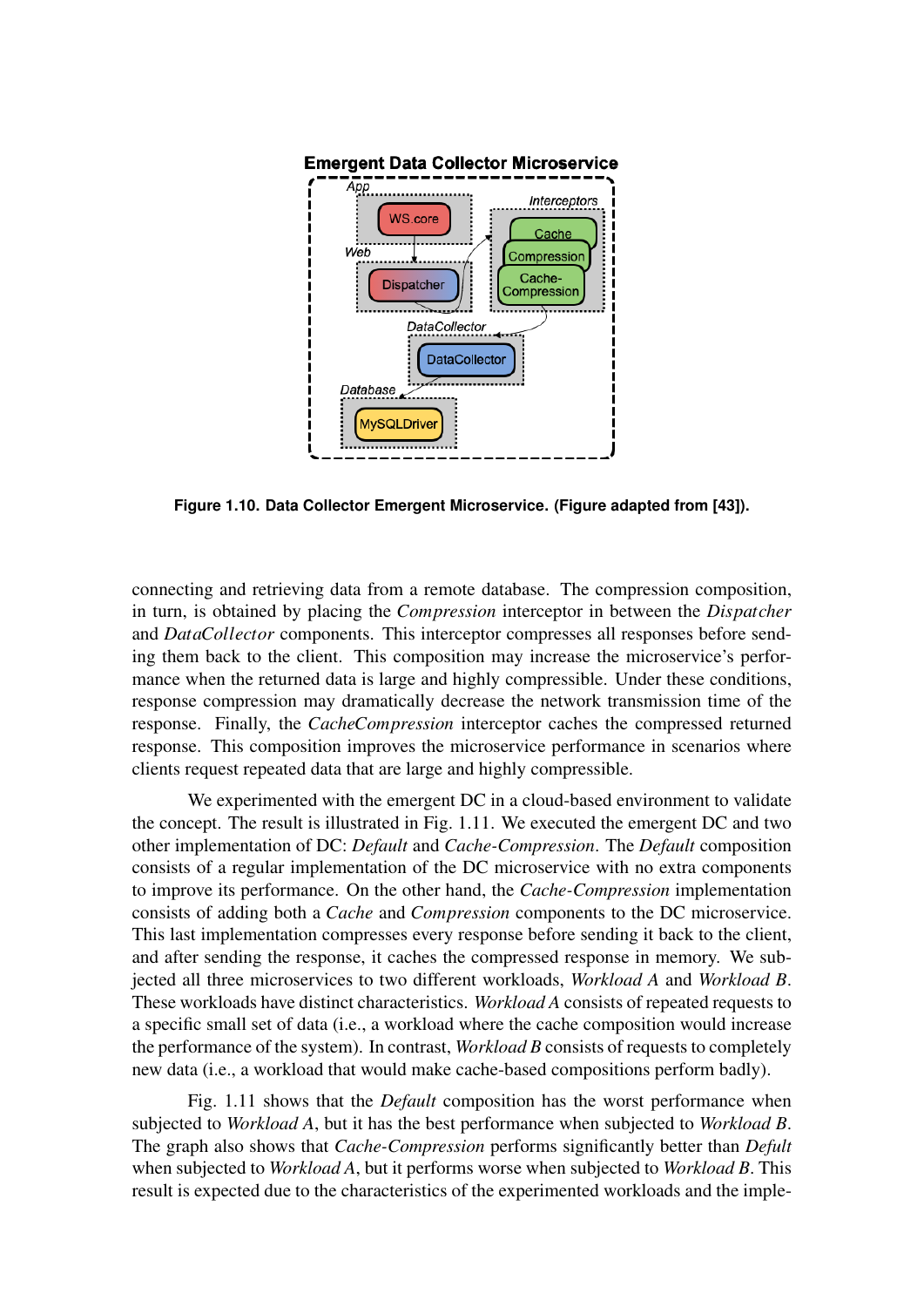**Figure 1.10. Data Collector Emergent Microservice. (Figure adapted from [43]).**

connecting and retrieving data from a remote database. The compression composition, in turn, is obtained by placing the *Compression* interceptor in between the *Dispatcher* and *DataCollector* components. This interceptor compresses all responses before sending them back to the client. This composition may increase the microservice's performance when the returned data is large and highly compressible. Under these conditions, response compression may dramatically decrease the network transmission time of the response. Finally, the *CacheCompression* interceptor caches the compressed returned response. This composition improves the microservice performance in scenarios where clients request repeated data that are large and highly compressible.

We experimented with the emergent DC in a cloud-based environment to validate the concept. The result is illustrated in Fig. 1.11. We executed the emergent DC and two other implementation of DC: *Default* and *Cache-Compression*. The *Default* composition consists of a regular implementation of the DC microservice with no extra components to improve its performance. On the other hand, the *Cache-Compression* implementation consists of adding both a *Cache* and *Compression* components to the DC microservice. This last implementation compresses every response before sending it back to the client, and after sending the response, it caches the compressed response in memory. We subjected all three microservices to two different workloads, *Workload A* and *Workload B*. These workloads have distinct characteristics. *Workload A* consists of repeated requests to a specific small set of data (i.e., a workload where the cache composition would increase the performance of the system). In contrast, *Workload B* consists of requests to completely new data (i.e., a workload that would make cache-based compositions perform badly).

Fig. 1.11 shows that the *Default* composition has the worst performance when subjected to *Workload A*, but it has the best performance when subjected to *Workload B*. The graph also shows that *Cache-Compression* performs significantly better than *Defult* when subjected to *Workload A*, but it performs worse when subjected to *Workload B*. This result is expected due to the characteristics of the experimented workloads and the imple-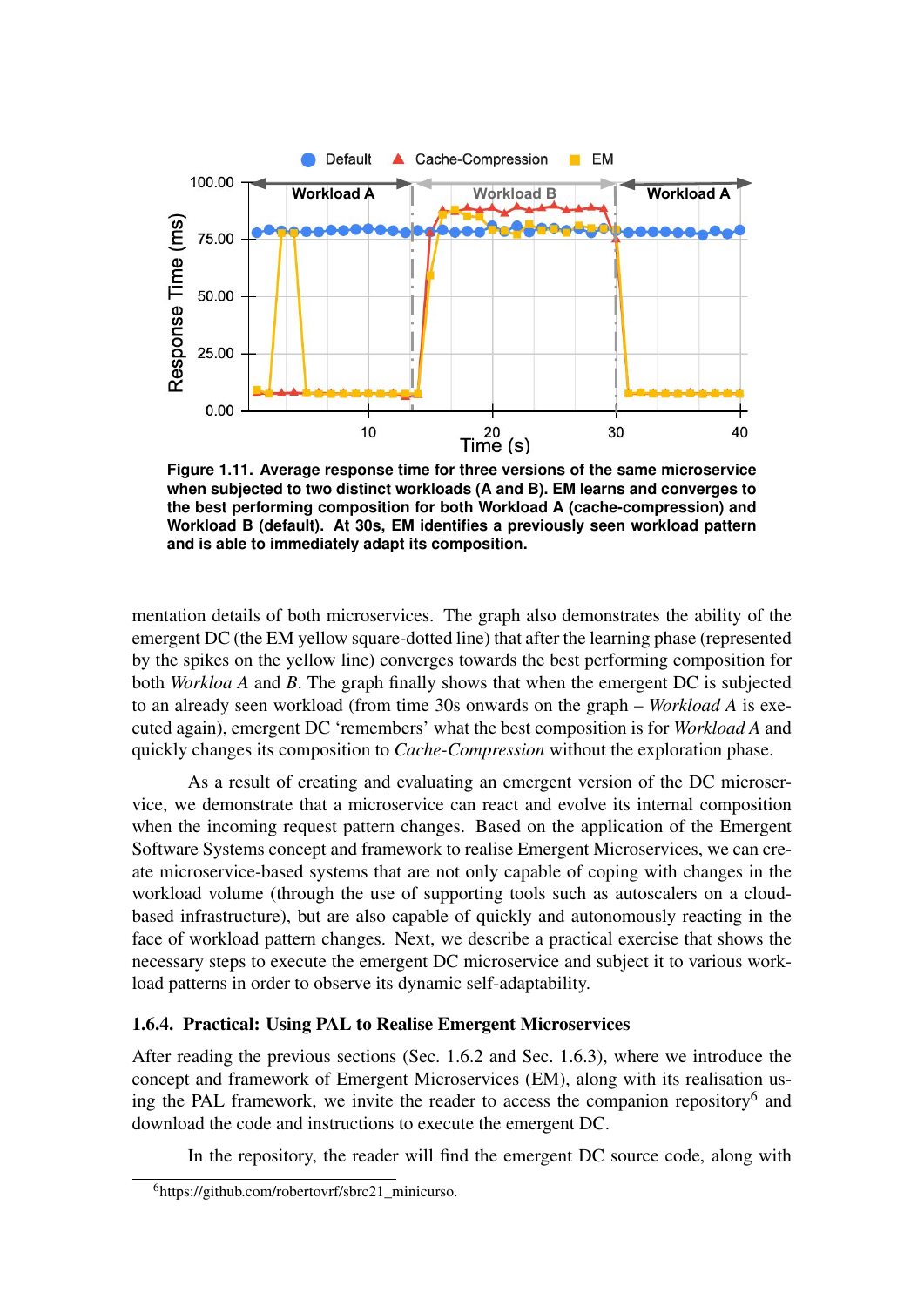**Figure 1.11. Average response time for three versions of the same microservice when subjected to two distinct workloads (A and B). EM learns and converges to the best performing composition for both Workload A (cache-compression) and Workload B (default). At 30s, EM identifies a previously seen workload pattern and is able to immediately adapt its composition.**

mentation details of both microservices. The graph also demonstrates the ability of the emergent DC (the EM yellow square-dotted line) that after the learning phase (represented by the spikes on the yellow line) converges towards the best performing composition for both *Workloa A* and *B*. The graph finally shows that when the emergent DC is subjected to an already seen workload (from time 30s onwards on the graph – *Workload A* is executed again), emergent DC 'remembers' what the best composition is for *Workload A* and quickly changes its composition to *Cache-Compression* without the exploration phase.

As a result of creating and evaluating an emergent version of the DC microservice, we demonstrate that a microservice can react and evolve its internal composition when the incoming request pattern changes. Based on the application of the Emergent Software Systems concept and framework to realise Emergent Microservices, we can create microservice-based systems that are not only capable of coping with changes in the workload volume (through the use of supporting tools such as autoscalers on a cloud-based infrastructure), but are also capable of quickly and autonomously reacting in the face of workload pattern changes. Next, we describe a practical exercise that shows the necessary steps to execute the emergent DC microservice and subject it to various workload patterns in order to observe its dynamic self-adaptability.

### 1.6.4. Practical: Using PAL to Realise Emergent Microservices

After reading the previous sections (Sec. 1.6.2 and Sec. 1.6.3), where we introduce the concept and framework of Emergent Microservices (EM), along with its realisation using the PAL framework, we invite the reader to access the companion repository[6] and download the code and instructions to execute the emergent DC.

In the repository, the reader will find the emergent DC source code, along with

[6] https://github.com/robertovrf/sbrc21_minicurso.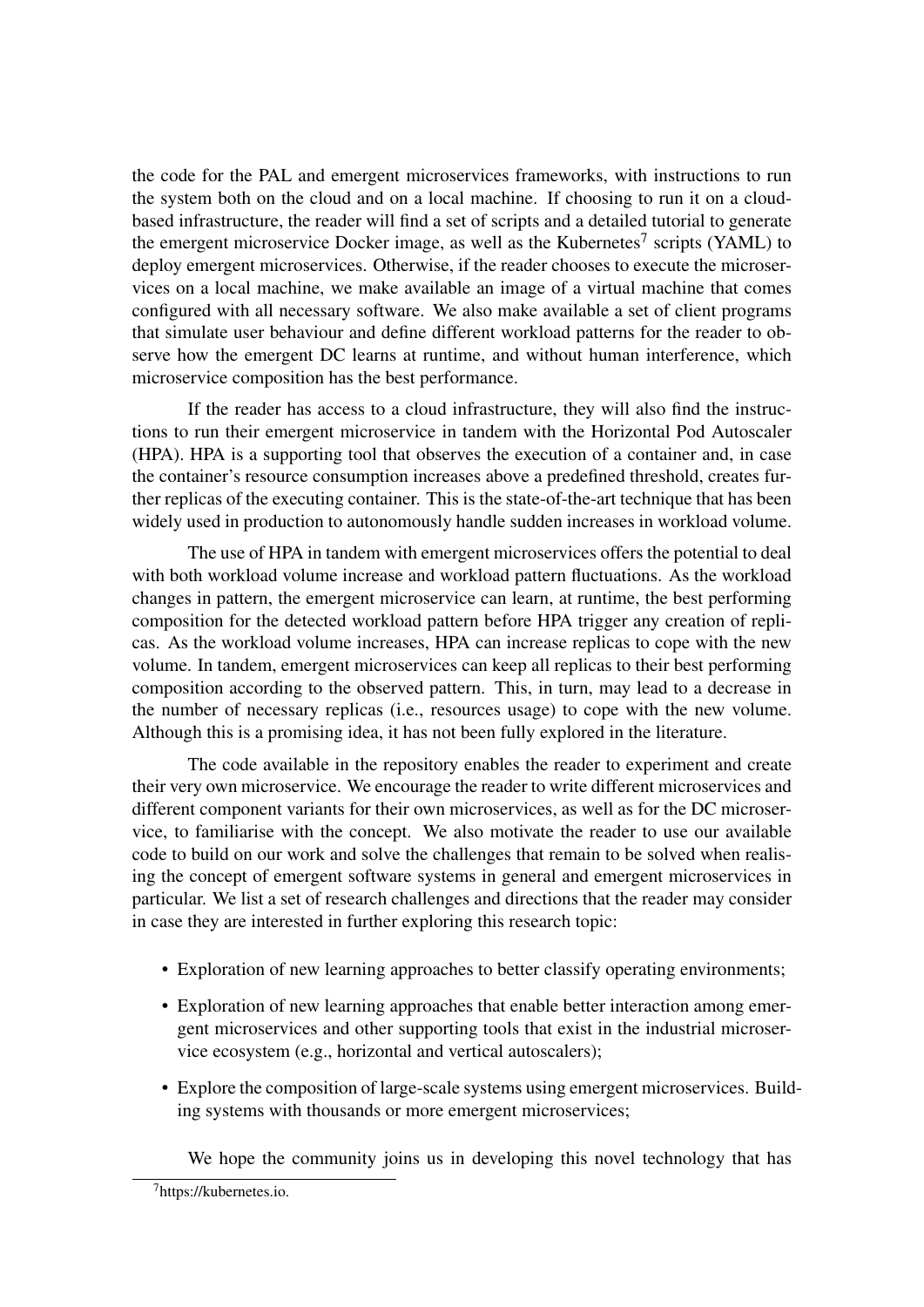the code for the PAL and emergent microservices frameworks, with instructions to run the system both on the cloud and on a local machine. If choosing to run it on a cloud-based infrastructure, the reader will find a set of scripts and a detailed tutorial to generate the emergent microservice Docker image, as well as the Kubernetes[7] scripts (YAML) to deploy emergent microservices. Otherwise, if the reader chooses to execute the microservices on a local machine, we make available an image of a virtual machine that comes configured with all necessary software. We also make available a set of client programs that simulate user behaviour and define different workload patterns for the reader to observe how the emergent DC learns at runtime, and without human interference, which microservice composition has the best performance.

If the reader has access to a cloud infrastructure, they will also find the instructions to run their emergent microservice in tandem with the Horizontal Pod Autoscaler (HPA). HPA is a supporting tool that observes the execution of a container and, in case the container's resource consumption increases above a predefined threshold, creates further replicas of the executing container. This is the state-of-the-art technique that has been widely used in production to autonomously handle sudden increases in workload volume.

The use of HPA in tandem with emergent microservices offers the potential to deal with both workload volume increase and workload pattern fluctuations. As the workload changes in pattern, the emergent microservice can learn, at runtime, the best performing composition for the detected workload pattern before HPA trigger any creation of replicas. As the workload volume increases, HPA can increase replicas to cope with the new volume. In tandem, emergent microservices can keep all replicas to their best performing composition according to the observed pattern. This, in turn, may lead to a decrease in the number of necessary replicas (i.e., resources usage) to cope with the new volume. Although this is a promising idea, it has not been fully explored in the literature.

The code available in the repository enables the reader to experiment and create their very own microservice. We encourage the reader to write different microservices and different component variants for their own microservices, as well as for the DC microservice, to familiarise with the concept. We also motivate the reader to use our available code to build on our work and solve the challenges that remain to be solved when realising the concept of emergent software systems in general and emergent microservices in particular. We list a set of research challenges and directions that the reader may consider in case they are interested in further exploring this research topic:

- Exploration of new learning approaches to better classify operating environments;
- Exploration of new learning approaches that enable better interaction among emergent microservices and other supporting tools that exist in the industrial microservice ecosystem (e.g., horizontal and vertical autoscalers);
- Explore the composition of large-scale systems using emergent microservices. Building systems with thousands or more emergent microservices;

We hope the community joins us in developing this novel technology that has

[7] https://kubernetes.io.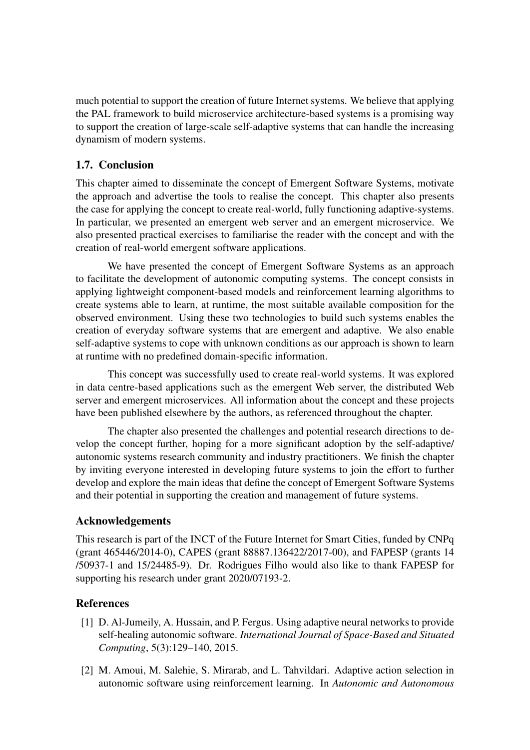much potential to support the creation of future Internet systems. We believe that applying the PAL framework to build microservice architecture-based systems is a promising way to support the creation of large-scale self-adaptive systems that can handle the increasing dynamism of modern systems.

## 1.7. Conclusion

This chapter aimed to disseminate the concept of Emergent Software Systems, motivate the approach and advertise the tools to realise the concept. This chapter also presents the case for applying the concept to create real-world, fully functioning adaptive-systems. In particular, we presented an emergent web server and an emergent microservice. We also presented practical exercises to familiarise the reader with the concept and with the creation of real-world emergent software applications.

We have presented the concept of Emergent Software Systems as an approach to facilitate the development of autonomic computing systems. The concept consists in applying lightweight component-based models and reinforcement learning algorithms to create systems able to learn, at runtime, the most suitable available composition for the observed environment. Using these two technologies to build such systems enables the creation of everyday software systems that are emergent and adaptive. We also enable self-adaptive systems to cope with unknown conditions as our approach is shown to learn at runtime with no predefined domain-specific information.

This concept was successfully used to create real-world systems. It was explored in data centre-based applications such as the emergent Web server, the distributed Web server and emergent microservices. All information about the concept and these projects have been published elsewhere by the authors, as referenced throughout the chapter.

The chapter also presented the challenges and potential research directions to develop the concept further, hoping for a more significant adoption by the self-adaptive/ autonomic systems research community and industry practitioners. We finish the chapter by inviting everyone interested in developing future systems to join the effort to further develop and explore the main ideas that define the concept of Emergent Software Systems and their potential in supporting the creation and management of future systems.

## Acknowledgements

This research is part of the INCT of the Future Internet for Smart Cities, funded by CNPq (grant 465446/2014-0), CAPES (grant 88887.136422/2017-00), and FAPESP (grants 14 /50937-1 and 15/24485-9). Dr. Rodrigues Filho would also like to thank FAPESP for supporting his research under grant 2020/07193-2.

## References

[1] D. Al-Jumeily, A. Hussain, and P. Fergus. Using adaptive neural networks to provide self-healing autonomic software. *International Journal of Space-Based and Situated Computing*, 5(3):129–140, 2015.

[2] M. Amoui, M. Salehie, S. Mirarab, and L. Tahvildari. Adaptive action selection in autonomic software using reinforcement learning. In *Autonomic and Autonomous*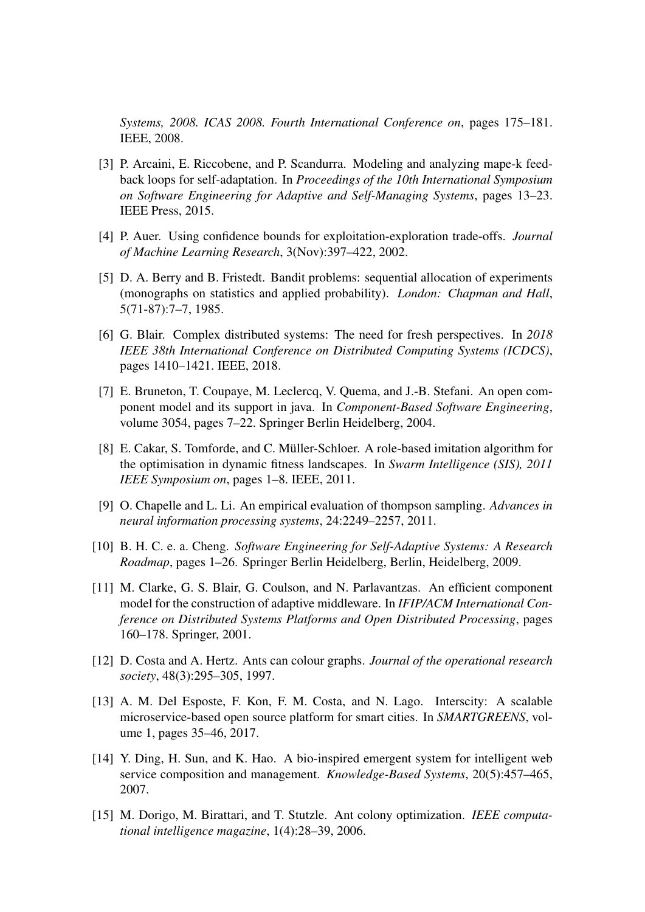*Systems, 2008. ICAS 2008. Fourth International Conference on*, pages 175–181. IEEE, 2008.

[3] P. Arcaini, E. Riccobene, and P. Scandurra. Modeling and analyzing mape-k feedback loops for self-adaptation. In *Proceedings of the 10th International Symposium on Software Engineering for Adaptive and Self-Managing Systems*, pages 13–23. IEEE Press, 2015.

[4] P. Auer. Using confidence bounds for exploitation-exploration trade-offs. *Journal of Machine Learning Research*, 3(Nov):397–422, 2002.

[5] D. A. Berry and B. Fristedt. Bandit problems: sequential allocation of experiments (monographs on statistics and applied probability). *London: Chapman and Hall*, 5(71-87):7–7, 1985.

[6] G. Blair. Complex distributed systems: The need for fresh perspectives. In *2018 IEEE 38th International Conference on Distributed Computing Systems (ICDCS)*, pages 1410–1421. IEEE, 2018.

[7] E. Bruneton, T. Coupaye, M. Leclercq, V. Quema, and J.-B. Stefani. An open component model and its support in java. In *Component-Based Software Engineering*, volume 3054, pages 7–22. Springer Berlin Heidelberg, 2004.

[8] E. Cakar, S. Tomforde, and C. Müller-Schloer. A role-based imitation algorithm for the optimisation in dynamic fitness landscapes. In *Swarm Intelligence (SIS), 2011 IEEE Symposium on*, pages 1–8. IEEE, 2011.

[9] O. Chapelle and L. Li. An empirical evaluation of thompson sampling. *Advances in neural information processing systems*, 24:2249–2257, 2011.

[10] B. H. C. e. a. Cheng. *Software Engineering for Self-Adaptive Systems: A Research Roadmap*, pages 1–26. Springer Berlin Heidelberg, Berlin, Heidelberg, 2009.

[11] M. Clarke, G. S. Blair, G. Coulson, and N. Parlavantzas. An efficient component model for the construction of adaptive middleware. In *IFIP/ACM International Conference on Distributed Systems Platforms and Open Distributed Processing*, pages 160–178. Springer, 2001.

[12] D. Costa and A. Hertz. Ants can colour graphs. *Journal of the operational research society*, 48(3):295–305, 1997.

[13] A. M. Del Esposte, F. Kon, F. M. Costa, and N. Lago. Interscity: A scalable microservice-based open source platform for smart cities. In *SMARTGREENS*, volume 1, pages 35–46, 2017.

[14] Y. Ding, H. Sun, and K. Hao. A bio-inspired emergent system for intelligent web service composition and management. *Knowledge-Based Systems*, 20(5):457–465, 2007.

[15] M. Dorigo, M. Birattari, and T. Stutzle. Ant colony optimization. *IEEE computational intelligence magazine*, 1(4):28–39, 2006.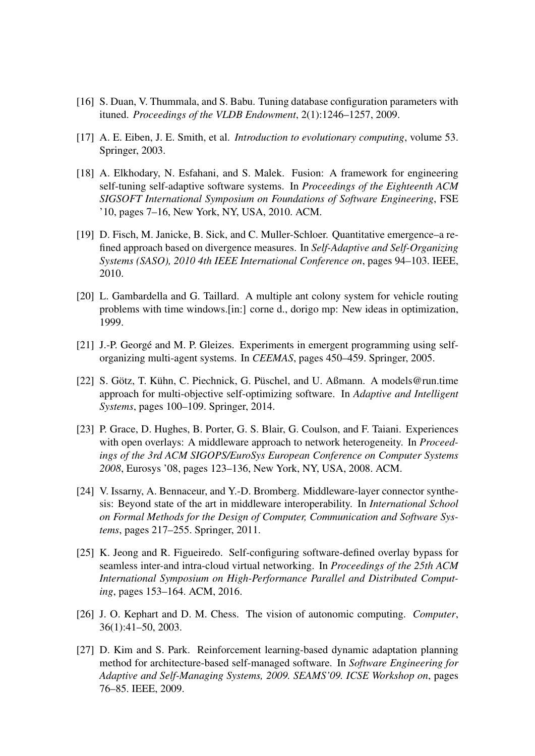[16] S. Duan, V. Thummala, and S. Babu. Tuning database configuration parameters with ituned. *Proceedings of the VLDB Endowment*, 2(1):1246–1257, 2009.

[17] A. E. Eiben, J. E. Smith, et al. *Introduction to evolutionary computing*, volume 53. Springer, 2003.

[18] A. Elkhodary, N. Esfahani, and S. Malek. Fusion: A framework for engineering self-tuning self-adaptive software systems. In *Proceedings of the Eighteenth ACM SIGSOFT International Symposium on Foundations of Software Engineering*, FSE '10, pages 7–16, New York, NY, USA, 2010. ACM.

[19] D. Fisch, M. Janicke, B. Sick, and C. Muller-Schloer. Quantitative emergence–a refined approach based on divergence measures. In *Self-Adaptive and Self-Organizing Systems (SASO), 2010 4th IEEE International Conference on*, pages 94–103. IEEE, 2010.

[20] L. Gambardella and G. Taillard. A multiple ant colony system for vehicle routing problems with time windows.[in:] corne d., dorigo mp: New ideas in optimization, 1999.

[21] J.-P. Georgé and M. P. Gleizes. Experiments in emergent programming using self-organizing multi-agent systems. In *CEEMAS*, pages 450–459. Springer, 2005.

[22] S. Götz, T. Kühn, C. Piechnick, G. Püschel, and U. Aßmann. A models@run.time approach for multi-objective self-optimizing software. In *Adaptive and Intelligent Systems*, pages 100–109. Springer, 2014.

[23] P. Grace, D. Hughes, B. Porter, G. S. Blair, G. Coulson, and F. Taiani. Experiences with open overlays: A middleware approach to network heterogeneity. In *Proceedings of the 3rd ACM SIGOPS/EuroSys European Conference on Computer Systems 2008*, Eurosys '08, pages 123–136, New York, NY, USA, 2008. ACM.

[24] V. Issarny, A. Bennaceur, and Y.-D. Bromberg. Middleware-layer connector synthesis: Beyond state of the art in middleware interoperability. In *International School on Formal Methods for the Design of Computer, Communication and Software Systems*, pages 217–255. Springer, 2011.

[25] K. Jeong and R. Figueiredo. Self-configuring software-defined overlay bypass for seamless inter-and intra-cloud virtual networking. In *Proceedings of the 25th ACM International Symposium on High-Performance Parallel and Distributed Computing*, pages 153–164. ACM, 2016.

[26] J. O. Kephart and D. M. Chess. The vision of autonomic computing. *Computer*, 36(1):41–50, 2003.

[27] D. Kim and S. Park. Reinforcement learning-based dynamic adaptation planning method for architecture-based self-managed software. In *Software Engineering for Adaptive and Self-Managing Systems, 2009. SEAMS'09. ICSE Workshop on*, pages 76–85. IEEE, 2009.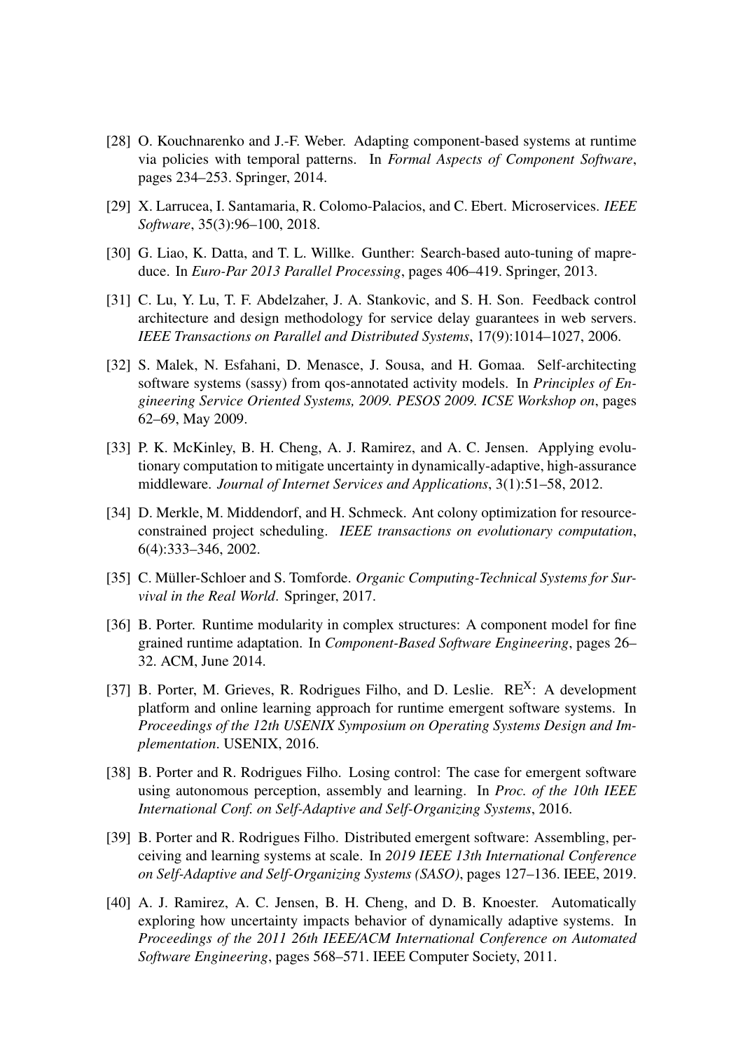[28] O. Kouchnarenko and J.-F. Weber. Adapting component-based systems at runtime via policies with temporal patterns. In *Formal Aspects of Component Software*, pages 234–253. Springer, 2014.

[29] X. Larrucea, I. Santamaria, R. Colomo-Palacios, and C. Ebert. Microservices. *IEEE Software*, 35(3):96–100, 2018.

[30] G. Liao, K. Datta, and T. L. Willke. Gunther: Search-based auto-tuning of mapreduce. In *Euro-Par 2013 Parallel Processing*, pages 406–419. Springer, 2013.

[31] C. Lu, Y. Lu, T. F. Abdelzaher, J. A. Stankovic, and S. H. Son. Feedback control architecture and design methodology for service delay guarantees in web servers. *IEEE Transactions on Parallel and Distributed Systems*, 17(9):1014–1027, 2006.

[32] S. Malek, N. Esfahani, D. Menasce, J. Sousa, and H. Gomaa. Self-architecting software systems (sassy) from qos-annotated activity models. In *Principles of Engineering Service Oriented Systems, 2009. PESOS 2009. ICSE Workshop on*, pages 62–69, May 2009.

[33] P. K. McKinley, B. H. Cheng, A. J. Ramirez, and A. C. Jensen. Applying evolutionary computation to mitigate uncertainty in dynamically-adaptive, high-assurance middleware. *Journal of Internet Services and Applications*, 3(1):51–58, 2012.

[34] D. Merkle, M. Middendorf, and H. Schmeck. Ant colony optimization for resource-constrained project scheduling. *IEEE transactions on evolutionary computation*, 6(4):333–346, 2002.

[35] C. Müller-Schloer and S. Tomforde. *Organic Computing-Technical Systems for Survival in the Real World*. Springer, 2017.

[36] B. Porter. Runtime modularity in complex structures: A component model for fine grained runtime adaptation. In *Component-Based Software Engineering*, pages 26–32. ACM, June 2014.

[37] B. Porter, M. Grieves, R. Rodrigues Filho, and D. Leslie. RE$^{X}$: A development platform and online learning approach for runtime emergent software systems. In *Proceedings of the 12th USENIX Symposium on Operating Systems Design and Implementation*. USENIX, 2016.

[38] B. Porter and R. Rodrigues Filho. Losing control: The case for emergent software using autonomous perception, assembly and learning. In *Proc. of the 10th IEEE International Conf. on Self-Adaptive and Self-Organizing Systems*, 2016.

[39] B. Porter and R. Rodrigues Filho. Distributed emergent software: Assembling, perceiving and learning systems at scale. In *2019 IEEE 13th International Conference on Self-Adaptive and Self-Organizing Systems (SASO)*, pages 127–136. IEEE, 2019.

[40] A. J. Ramirez, A. C. Jensen, B. H. Cheng, and D. B. Knoester. Automatically exploring how uncertainty impacts behavior of dynamically adaptive systems. In *Proceedings of the 2011 26th IEEE/ACM International Conference on Automated Software Engineering*, pages 568–571. IEEE Computer Society, 2011.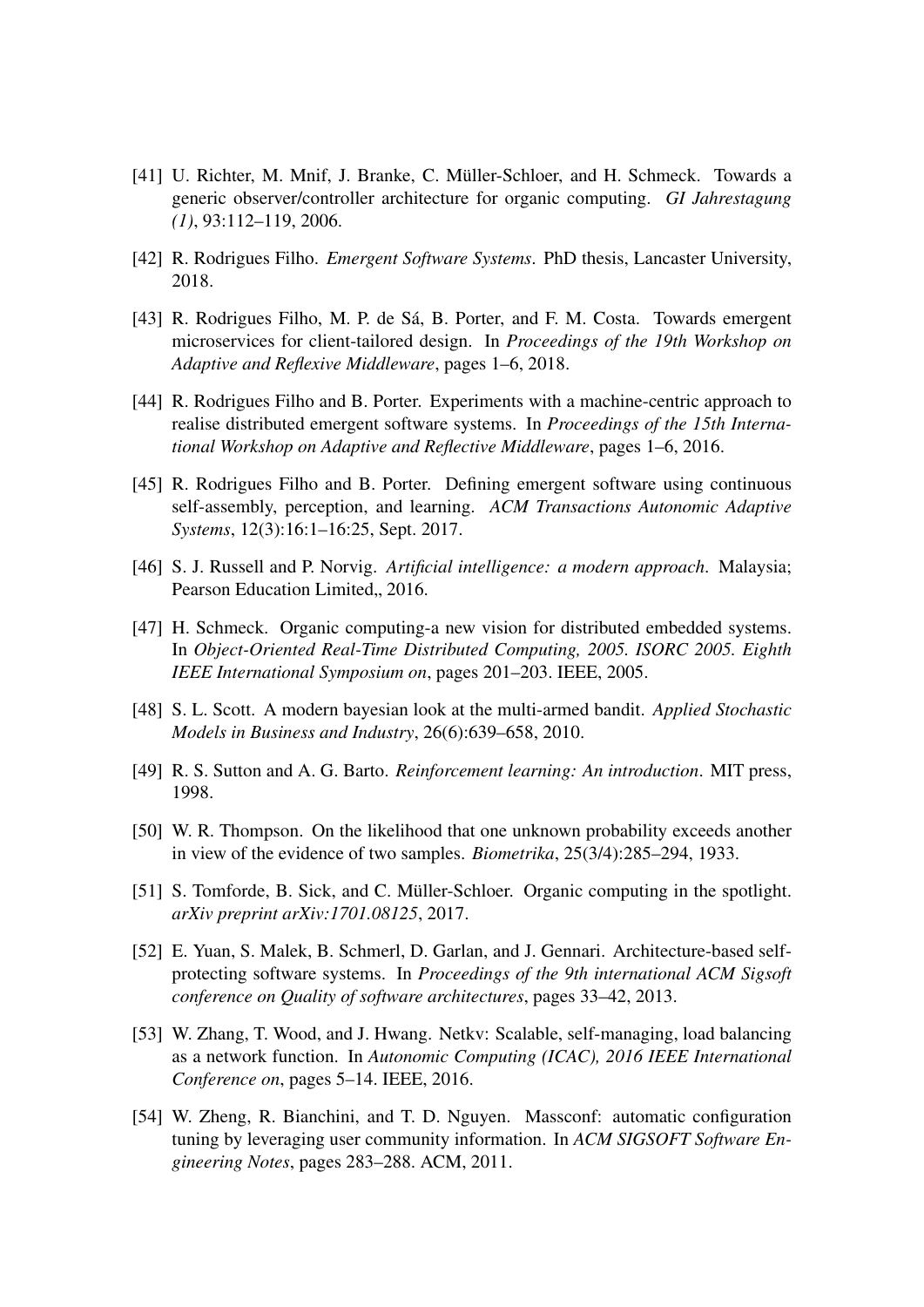[41] U. Richter, M. Mnif, J. Branke, C. Müller-Schloer, and H. Schmeck. Towards a generic observer/controller architecture for organic computing. *GI Jahrestagung (1)*, 93:112–119, 2006.

[42] R. Rodrigues Filho. *Emergent Software Systems*. PhD thesis, Lancaster University, 2018.

[43] R. Rodrigues Filho, M. P. de Sá, B. Porter, and F. M. Costa. Towards emergent microservices for client-tailored design. In *Proceedings of the 19th Workshop on Adaptive and Reflexive Middleware*, pages 1–6, 2018.

[44] R. Rodrigues Filho and B. Porter. Experiments with a machine-centric approach to realise distributed emergent software systems. In *Proceedings of the 15th International Workshop on Adaptive and Reflective Middleware*, pages 1–6, 2016.

[45] R. Rodrigues Filho and B. Porter. Defining emergent software using continuous self-assembly, perception, and learning. *ACM Transactions Autonomic Adaptive Systems*, 12(3):16:1–16:25, Sept. 2017.

[46] S. J. Russell and P. Norvig. *Artificial intelligence: a modern approach*. Malaysia; Pearson Education Limited,, 2016.

[47] H. Schmeck. Organic computing-a new vision for distributed embedded systems. In *Object-Oriented Real-Time Distributed Computing, 2005. ISORC 2005. Eighth IEEE International Symposium on*, pages 201–203. IEEE, 2005.

[48] S. L. Scott. A modern bayesian look at the multi-armed bandit. *Applied Stochastic Models in Business and Industry*, 26(6):639–658, 2010.

[49] R. S. Sutton and A. G. Barto. *Reinforcement learning: An introduction*. MIT press, 1998.

[50] W. R. Thompson. On the likelihood that one unknown probability exceeds another in view of the evidence of two samples. *Biometrika*, 25(3/4):285–294, 1933.

[51] S. Tomforde, B. Sick, and C. Müller-Schloer. Organic computing in the spotlight. *arXiv preprint arXiv:1701.08125*, 2017.

[52] E. Yuan, S. Malek, B. Schmerl, D. Garlan, and J. Gennari. Architecture-based self-protecting software systems. In *Proceedings of the 9th international ACM Sigsoft conference on Quality of software architectures*, pages 33–42, 2013.

[53] W. Zhang, T. Wood, and J. Hwang. Netkv: Scalable, self-managing, load balancing as a network function. In *Autonomic Computing (ICAC), 2016 IEEE International Conference on*, pages 5–14. IEEE, 2016.

[54] W. Zheng, R. Bianchini, and T. D. Nguyen. Massconf: automatic configuration tuning by leveraging user community information. In *ACM SIGSOFT Software Engineering Notes*, pages 283–288. ACM, 2011.